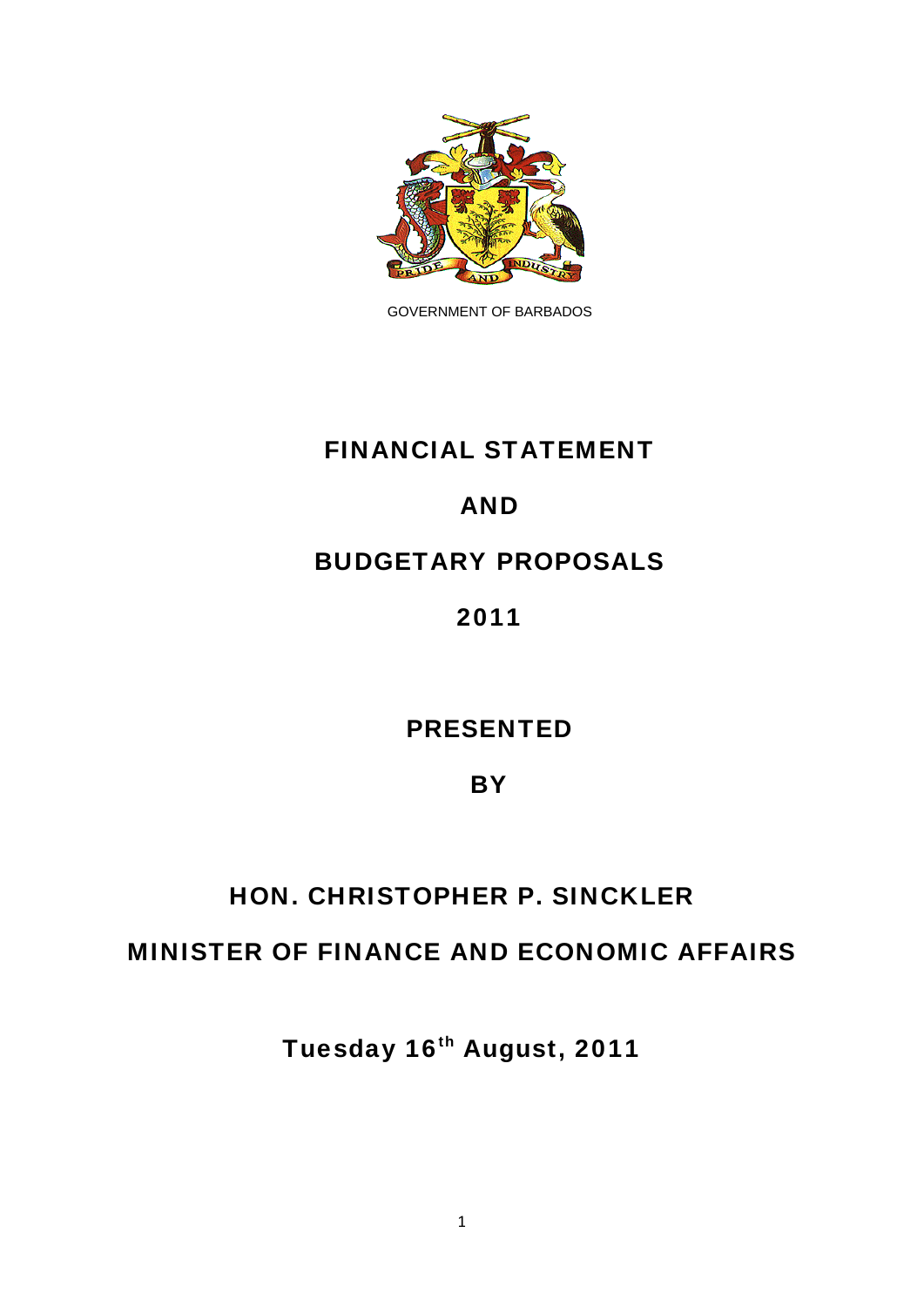GOVERNMENT OF BARBADOS

# FINANCIAL STATEMENT

# AND

# BUDGETARY PROPOSALS

# 2011

**PRESENTED**

**BY**

**HON. CHRISTOPHER P. SINCKLER**

**MINISTER OF FINANCE AND ECONOMIC AFFAIRS**

**Tuesday 16th August, 2011**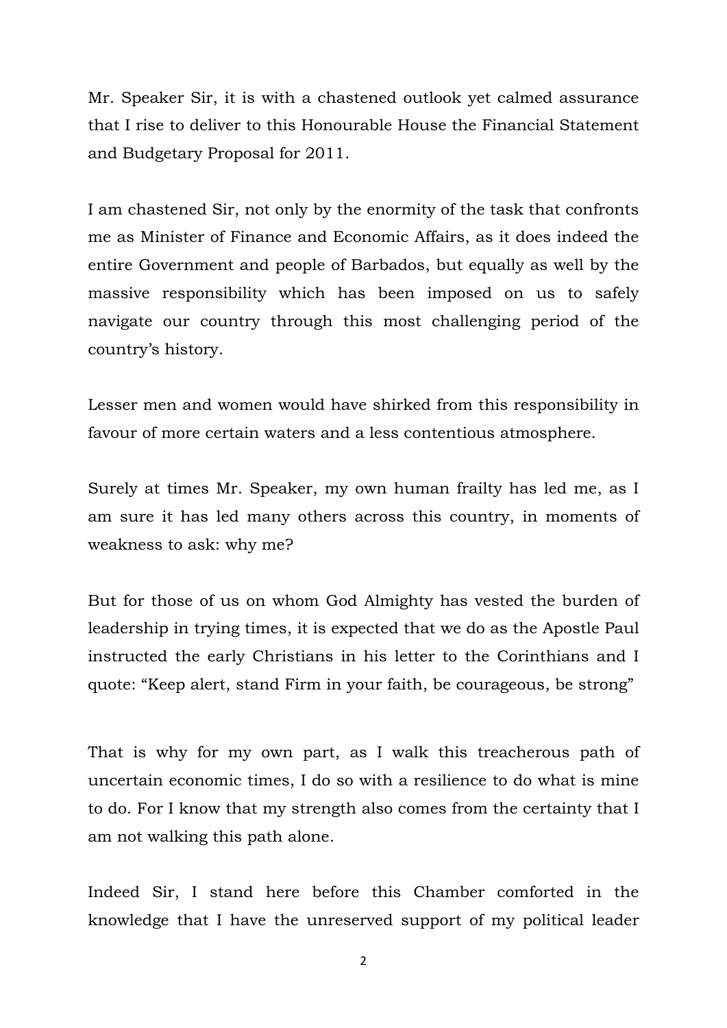Mr. Speaker Sir, it is with a chastened outlook yet calmed assurance that I rise to deliver to this Honourable House the Financial Statement and Budgetary Proposal for 2011.

I am chastened Sir, not only by the enormity of the task that confronts me as Minister of Finance and Economic Affairs, as it does indeed the entire Government and people of Barbados, but equally as well by the massive responsibility which has been imposed on us to safely navigate our country through this most challenging period of the country's history.

Lesser men and women would have shirked from this responsibility in favour of more certain waters and a less contentious atmosphere.

Surely at times Mr. Speaker, my own human frailty has led me, as I am sure it has led many others across this country, in moments of weakness to ask: why me?

But for those of us on whom God Almighty has vested the burden of leadership in trying times, it is expected that we do as the Apostle Paul instructed the early Christians in his letter to the Corinthians and I quote: "Keep alert, stand Firm in your faith, be courageous, be strong"

That is why for my own part, as I walk this treacherous path of uncertain economic times, I do so with a resilience to do what is mine to do. For I know that my strength also comes from the certainty that I am not walking this path alone.

Indeed Sir, I stand here before this Chamber comforted in the knowledge that I have the unreserved support of my political leader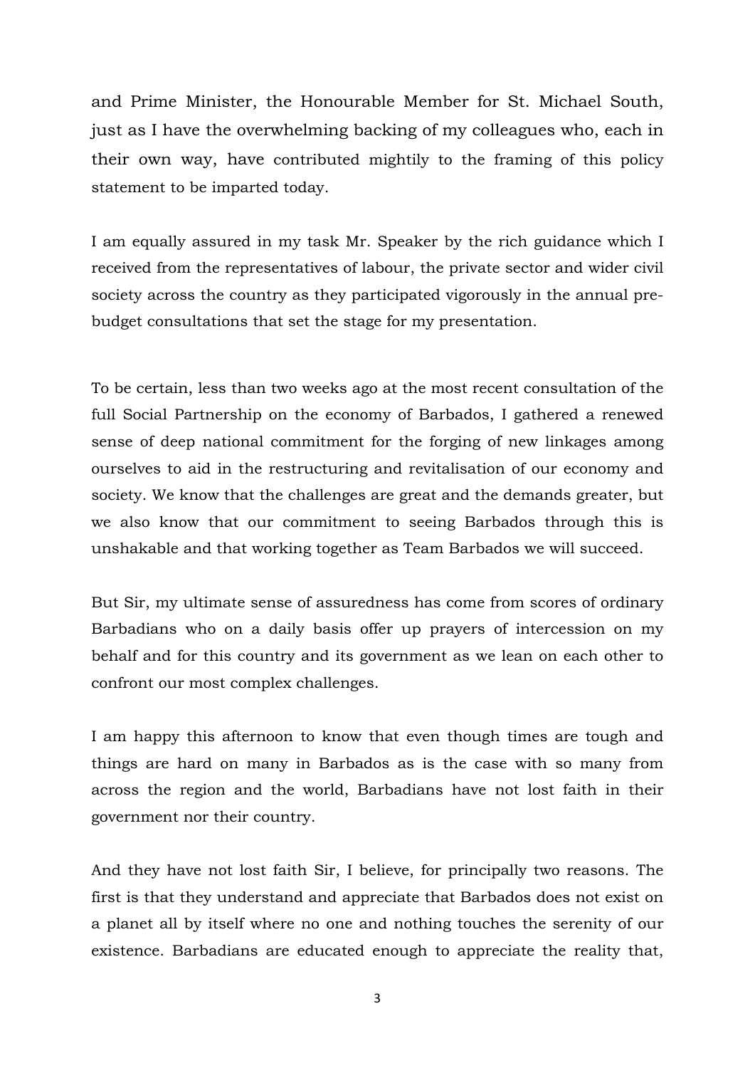and Prime Minister, the Honourable Member for St. Michael South, just as I have the overwhelming backing of my colleagues who, each in their own way, have contributed mightily to the framing of this policy statement to be imparted today.

I am equally assured in my task Mr. Speaker by the rich guidance which I received from the representatives of labour, the private sector and wider civil society across the country as they participated vigorously in the annual pre-budget consultations that set the stage for my presentation.

To be certain, less than two weeks ago at the most recent consultation of the full Social Partnership on the economy of Barbados, I gathered a renewed sense of deep national commitment for the forging of new linkages among ourselves to aid in the restructuring and revitalisation of our economy and society. We know that the challenges are great and the demands greater, but we also know that our commitment to seeing Barbados through this is unshakable and that working together as Team Barbados we will succeed.

But Sir, my ultimate sense of assuredness has come from scores of ordinary Barbadians who on a daily basis offer up prayers of intercession on my behalf and for this country and its government as we lean on each other to confront our most complex challenges.

I am happy this afternoon to know that even though times are tough and things are hard on many in Barbados as is the case with so many from across the region and the world, Barbadians have not lost faith in their government nor their country.

And they have not lost faith Sir, I believe, for principally two reasons. The first is that they understand and appreciate that Barbados does not exist on a planet all by itself where no one and nothing touches the serenity of our existence. Barbadians are educated enough to appreciate the reality that,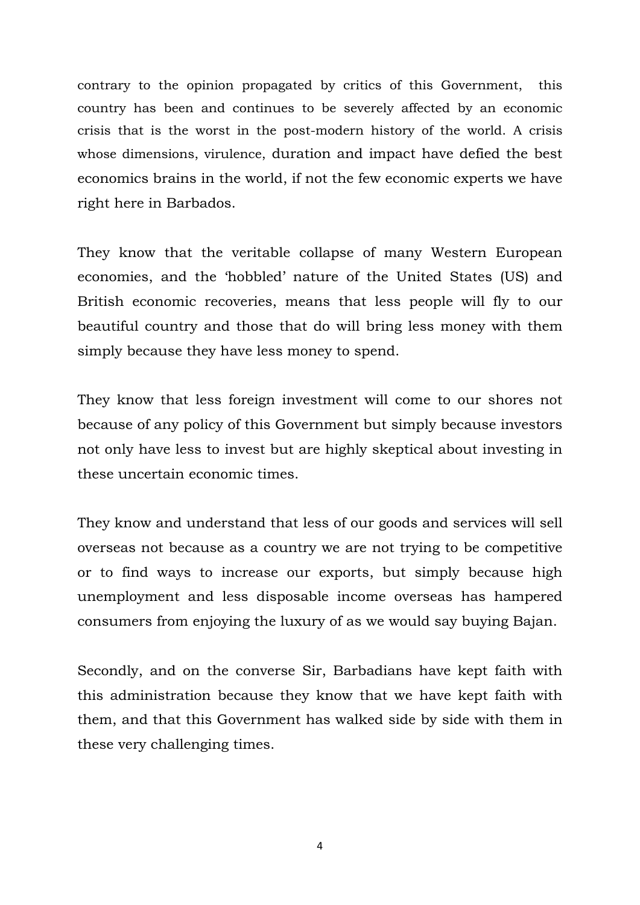contrary to the opinion propagated by critics of this Government, this country has been and continues to be severely affected by an economic crisis that is the worst in the post-modern history of the world. A crisis whose dimensions, virulence, duration and impact have defied the best economics brains in the world, if not the few economic experts we have right here in Barbados.

They know that the veritable collapse of many Western European economies, and the 'hobbled' nature of the United States (US) and British economic recoveries, means that less people will fly to our beautiful country and those that do will bring less money with them simply because they have less money to spend.

They know that less foreign investment will come to our shores not because of any policy of this Government but simply because investors not only have less to invest but are highly skeptical about investing in these uncertain economic times.

They know and understand that less of our goods and services will sell overseas not because as a country we are not trying to be competitive or to find ways to increase our exports, but simply because high unemployment and less disposable income overseas has hampered consumers from enjoying the luxury of as we would say buying Bajan.

Secondly, and on the converse Sir, Barbadians have kept faith with this administration because they know that we have kept faith with them, and that this Government has walked side by side with them in these very challenging times.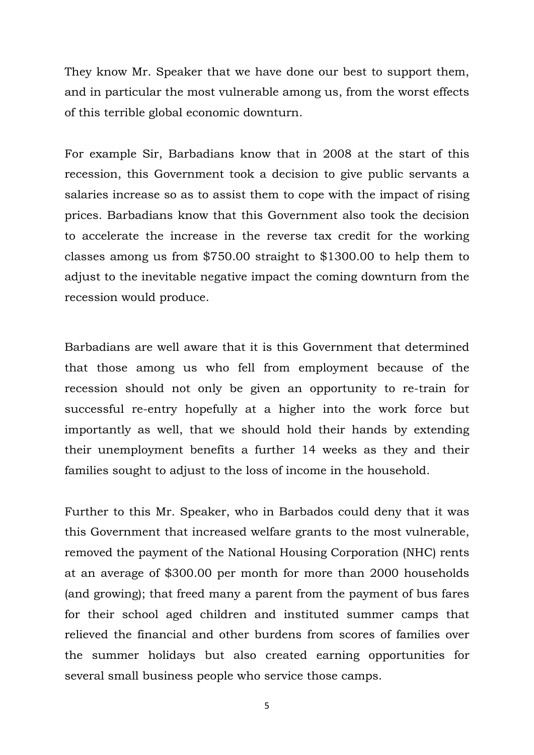They know Mr. Speaker that we have done our best to support them, and in particular the most vulnerable among us, from the worst effects of this terrible global economic downturn.

For example Sir, Barbadians know that in 2008 at the start of this recession, this Government took a decision to give public servants a salaries increase so as to assist them to cope with the impact of rising prices. Barbadians know that this Government also took the decision to accelerate the increase in the reverse tax credit for the working classes among us from $750.00 straight to $1300.00 to help them to adjust to the inevitable negative impact the coming downturn from the recession would produce.

Barbadians are well aware that it is this Government that determined that those among us who fell from employment because of the recession should not only be given an opportunity to re-train for successful re-entry hopefully at a higher into the work force but importantly as well, that we should hold their hands by extending their unemployment benefits a further 14 weeks as they and their families sought to adjust to the loss of income in the household.

Further to this Mr. Speaker, who in Barbados could deny that it was this Government that increased welfare grants to the most vulnerable, removed the payment of the National Housing Corporation (NHC) rents at an average of $300.00 per month for more than 2000 households (and growing); that freed many a parent from the payment of bus fares for their school aged children and instituted summer camps that relieved the financial and other burdens from scores of families over the summer holidays but also created earning opportunities for several small business people who service those camps.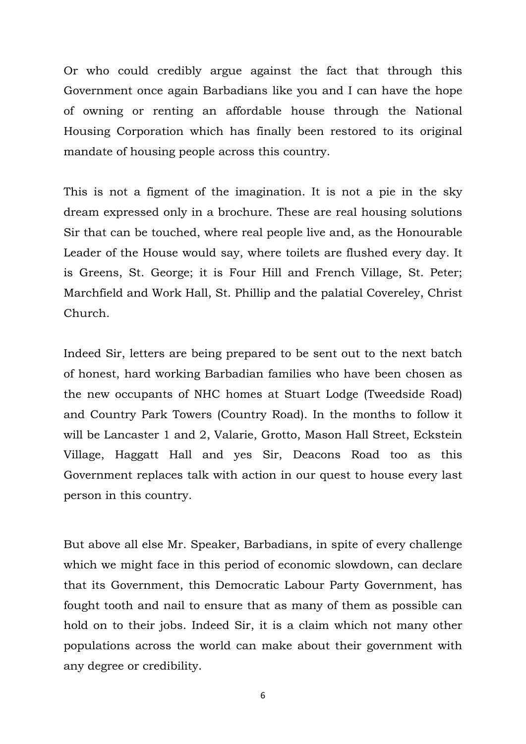Or who could credibly argue against the fact that through this Government once again Barbadians like you and I can have the hope of owning or renting an affordable house through the National Housing Corporation which has finally been restored to its original mandate of housing people across this country.

This is not a figment of the imagination. It is not a pie in the sky dream expressed only in a brochure. These are real housing solutions Sir that can be touched, where real people live and, as the Honourable Leader of the House would say, where toilets are flushed every day. It is Greens, St. George; it is Four Hill and French Village, St. Peter; Marchfield and Work Hall, St. Phillip and the palatial Covereley, Christ Church.

Indeed Sir, letters are being prepared to be sent out to the next batch of honest, hard working Barbadian families who have been chosen as the new occupants of NHC homes at Stuart Lodge (Tweedside Road) and Country Park Towers (Country Road). In the months to follow it will be Lancaster 1 and 2, Valarie, Grotto, Mason Hall Street, Eckstein Village, Haggatt Hall and yes Sir, Deacons Road too as this Government replaces talk with action in our quest to house every last person in this country.

But above all else Mr. Speaker, Barbadians, in spite of every challenge which we might face in this period of economic slowdown, can declare that its Government, this Democratic Labour Party Government, has fought tooth and nail to ensure that as many of them as possible can hold on to their jobs. Indeed Sir, it is a claim which not many other populations across the world can make about their government with any degree or credibility.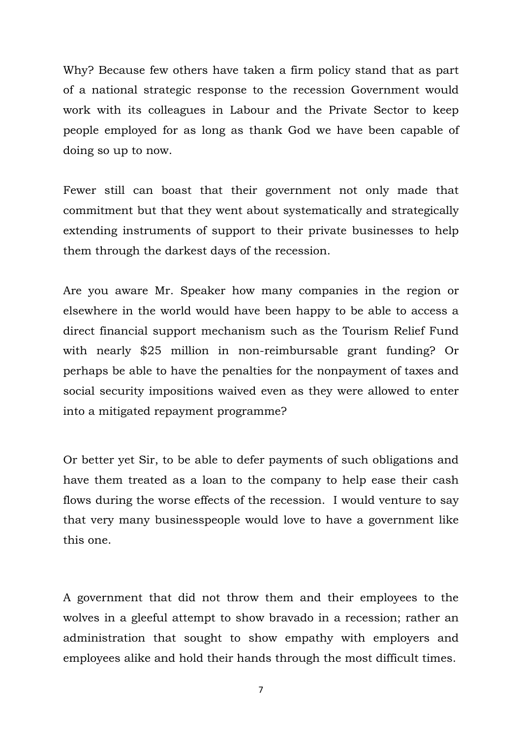Why? Because few others have taken a firm policy stand that as part of a national strategic response to the recession Government would work with its colleagues in Labour and the Private Sector to keep people employed for as long as thank God we have been capable of doing so up to now.

Fewer still can boast that their government not only made that commitment but that they went about systematically and strategically extending instruments of support to their private businesses to help them through the darkest days of the recession.

Are you aware Mr. Speaker how many companies in the region or elsewhere in the world would have been happy to be able to access a direct financial support mechanism such as the Tourism Relief Fund with nearly $25 million in non-reimbursable grant funding? Or perhaps be able to have the penalties for the nonpayment of taxes and social security impositions waived even as they were allowed to enter into a mitigated repayment programme?

Or better yet Sir, to be able to defer payments of such obligations and have them treated as a loan to the company to help ease their cash flows during the worse effects of the recession. I would venture to say that very many businesspeople would love to have a government like this one.

A government that did not throw them and their employees to the wolves in a gleeful attempt to show bravado in a recession; rather an administration that sought to show empathy with employers and employees alike and hold their hands through the most difficult times.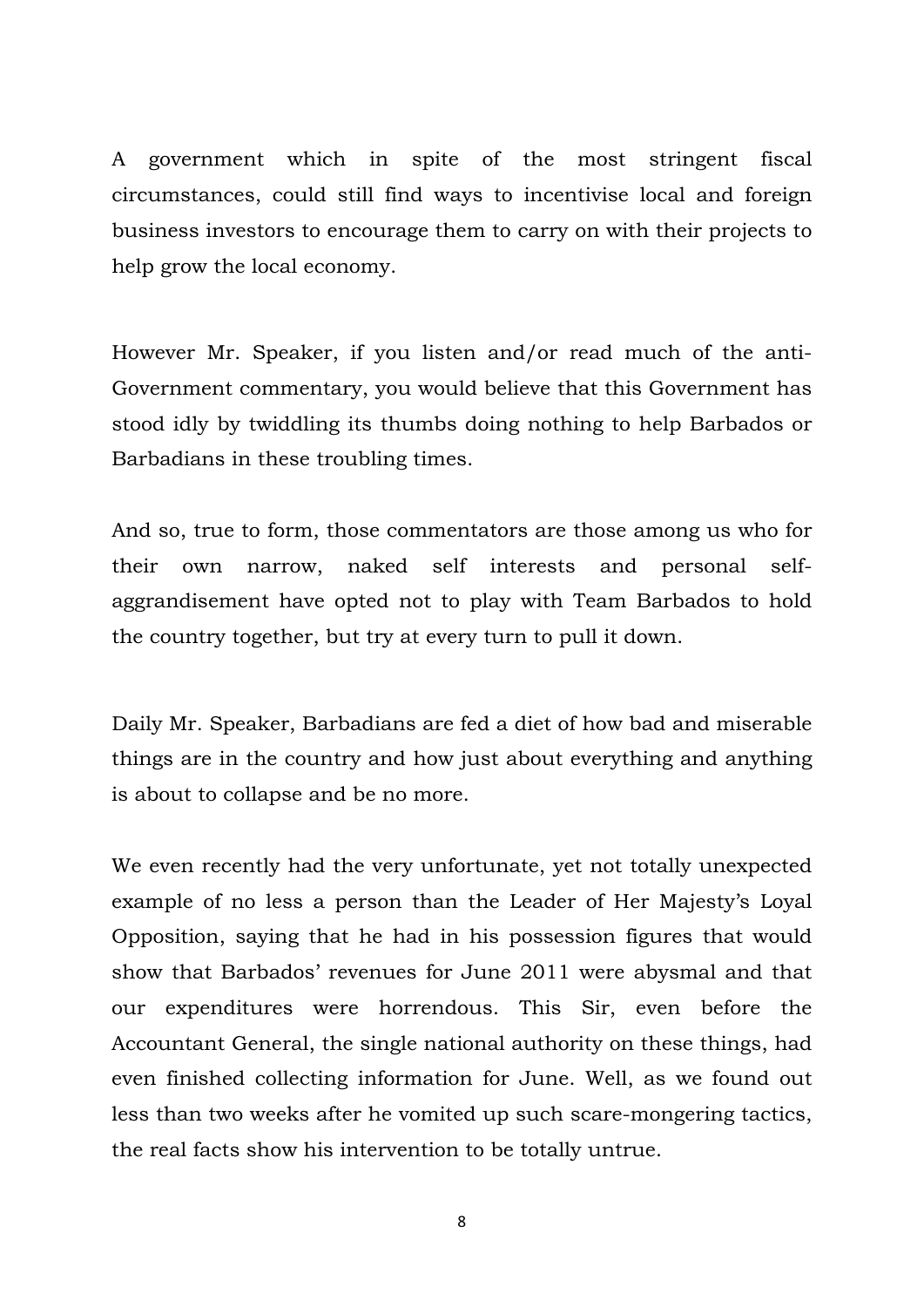A government which in spite of the most stringent fiscal circumstances, could still find ways to incentivise local and foreign business investors to encourage them to carry on with their projects to help grow the local economy.

However Mr. Speaker, if you listen and/or read much of the anti-Government commentary, you would believe that this Government has stood idly by twiddling its thumbs doing nothing to help Barbados or Barbadians in these troubling times.

And so, true to form, those commentators are those among us who for their own narrow, naked self interests and personal self-aggrandisement have opted not to play with Team Barbados to hold the country together, but try at every turn to pull it down.

Daily Mr. Speaker, Barbadians are fed a diet of how bad and miserable things are in the country and how just about everything and anything is about to collapse and be no more.

We even recently had the very unfortunate, yet not totally unexpected example of no less a person than the Leader of Her Majesty's Loyal Opposition, saying that he had in his possession figures that would show that Barbados' revenues for June 2011 were abysmal and that our expenditures were horrendous. This Sir, even before the Accountant General, the single national authority on these things, had even finished collecting information for June. Well, as we found out less than two weeks after he vomited up such scare-mongering tactics, the real facts show his intervention to be totally untrue.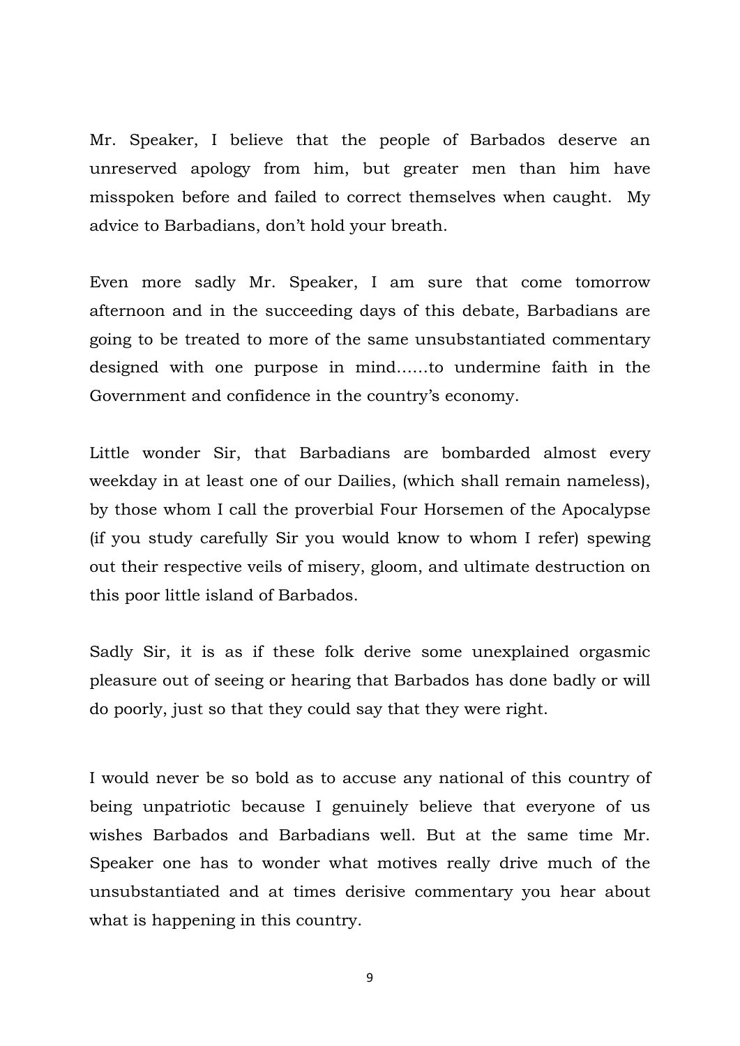Mr. Speaker, I believe that the people of Barbados deserve an unreserved apology from him, but greater men than him have misspoken before and failed to correct themselves when caught. My advice to Barbadians, don't hold your breath.

Even more sadly Mr. Speaker, I am sure that come tomorrow afternoon and in the succeeding days of this debate, Barbadians are going to be treated to more of the same unsubstantiated commentary designed with one purpose in mind......to undermine faith in the Government and confidence in the country's economy.

Little wonder Sir, that Barbadians are bombarded almost every weekday in at least one of our Dailies, (which shall remain nameless), by those whom I call the proverbial Four Horsemen of the Apocalypse (if you study carefully Sir you would know to whom I refer) spewing out their respective veils of misery, gloom, and ultimate destruction on this poor little island of Barbados.

Sadly Sir, it is as if these folk derive some unexplained orgasmic pleasure out of seeing or hearing that Barbados has done badly or will do poorly, just so that they could say that they were right.

I would never be so bold as to accuse any national of this country of being unpatriotic because I genuinely believe that everyone of us wishes Barbados and Barbadians well. But at the same time Mr. Speaker one has to wonder what motives really drive much of the unsubstantiated and at times derisive commentary you hear about what is happening in this country.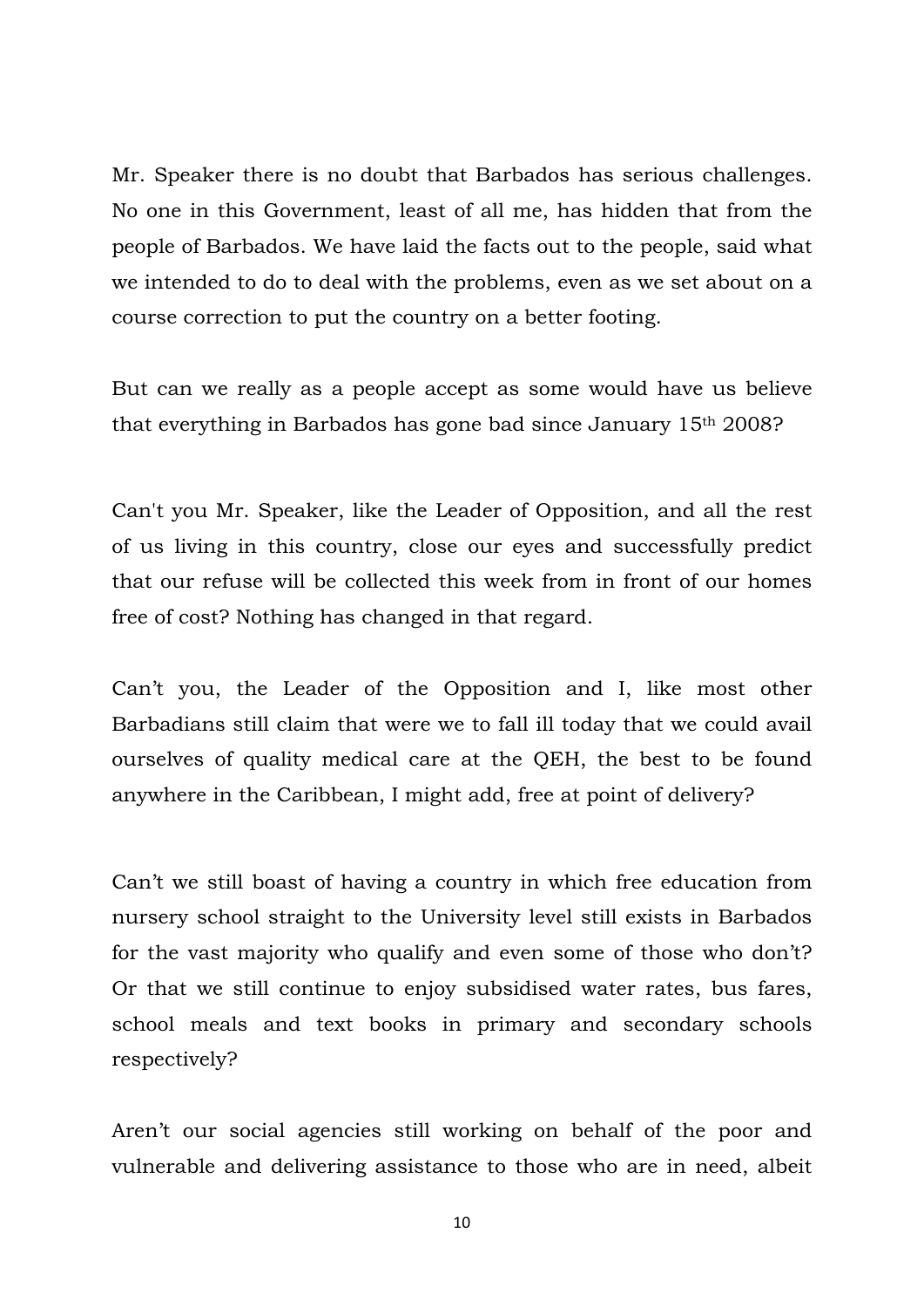Mr. Speaker there is no doubt that Barbados has serious challenges. No one in this Government, least of all me, has hidden that from the people of Barbados. We have laid the facts out to the people, said what we intended to do to deal with the problems, even as we set about on a course correction to put the country on a better footing.

But can we really as a people accept as some would have us believe that everything in Barbados has gone bad since January 15th 2008?

Can't you Mr. Speaker, like the Leader of Opposition, and all the rest of us living in this country, close our eyes and successfully predict that our refuse will be collected this week from in front of our homes free of cost? Nothing has changed in that regard.

Can’t you, the Leader of the Opposition and I, like most other Barbadians still claim that were we to fall ill today that we could avail ourselves of quality medical care at the QEH, the best to be found anywhere in the Caribbean, I might add, free at point of delivery?

Can’t we still boast of having a country in which free education from nursery school straight to the University level still exists in Barbados for the vast majority who qualify and even some of those who don’t? Or that we still continue to enjoy subsidised water rates, bus fares, school meals and text books in primary and secondary schools respectively?

Aren’t our social agencies still working on behalf of the poor and vulnerable and delivering assistance to those who are in need, albeit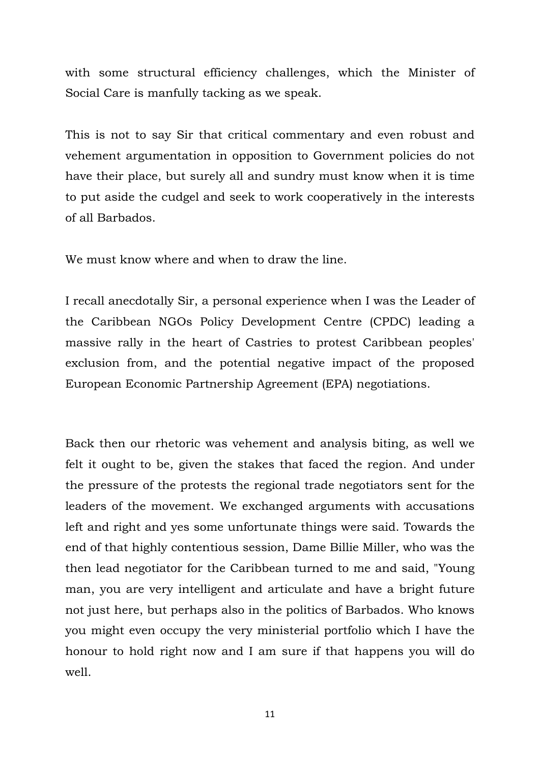with some structural efficiency challenges, which the Minister of Social Care is manfully tacking as we speak.

This is not to say Sir that critical commentary and even robust and vehement argumentation in opposition to Government policies do not have their place, but surely all and sundry must know when it is time to put aside the cudgel and seek to work cooperatively in the interests of all Barbados.

We must know where and when to draw the line.

I recall anecdotally Sir, a personal experience when I was the Leader of the Caribbean NGOs Policy Development Centre (CPDC) leading a massive rally in the heart of Castries to protest Caribbean peoples' exclusion from, and the potential negative impact of the proposed European Economic Partnership Agreement (EPA) negotiations.

Back then our rhetoric was vehement and analysis biting, as well we felt it ought to be, given the stakes that faced the region. And under the pressure of the protests the regional trade negotiators sent for the leaders of the movement. We exchanged arguments with accusations left and right and yes some unfortunate things were said. Towards the end of that highly contentious session, Dame Billie Miller, who was the then lead negotiator for the Caribbean turned to me and said, "Young man, you are very intelligent and articulate and have a bright future not just here, but perhaps also in the politics of Barbados. Who knows you might even occupy the very ministerial portfolio which I have the honour to hold right now and I am sure if that happens you will do well.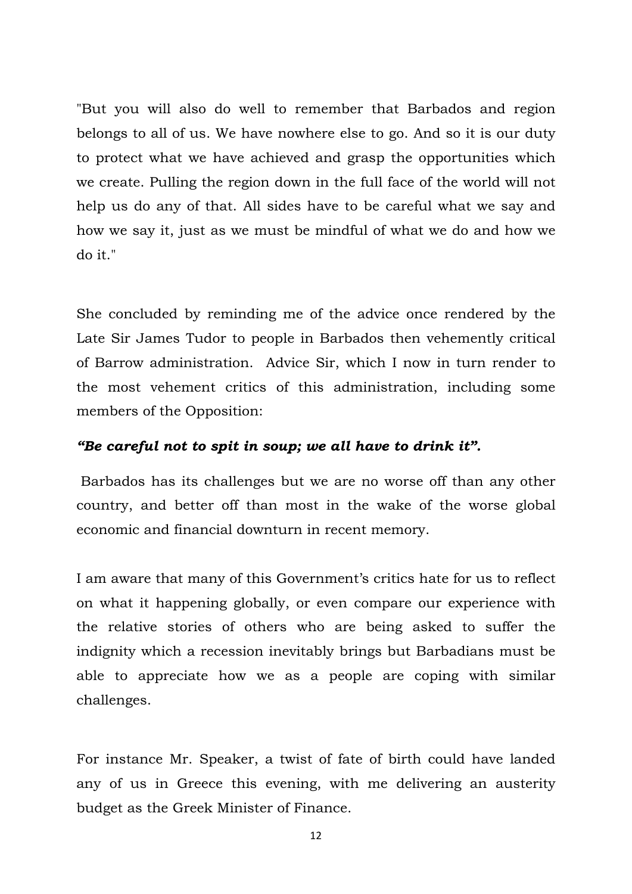"But you will also do well to remember that Barbados and region belongs to all of us. We have nowhere else to go. And so it is our duty to protect what we have achieved and grasp the opportunities which we create. Pulling the region down in the full face of the world will not help us do any of that. All sides have to be careful what we say and how we say it, just as we must be mindful of what we do and how we do it."

She concluded by reminding me of the advice once rendered by the Late Sir James Tudor to people in Barbados then vehemently critical of Barrow administration. Advice Sir, which I now in turn render to the most vehement critics of this administration, including some members of the Opposition:

***"Be careful not to spit in soup; we all have to drink it".***

Barbados has its challenges but we are no worse off than any other country, and better off than most in the wake of the worse global economic and financial downturn in recent memory.

I am aware that many of this Government's critics hate for us to reflect on what it happening globally, or even compare our experience with the relative stories of others who are being asked to suffer the indignity which a recession inevitably brings but Barbadians must be able to appreciate how we as a people are coping with similar challenges.

For instance Mr. Speaker, a twist of fate of birth could have landed any of us in Greece this evening, with me delivering an austerity budget as the Greek Minister of Finance.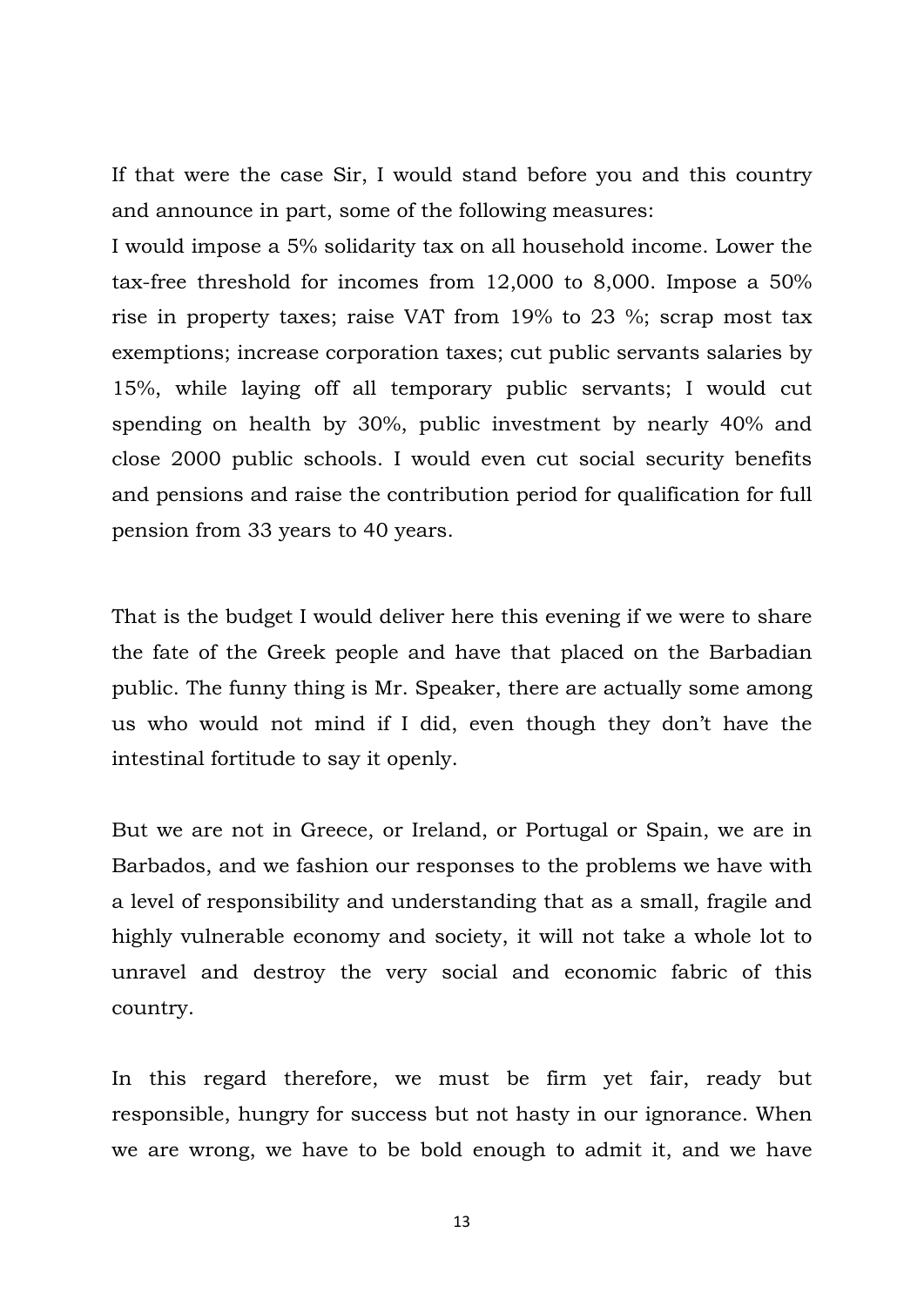If that were the case Sir, I would stand before you and this country and announce in part, some of the following measures:
I would impose a 5% solidarity tax on all household income. Lower the tax-free threshold for incomes from 12,000 to 8,000. Impose a 50% rise in property taxes; raise VAT from 19% to 23 %; scrap most tax exemptions; increase corporation taxes; cut public servants salaries by 15%, while laying off all temporary public servants; I would cut spending on health by 30%, public investment by nearly 40% and close 2000 public schools. I would even cut social security benefits and pensions and raise the contribution period for qualification for full pension from 33 years to 40 years.

That is the budget I would deliver here this evening if we were to share the fate of the Greek people and have that placed on the Barbadian public. The funny thing is Mr. Speaker, there are actually some among us who would not mind if I did, even though they don't have the intestinal fortitude to say it openly.

But we are not in Greece, or Ireland, or Portugal or Spain, we are in Barbados, and we fashion our responses to the problems we have with a level of responsibility and understanding that as a small, fragile and highly vulnerable economy and society, it will not take a whole lot to unravel and destroy the very social and economic fabric of this country.

In this regard therefore, we must be firm yet fair, ready but responsible, hungry for success but not hasty in our ignorance. When we are wrong, we have to be bold enough to admit it, and we have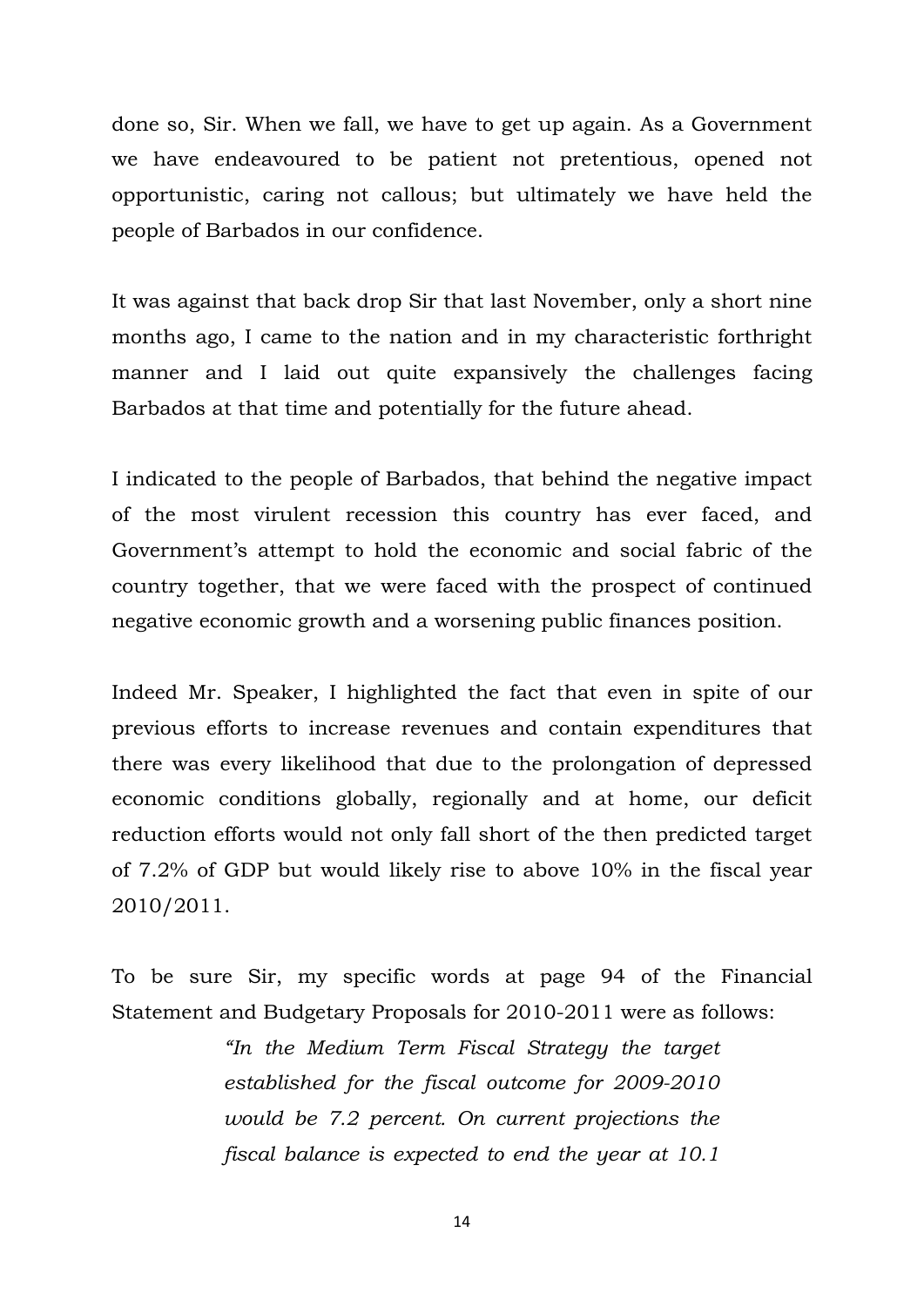done so, Sir. When we fall, we have to get up again. As a Government we have endeavoured to be patient not pretentious, opened not opportunistic, caring not callous; but ultimately we have held the people of Barbados in our confidence.

It was against that back drop Sir that last November, only a short nine months ago, I came to the nation and in my characteristic forthright manner and I laid out quite expansively the challenges facing Barbados at that time and potentially for the future ahead.

I indicated to the people of Barbados, that behind the negative impact of the most virulent recession this country has ever faced, and Government's attempt to hold the economic and social fabric of the country together, that we were faced with the prospect of continued negative economic growth and a worsening public finances position.

Indeed Mr. Speaker, I highlighted the fact that even in spite of our previous efforts to increase revenues and contain expenditures that there was every likelihood that due to the prolongation of depressed economic conditions globally, regionally and at home, our deficit reduction efforts would not only fall short of the then predicted target of 7.2% of GDP but would likely rise to above 10% in the fiscal year 2010/2011.

To be sure Sir, my specific words at page 94 of the Financial Statement and Budgetary Proposals for 2010-2011 were as follows:

> *"In the Medium Term Fiscal Strategy the target established for the fiscal outcome for 2009-2010 would be 7.2 percent. On current projections the fiscal balance is expected to end the year at 10.1*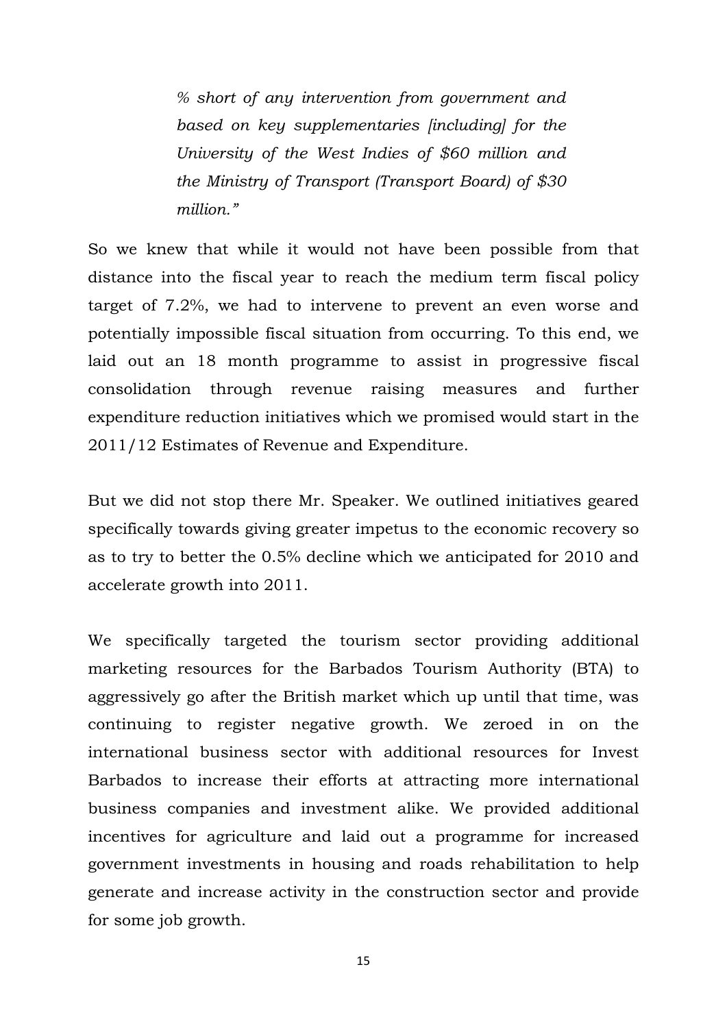*% short of any intervention from government and based on key supplementaries [including] for the University of the West Indies of $60 million and the Ministry of Transport (Transport Board) of $30 million."*

So we knew that while it would not have been possible from that distance into the fiscal year to reach the medium term fiscal policy target of 7.2%, we had to intervene to prevent an even worse and potentially impossible fiscal situation from occurring. To this end, we laid out an 18 month programme to assist in progressive fiscal consolidation through revenue raising measures and further expenditure reduction initiatives which we promised would start in the 2011/12 Estimates of Revenue and Expenditure.

But we did not stop there Mr. Speaker. We outlined initiatives geared specifically towards giving greater impetus to the economic recovery so as to try to better the 0.5% decline which we anticipated for 2010 and accelerate growth into 2011.

We specifically targeted the tourism sector providing additional marketing resources for the Barbados Tourism Authority (BTA) to aggressively go after the British market which up until that time, was continuing to register negative growth. We zeroed in on the international business sector with additional resources for Invest Barbados to increase their efforts at attracting more international business companies and investment alike. We provided additional incentives for agriculture and laid out a programme for increased government investments in housing and roads rehabilitation to help generate and increase activity in the construction sector and provide for some job growth.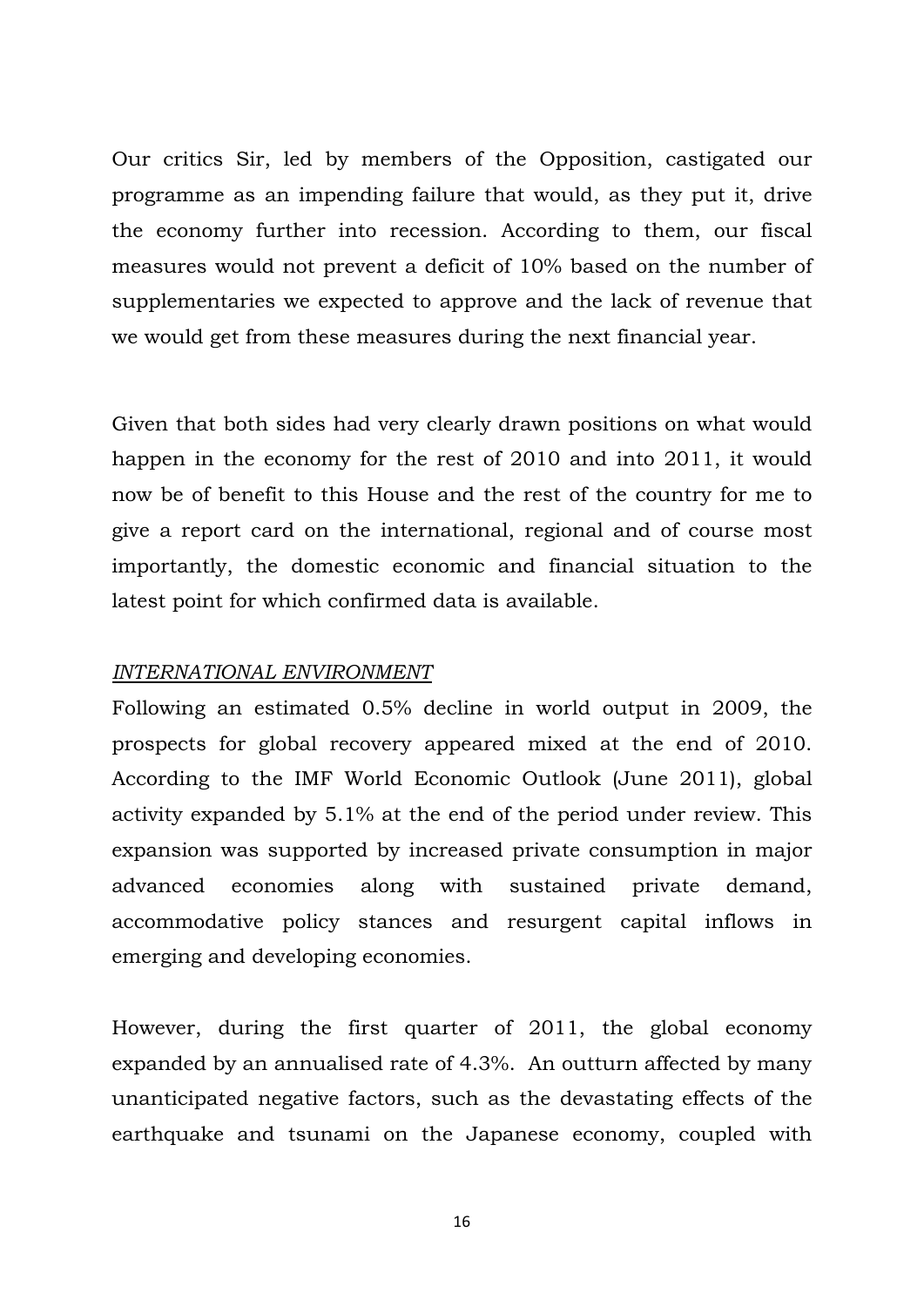Our critics Sir, led by members of the Opposition, castigated our programme as an impending failure that would, as they put it, drive the economy further into recession. According to them, our fiscal measures would not prevent a deficit of 10% based on the number of supplementaries we expected to approve and the lack of revenue that we would get from these measures during the next financial year.

Given that both sides had very clearly drawn positions on what would happen in the economy for the rest of 2010 and into 2011, it would now be of benefit to this House and the rest of the country for me to give a report card on the international, regional and of course most importantly, the domestic economic and financial situation to the latest point for which confirmed data is available.

*INTERNATIONAL ENVIRONMENT*

Following an estimated 0.5% decline in world output in 2009, the prospects for global recovery appeared mixed at the end of 2010. According to the IMF World Economic Outlook (June 2011), global activity expanded by 5.1% at the end of the period under review. This expansion was supported by increased private consumption in major advanced economies along with sustained private demand, accommodative policy stances and resurgent capital inflows in emerging and developing economies.

However, during the first quarter of 2011, the global economy expanded by an annualised rate of 4.3%. An outturn affected by many unanticipated negative factors, such as the devastating effects of the earthquake and tsunami on the Japanese economy, coupled with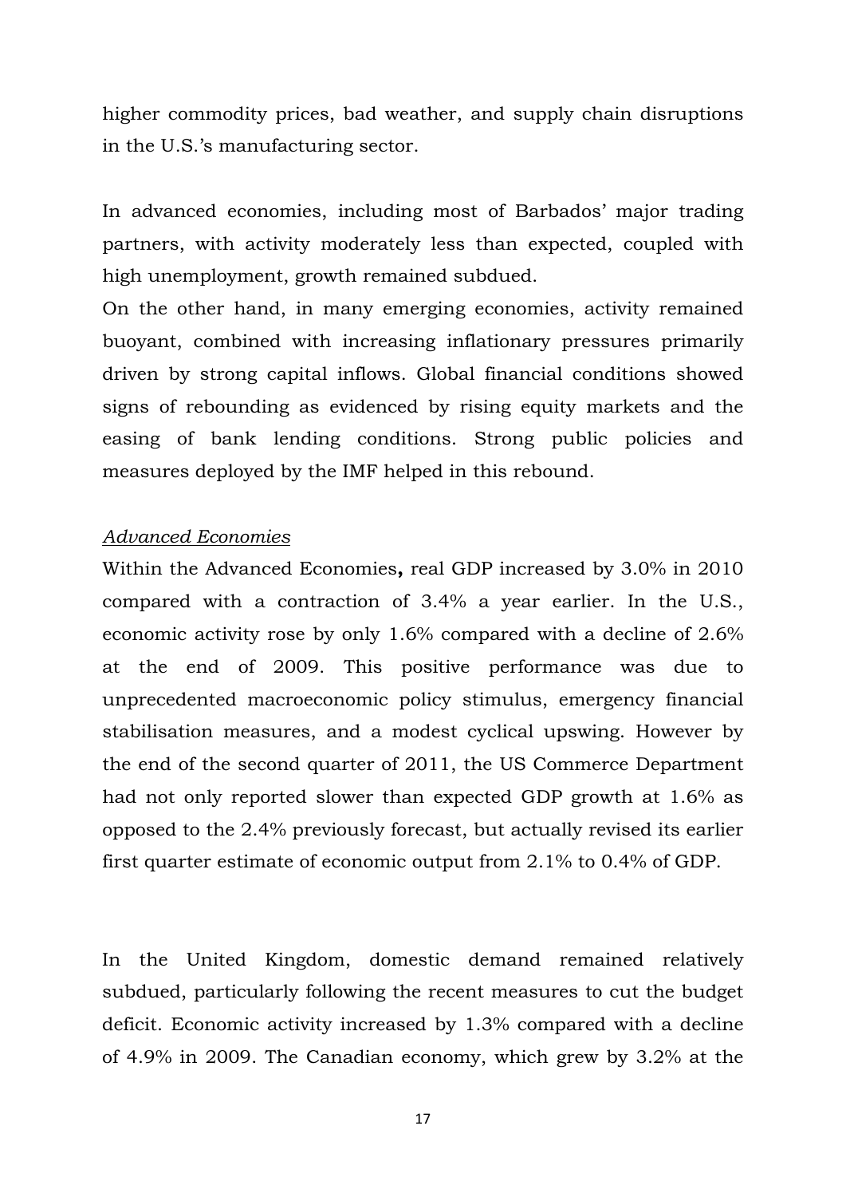higher commodity prices, bad weather, and supply chain disruptions in the U.S.'s manufacturing sector.

In advanced economies, including most of Barbados' major trading partners, with activity moderately less than expected, coupled with high unemployment, growth remained subdued.

On the other hand, in many emerging economies, activity remained buoyant, combined with increasing inflationary pressures primarily driven by strong capital inflows. Global financial conditions showed signs of rebounding as evidenced by rising equity markets and the easing of bank lending conditions. Strong public policies and measures deployed by the IMF helped in this rebound.

*Advanced Economies*

Within the Advanced Economies**,** real GDP increased by 3.0% in 2010 compared with a contraction of 3.4% a year earlier. In the U.S., economic activity rose by only 1.6% compared with a decline of 2.6% at the end of 2009. This positive performance was due to unprecedented macroeconomic policy stimulus, emergency financial stabilisation measures, and a modest cyclical upswing. However by the end of the second quarter of 2011, the US Commerce Department had not only reported slower than expected GDP growth at 1.6% as opposed to the 2.4% previously forecast, but actually revised its earlier first quarter estimate of economic output from 2.1% to 0.4% of GDP.

In the United Kingdom, domestic demand remained relatively subdued, particularly following the recent measures to cut the budget deficit. Economic activity increased by 1.3% compared with a decline of 4.9% in 2009. The Canadian economy, which grew by 3.2% at the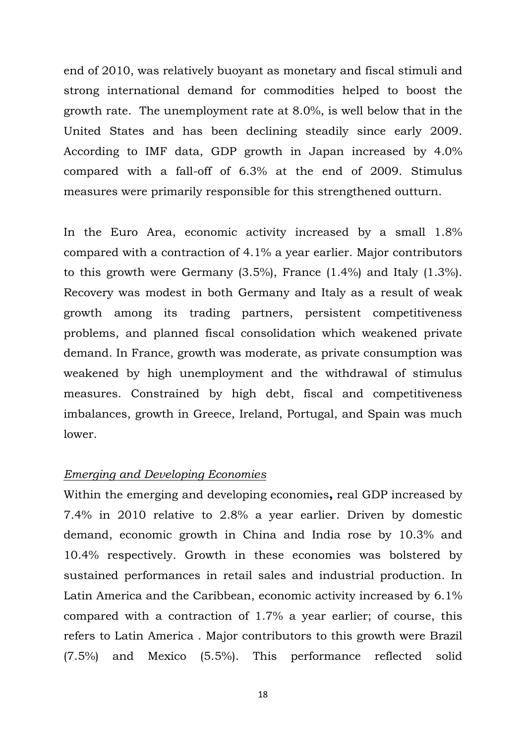end of 2010, was relatively buoyant as monetary and fiscal stimuli and strong international demand for commodities helped to boost the growth rate. The unemployment rate at 8.0%, is well below that in the United States and has been declining steadily since early 2009. According to IMF data, GDP growth in Japan increased by 4.0% compared with a fall-off of 6.3% at the end of 2009. Stimulus measures were primarily responsible for this strengthened outturn.

In the Euro Area, economic activity increased by a small 1.8% compared with a contraction of 4.1% a year earlier. Major contributors to this growth were Germany (3.5%), France (1.4%) and Italy (1.3%). Recovery was modest in both Germany and Italy as a result of weak growth among its trading partners, persistent competitiveness problems, and planned fiscal consolidation which weakened private demand. In France, growth was moderate, as private consumption was weakened by high unemployment and the withdrawal of stimulus measures. Constrained by high debt, fiscal and competitiveness imbalances, growth in Greece, Ireland, Portugal, and Spain was much lower.

*Emerging and Developing Economies*

Within the emerging and developing economies**,** real GDP increased by 7.4% in 2010 relative to 2.8% a year earlier. Driven by domestic demand, economic growth in China and India rose by 10.3% and 10.4% respectively. Growth in these economies was bolstered by sustained performances in retail sales and industrial production. In Latin America and the Caribbean, economic activity increased by 6.1% compared with a contraction of 1.7% a year earlier; of course, this refers to Latin America . Major contributors to this growth were Brazil (7.5%) and Mexico (5.5%). This performance reflected solid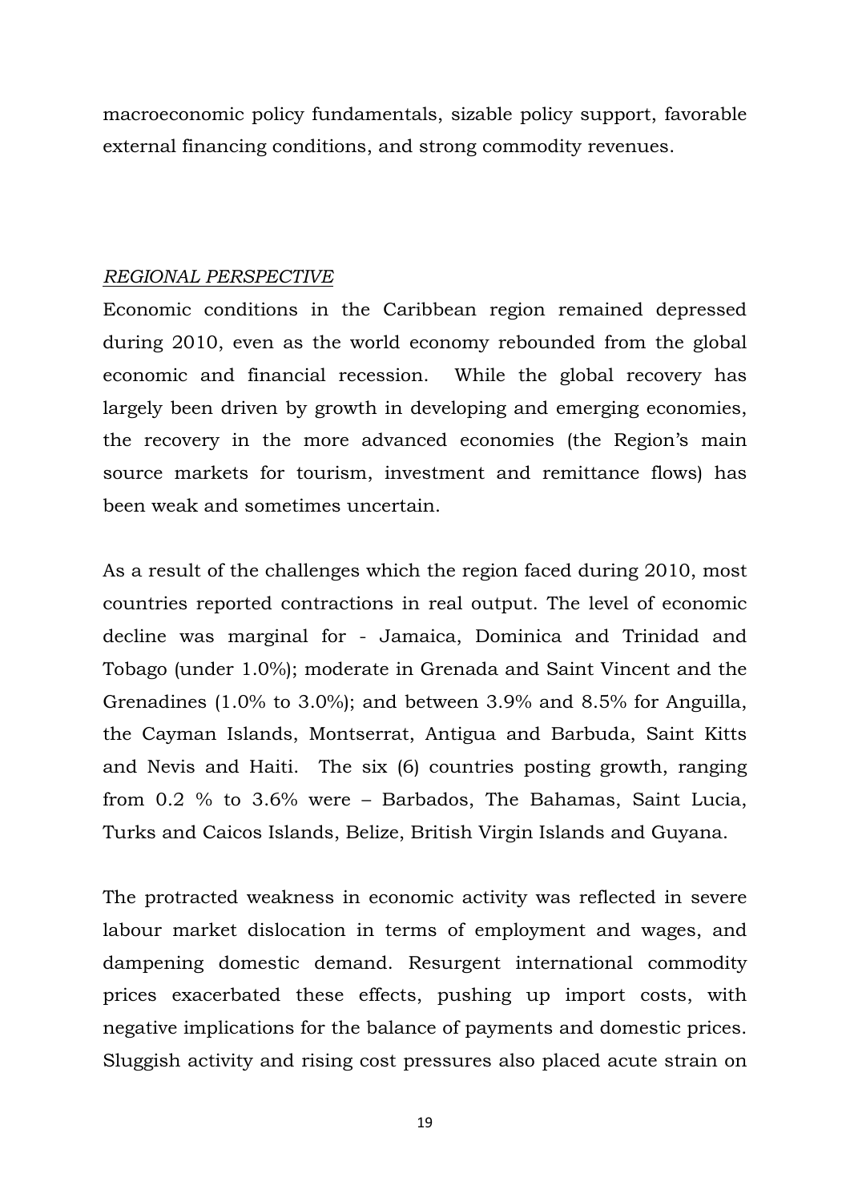macroeconomic policy fundamentals, sizable policy support, favorable external financing conditions, and strong commodity revenues.

*REGIONAL PERSPECTIVE*

Economic conditions in the Caribbean region remained depressed during 2010, even as the world economy rebounded from the global economic and financial recession. While the global recovery has largely been driven by growth in developing and emerging economies, the recovery in the more advanced economies (the Region's main source markets for tourism, investment and remittance flows) has been weak and sometimes uncertain.

As a result of the challenges which the region faced during 2010, most countries reported contractions in real output. The level of economic decline was marginal for - Jamaica, Dominica and Trinidad and Tobago (under 1.0%); moderate in Grenada and Saint Vincent and the Grenadines (1.0% to 3.0%); and between 3.9% and 8.5% for Anguilla, the Cayman Islands, Montserrat, Antigua and Barbuda, Saint Kitts and Nevis and Haiti. The six (6) countries posting growth, ranging from 0.2 % to 3.6% were – Barbados, The Bahamas, Saint Lucia, Turks and Caicos Islands, Belize, British Virgin Islands and Guyana.

The protracted weakness in economic activity was reflected in severe labour market dislocation in terms of employment and wages, and dampening domestic demand. Resurgent international commodity prices exacerbated these effects, pushing up import costs, with negative implications for the balance of payments and domestic prices. Sluggish activity and rising cost pressures also placed acute strain on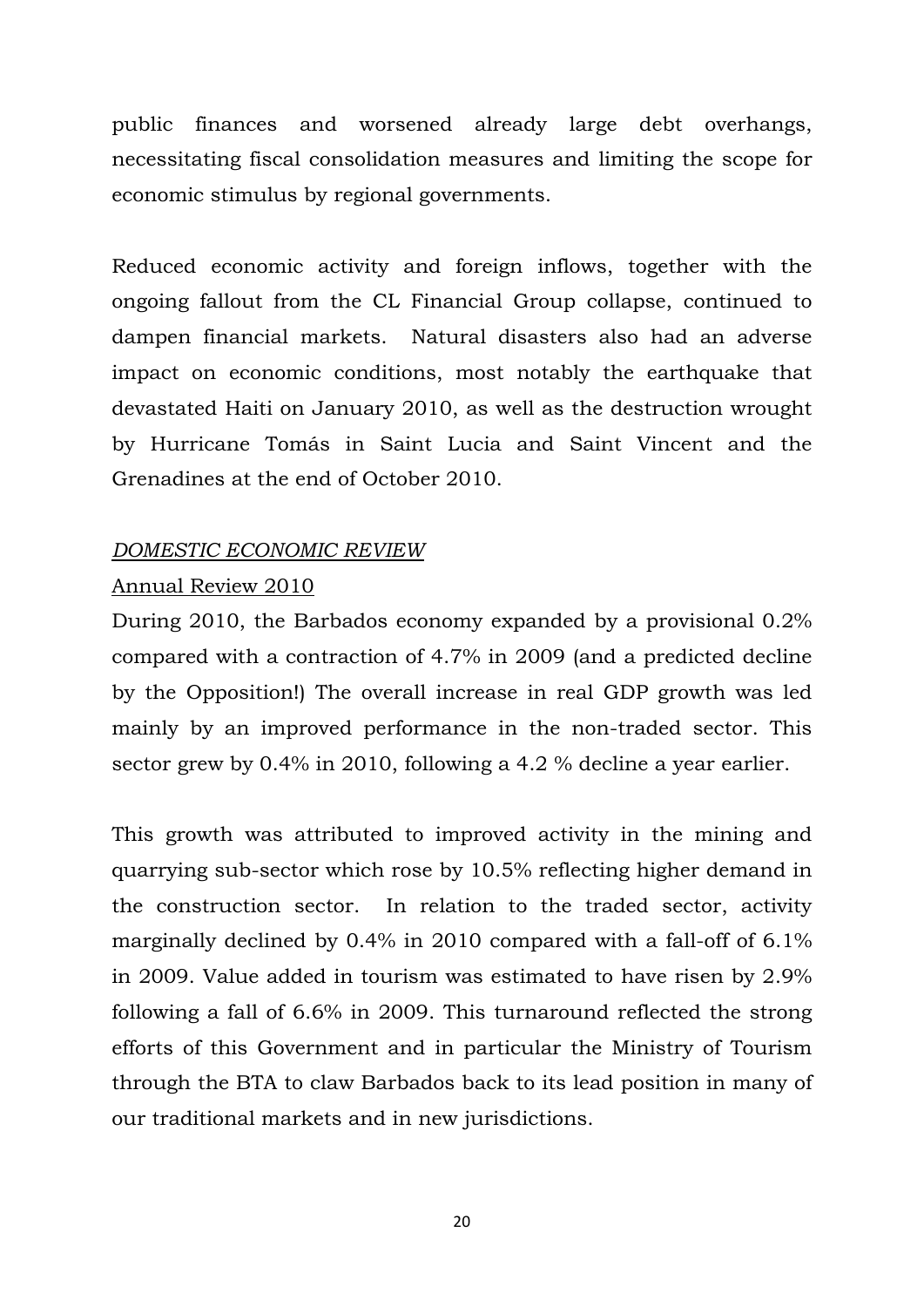public finances and worsened already large debt overhangs, necessitating fiscal consolidation measures and limiting the scope for economic stimulus by regional governments.

Reduced economic activity and foreign inflows, together with the ongoing fallout from the CL Financial Group collapse, continued to dampen financial markets. Natural disasters also had an adverse impact on economic conditions, most notably the earthquake that devastated Haiti on January 2010, as well as the destruction wrought by Hurricane Tomás in Saint Lucia and Saint Vincent and the Grenadines at the end of October 2010.

*DOMESTIC ECONOMIC REVIEW*

Annual Review 2010

During 2010, the Barbados economy expanded by a provisional 0.2% compared with a contraction of 4.7% in 2009 (and a predicted decline by the Opposition!) The overall increase in real GDP growth was led mainly by an improved performance in the non-traded sector. This sector grew by 0.4% in 2010, following a 4.2 % decline a year earlier.

This growth was attributed to improved activity in the mining and quarrying sub-sector which rose by 10.5% reflecting higher demand in the construction sector. In relation to the traded sector, activity marginally declined by 0.4% in 2010 compared with a fall-off of 6.1% in 2009. Value added in tourism was estimated to have risen by 2.9% following a fall of 6.6% in 2009. This turnaround reflected the strong efforts of this Government and in particular the Ministry of Tourism through the BTA to claw Barbados back to its lead position in many of our traditional markets and in new jurisdictions.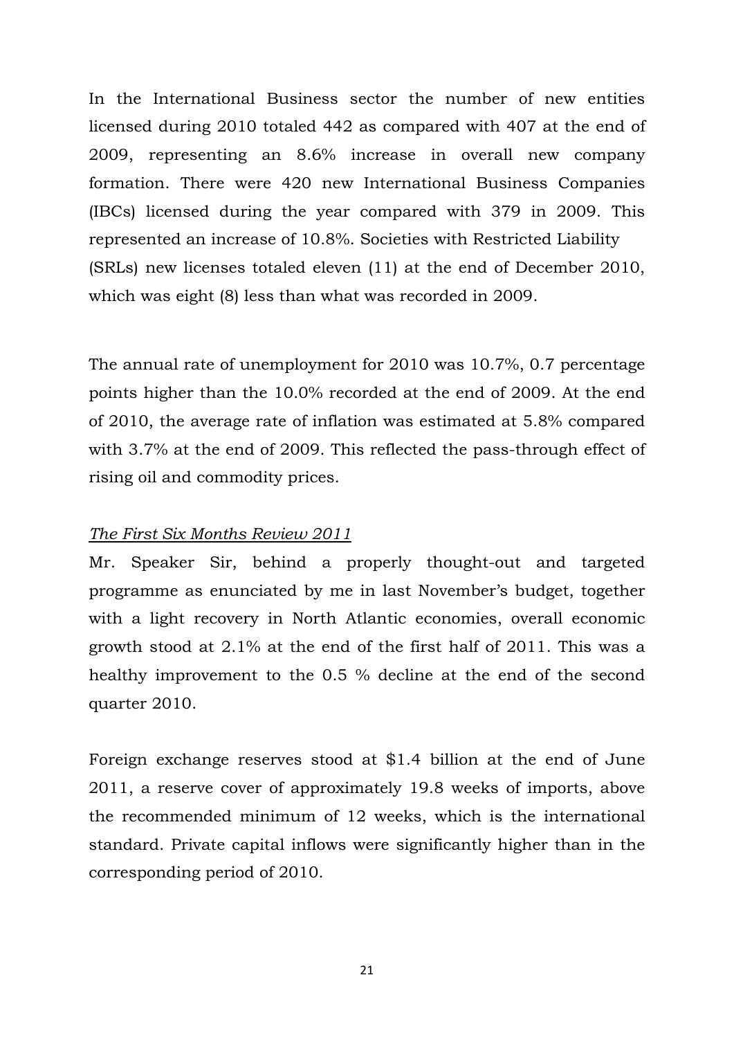In the International Business sector the number of new entities licensed during 2010 totaled 442 as compared with 407 at the end of 2009, representing an 8.6% increase in overall new company formation. There were 420 new International Business Companies (IBCs) licensed during the year compared with 379 in 2009. This represented an increase of 10.8%. Societies with Restricted Liability (SRLs) new licenses totaled eleven (11) at the end of December 2010, which was eight (8) less than what was recorded in 2009.

The annual rate of unemployment for 2010 was 10.7%, 0.7 percentage points higher than the 10.0% recorded at the end of 2009. At the end of 2010, the average rate of inflation was estimated at 5.8% compared with 3.7% at the end of 2009. This reflected the pass-through effect of rising oil and commodity prices.

*The First Six Months Review 2011*

Mr. Speaker Sir, behind a properly thought-out and targeted programme as enunciated by me in last November's budget, together with a light recovery in North Atlantic economies, overall economic growth stood at 2.1% at the end of the first half of 2011. This was a healthy improvement to the 0.5 % decline at the end of the second quarter 2010.

Foreign exchange reserves stood at $1.4 billion at the end of June 2011, a reserve cover of approximately 19.8 weeks of imports, above the recommended minimum of 12 weeks, which is the international standard. Private capital inflows were significantly higher than in the corresponding period of 2010.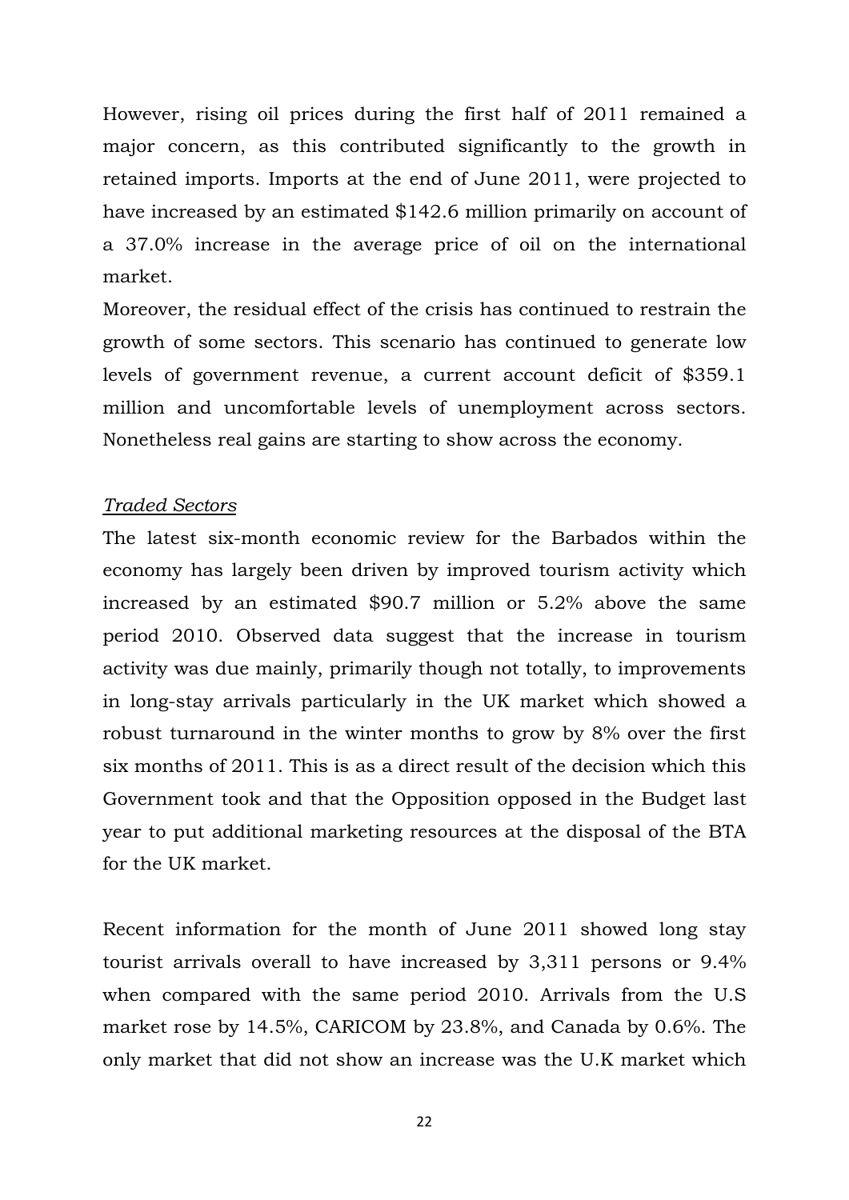However, rising oil prices during the first half of 2011 remained a major concern, as this contributed significantly to the growth in retained imports. Imports at the end of June 2011, were projected to have increased by an estimated $142.6 million primarily on account of a 37.0% increase in the average price of oil on the international market.

Moreover, the residual effect of the crisis has continued to restrain the growth of some sectors. This scenario has continued to generate low levels of government revenue, a current account deficit of $359.1 million and uncomfortable levels of unemployment across sectors. Nonetheless real gains are starting to show across the economy.

*Traded Sectors*

The latest six-month economic review for the Barbados within the economy has largely been driven by improved tourism activity which increased by an estimated $90.7 million or 5.2% above the same period 2010. Observed data suggest that the increase in tourism activity was due mainly, primarily though not totally, to improvements in long-stay arrivals particularly in the UK market which showed a robust turnaround in the winter months to grow by 8% over the first six months of 2011. This is as a direct result of the decision which this Government took and that the Opposition opposed in the Budget last year to put additional marketing resources at the disposal of the BTA for the UK market.

Recent information for the month of June 2011 showed long stay tourist arrivals overall to have increased by 3,311 persons or 9.4% when compared with the same period 2010. Arrivals from the U.S market rose by 14.5%, CARICOM by 23.8%, and Canada by 0.6%. The only market that did not show an increase was the U.K market which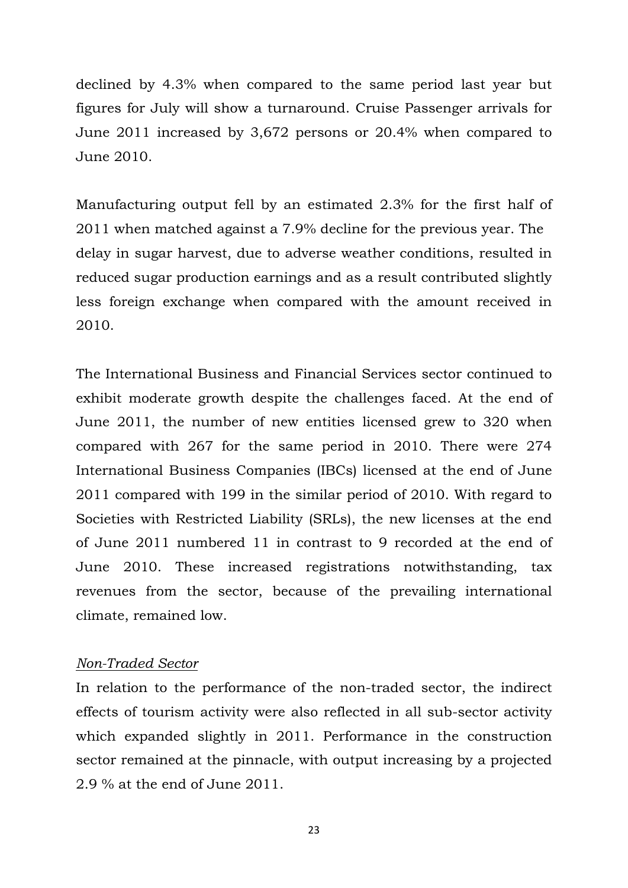declined by 4.3% when compared to the same period last year but figures for July will show a turnaround. Cruise Passenger arrivals for June 2011 increased by 3,672 persons or 20.4% when compared to June 2010.

Manufacturing output fell by an estimated 2.3% for the first half of 2011 when matched against a 7.9% decline for the previous year. The delay in sugar harvest, due to adverse weather conditions, resulted in reduced sugar production earnings and as a result contributed slightly less foreign exchange when compared with the amount received in 2010.

The International Business and Financial Services sector continued to exhibit moderate growth despite the challenges faced. At the end of June 2011, the number of new entities licensed grew to 320 when compared with 267 for the same period in 2010. There were 274 International Business Companies (IBCs) licensed at the end of June 2011 compared with 199 in the similar period of 2010. With regard to Societies with Restricted Liability (SRLs), the new licenses at the end of June 2011 numbered 11 in contrast to 9 recorded at the end of June 2010. These increased registrations notwithstanding, tax revenues from the sector, because of the prevailing international climate, remained low.

*Non-Traded Sector*

In relation to the performance of the non-traded sector, the indirect effects of tourism activity were also reflected in all sub-sector activity which expanded slightly in 2011. Performance in the construction sector remained at the pinnacle, with output increasing by a projected 2.9 % at the end of June 2011.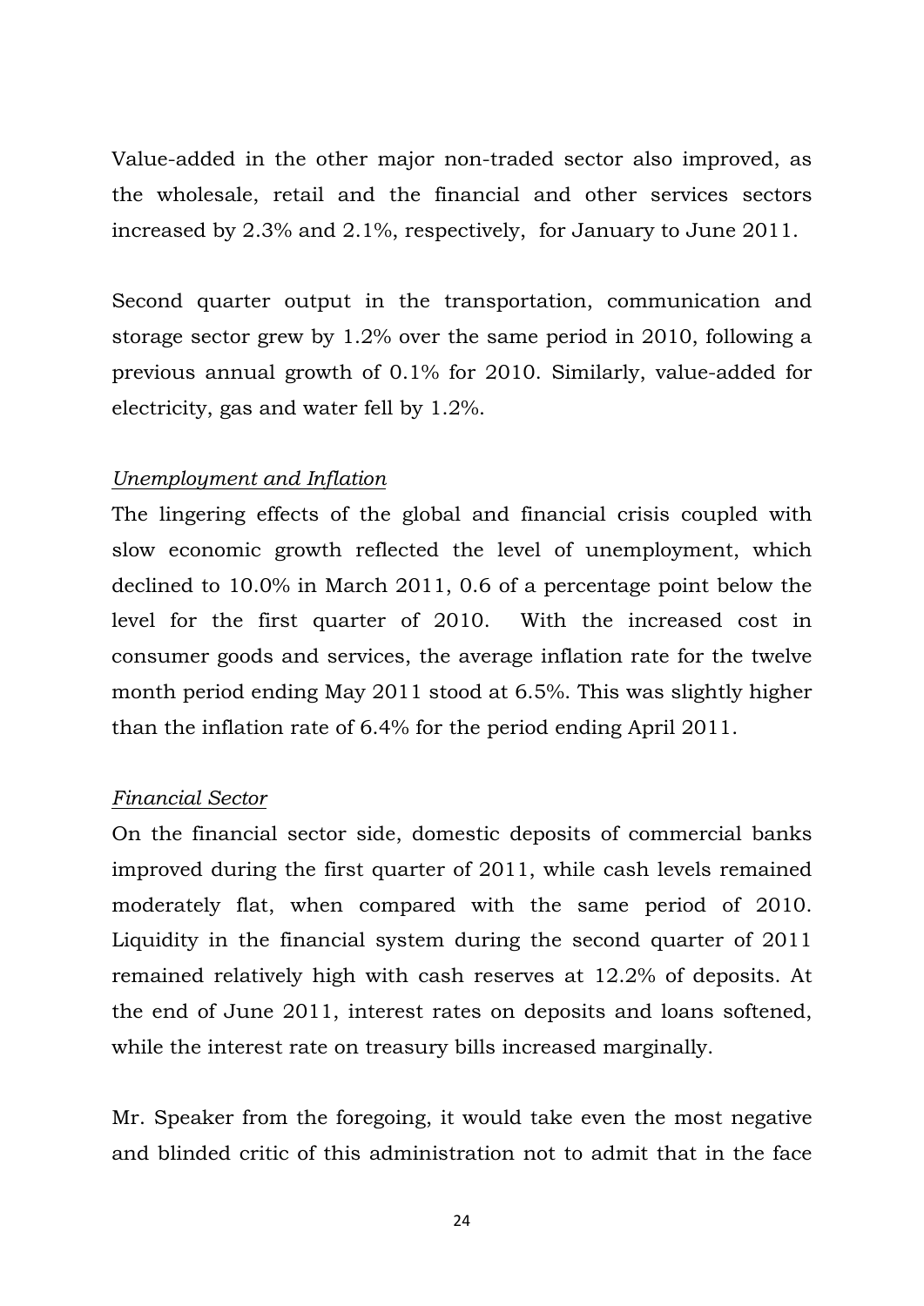Value-added in the other major non-traded sector also improved, as the wholesale, retail and the financial and other services sectors increased by 2.3% and 2.1%, respectively, for January to June 2011.

Second quarter output in the transportation, communication and storage sector grew by 1.2% over the same period in 2010, following a previous annual growth of 0.1% for 2010. Similarly, value-added for electricity, gas and water fell by 1.2%.

*Unemployment and Inflation*

The lingering effects of the global and financial crisis coupled with slow economic growth reflected the level of unemployment, which declined to 10.0% in March 2011, 0.6 of a percentage point below the level for the first quarter of 2010. With the increased cost in consumer goods and services, the average inflation rate for the twelve month period ending May 2011 stood at 6.5%. This was slightly higher than the inflation rate of 6.4% for the period ending April 2011.

*Financial Sector*

On the financial sector side, domestic deposits of commercial banks improved during the first quarter of 2011, while cash levels remained moderately flat, when compared with the same period of 2010. Liquidity in the financial system during the second quarter of 2011 remained relatively high with cash reserves at 12.2% of deposits. At the end of June 2011, interest rates on deposits and loans softened, while the interest rate on treasury bills increased marginally.

Mr. Speaker from the foregoing, it would take even the most negative and blinded critic of this administration not to admit that in the face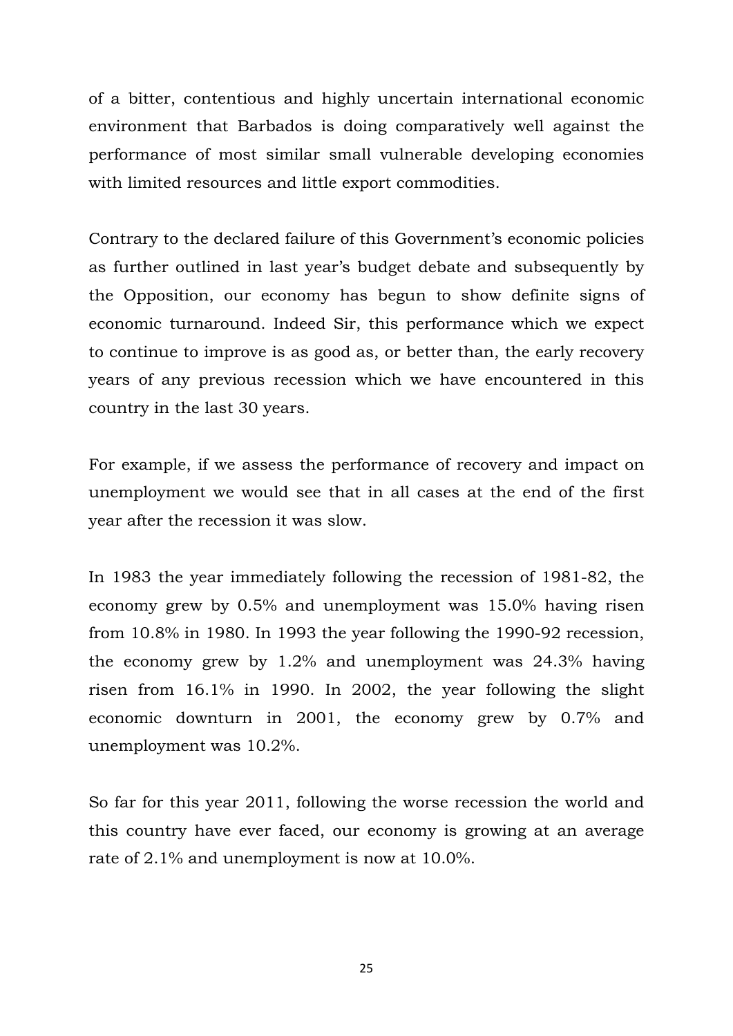of a bitter, contentious and highly uncertain international economic environment that Barbados is doing comparatively well against the performance of most similar small vulnerable developing economies with limited resources and little export commodities.

Contrary to the declared failure of this Government's economic policies as further outlined in last year's budget debate and subsequently by the Opposition, our economy has begun to show definite signs of economic turnaround. Indeed Sir, this performance which we expect to continue to improve is as good as, or better than, the early recovery years of any previous recession which we have encountered in this country in the last 30 years.

For example, if we assess the performance of recovery and impact on unemployment we would see that in all cases at the end of the first year after the recession it was slow.

In 1983 the year immediately following the recession of 1981-82, the economy grew by 0.5% and unemployment was 15.0% having risen from 10.8% in 1980. In 1993 the year following the 1990-92 recession, the economy grew by 1.2% and unemployment was 24.3% having risen from 16.1% in 1990. In 2002, the year following the slight economic downturn in 2001, the economy grew by 0.7% and unemployment was 10.2%.

So far for this year 2011, following the worse recession the world and this country have ever faced, our economy is growing at an average rate of 2.1% and unemployment is now at 10.0%.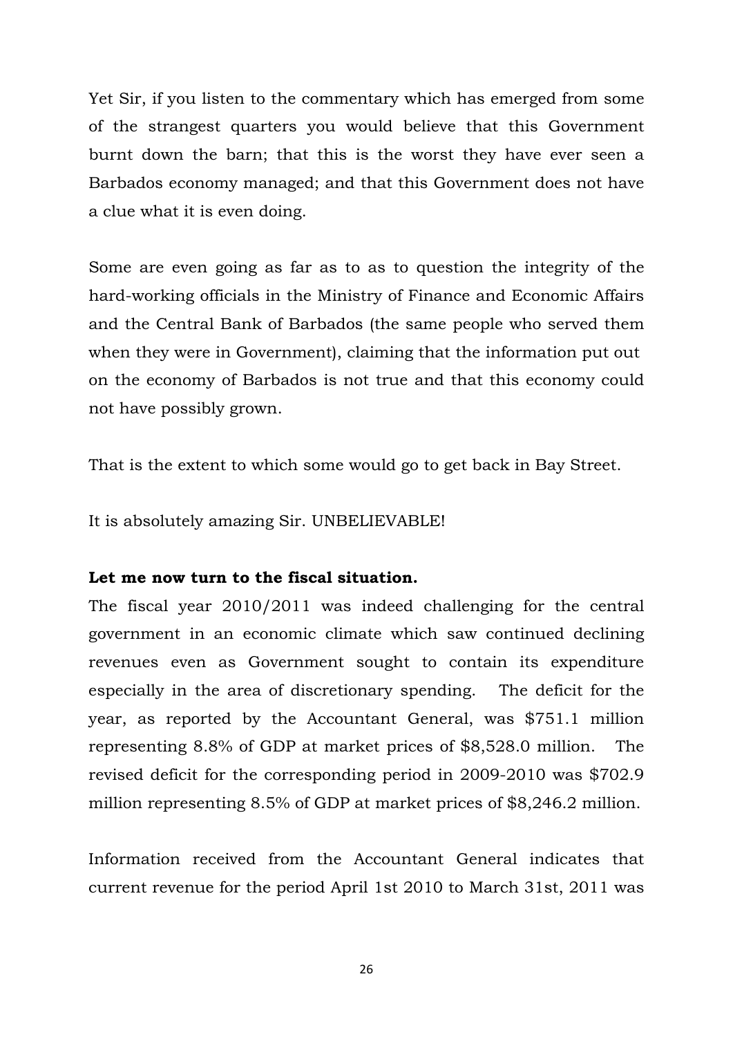Yet Sir, if you listen to the commentary which has emerged from some of the strangest quarters you would believe that this Government burnt down the barn; that this is the worst they have ever seen a Barbados economy managed; and that this Government does not have a clue what it is even doing.

Some are even going as far as to as to question the integrity of the hard-working officials in the Ministry of Finance and Economic Affairs and the Central Bank of Barbados (the same people who served them when they were in Government), claiming that the information put out on the economy of Barbados is not true and that this economy could not have possibly grown.

That is the extent to which some would go to get back in Bay Street.

It is absolutely amazing Sir. UNBELIEVABLE!

**Let me now turn to the fiscal situation.**

The fiscal year 2010/2011 was indeed challenging for the central government in an economic climate which saw continued declining revenues even as Government sought to contain its expenditure especially in the area of discretionary spending. The deficit for the year, as reported by the Accountant General, was $751.1 million representing 8.8% of GDP at market prices of $8,528.0 million. The revised deficit for the corresponding period in 2009-2010 was $702.9 million representing 8.5% of GDP at market prices of $8,246.2 million.

Information received from the Accountant General indicates that current revenue for the period April 1st 2010 to March 31st, 2011 was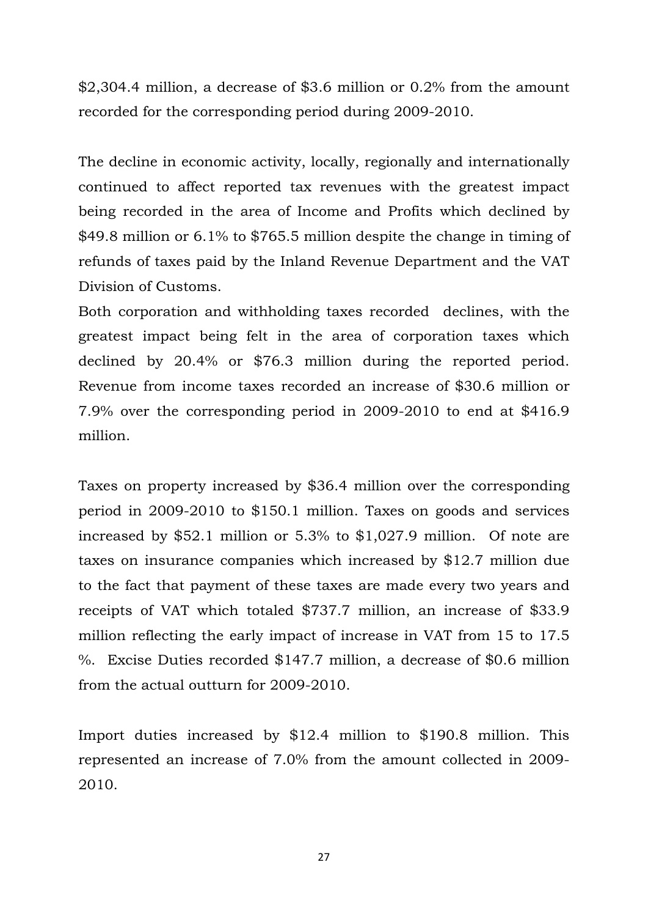$2,304.4 million, a decrease of $3.6 million or 0.2% from the amount recorded for the corresponding period during 2009-2010.

The decline in economic activity, locally, regionally and internationally continued to affect reported tax revenues with the greatest impact being recorded in the area of Income and Profits which declined by $49.8 million or 6.1% to $765.5 million despite the change in timing of refunds of taxes paid by the Inland Revenue Department and the VAT Division of Customs.
Both corporation and withholding taxes recorded declines, with the greatest impact being felt in the area of corporation taxes which declined by 20.4% or $76.3 million during the reported period. Revenue from income taxes recorded an increase of $30.6 million or 7.9% over the corresponding period in 2009-2010 to end at $416.9 million.

Taxes on property increased by $36.4 million over the corresponding period in 2009-2010 to $150.1 million. Taxes on goods and services increased by $52.1 million or 5.3% to $1,027.9 million. Of note are taxes on insurance companies which increased by $12.7 million due to the fact that payment of these taxes are made every two years and receipts of VAT which totaled $737.7 million, an increase of $33.9 million reflecting the early impact of increase in VAT from 15 to 17.5 %. Excise Duties recorded $147.7 million, a decrease of $0.6 million from the actual outturn for 2009-2010.

Import duties increased by $12.4 million to $190.8 million. This represented an increase of 7.0% from the amount collected in 2009-2010.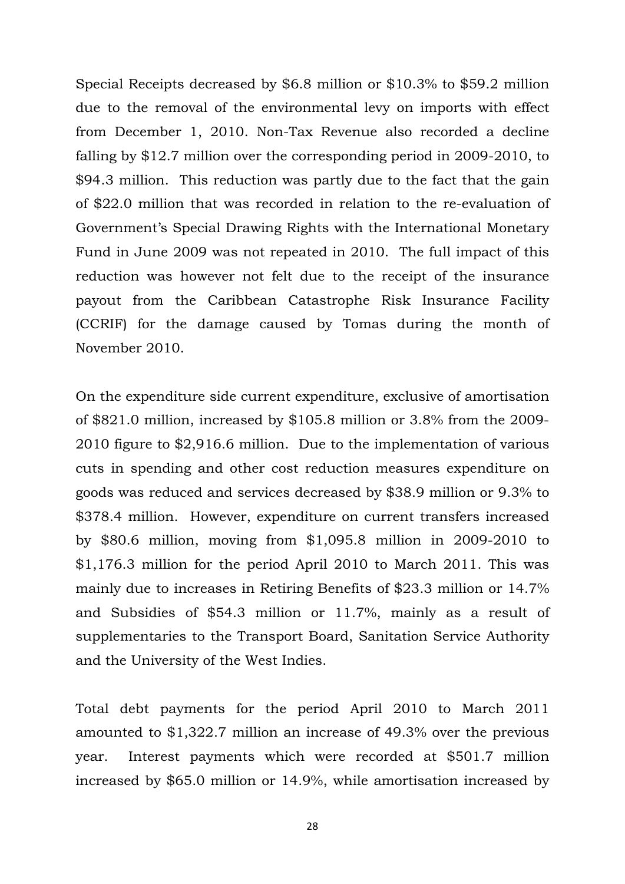Special Receipts decreased by $6.8 million or $10.3% to $59.2 million due to the removal of the environmental levy on imports with effect from December 1, 2010. Non-Tax Revenue also recorded a decline falling by $12.7 million over the corresponding period in 2009-2010, to $94.3 million. This reduction was partly due to the fact that the gain of $22.0 million that was recorded in relation to the re-evaluation of Government's Special Drawing Rights with the International Monetary Fund in June 2009 was not repeated in 2010. The full impact of this reduction was however not felt due to the receipt of the insurance payout from the Caribbean Catastrophe Risk Insurance Facility (CCRIF) for the damage caused by Tomas during the month of November 2010.

On the expenditure side current expenditure, exclusive of amortisation of $821.0 million, increased by $105.8 million or 3.8% from the 2009-2010 figure to $2,916.6 million. Due to the implementation of various cuts in spending and other cost reduction measures expenditure on goods was reduced and services decreased by $38.9 million or 9.3% to $378.4 million. However, expenditure on current transfers increased by $80.6 million, moving from $1,095.8 million in 2009-2010 to $1,176.3 million for the period April 2010 to March 2011. This was mainly due to increases in Retiring Benefits of $23.3 million or 14.7% and Subsidies of $54.3 million or 11.7%, mainly as a result of supplementaries to the Transport Board, Sanitation Service Authority and the University of the West Indies.

Total debt payments for the period April 2010 to March 2011 amounted to $1,322.7 million an increase of 49.3% over the previous year. Interest payments which were recorded at $501.7 million increased by $65.0 million or 14.9%, while amortisation increased by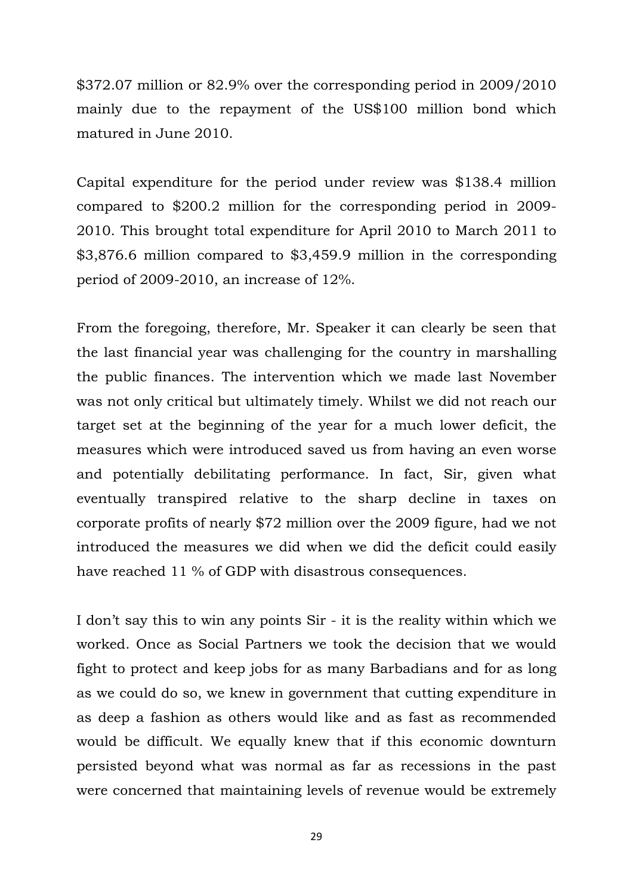$372.07 million or 82.9% over the corresponding period in 2009/2010 mainly due to the repayment of the US$100 million bond which matured in June 2010.

Capital expenditure for the period under review was $138.4 million compared to $200.2 million for the corresponding period in 2009-2010. This brought total expenditure for April 2010 to March 2011 to $3,876.6 million compared to $3,459.9 million in the corresponding period of 2009-2010, an increase of 12%.

From the foregoing, therefore, Mr. Speaker it can clearly be seen that the last financial year was challenging for the country in marshalling the public finances. The intervention which we made last November was not only critical but ultimately timely. Whilst we did not reach our target set at the beginning of the year for a much lower deficit, the measures which were introduced saved us from having an even worse and potentially debilitating performance. In fact, Sir, given what eventually transpired relative to the sharp decline in taxes on corporate profits of nearly $72 million over the 2009 figure, had we not introduced the measures we did when we did the deficit could easily have reached 11 % of GDP with disastrous consequences.

I don't say this to win any points Sir - it is the reality within which we worked. Once as Social Partners we took the decision that we would fight to protect and keep jobs for as many Barbadians and for as long as we could do so, we knew in government that cutting expenditure in as deep a fashion as others would like and as fast as recommended would be difficult. We equally knew that if this economic downturn persisted beyond what was normal as far as recessions in the past were concerned that maintaining levels of revenue would be extremely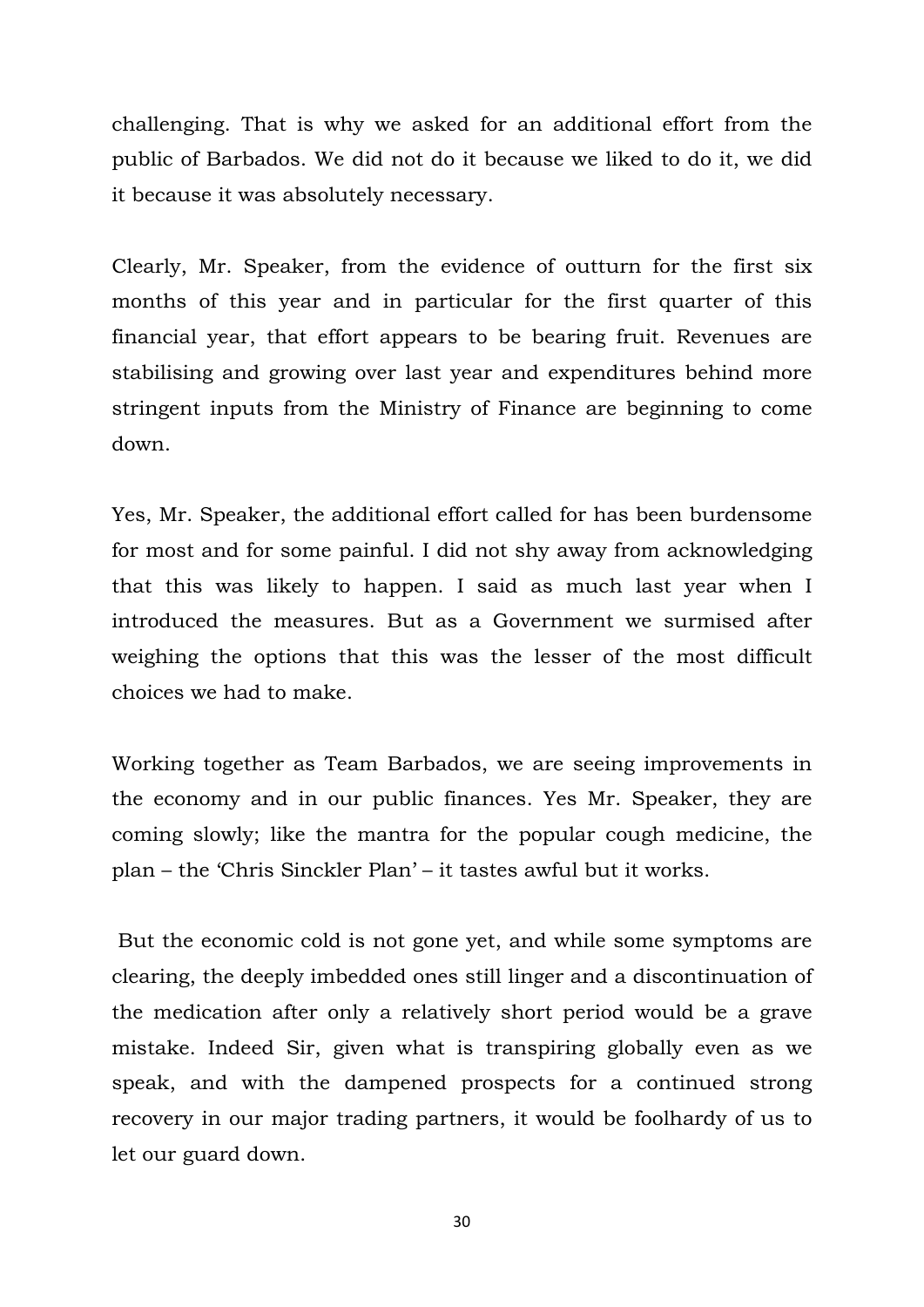challenging. That is why we asked for an additional effort from the public of Barbados. We did not do it because we liked to do it, we did it because it was absolutely necessary.

Clearly, Mr. Speaker, from the evidence of outturn for the first six months of this year and in particular for the first quarter of this financial year, that effort appears to be bearing fruit. Revenues are stabilising and growing over last year and expenditures behind more stringent inputs from the Ministry of Finance are beginning to come down.

Yes, Mr. Speaker, the additional effort called for has been burdensome for most and for some painful. I did not shy away from acknowledging that this was likely to happen. I said as much last year when I introduced the measures. But as a Government we surmised after weighing the options that this was the lesser of the most difficult choices we had to make.

Working together as Team Barbados, we are seeing improvements in the economy and in our public finances. Yes Mr. Speaker, they are coming slowly; like the mantra for the popular cough medicine, the plan – the 'Chris Sinckler Plan' – it tastes awful but it works.

But the economic cold is not gone yet, and while some symptoms are clearing, the deeply imbedded ones still linger and a discontinuation of the medication after only a relatively short period would be a grave mistake. Indeed Sir, given what is transpiring globally even as we speak, and with the dampened prospects for a continued strong recovery in our major trading partners, it would be foolhardy of us to let our guard down.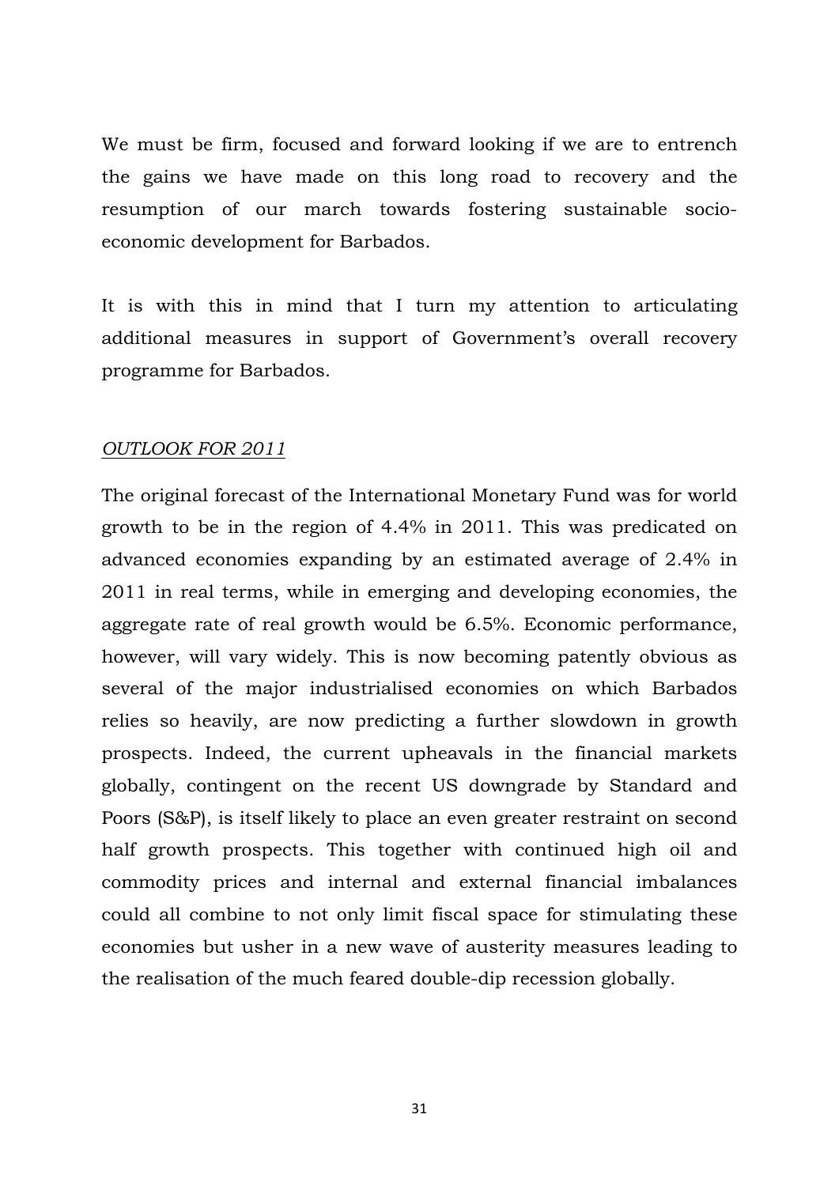We must be firm, focused and forward looking if we are to entrench the gains we have made on this long road to recovery and the resumption of our march towards fostering sustainable socio-economic development for Barbados.

It is with this in mind that I turn my attention to articulating additional measures in support of Government's overall recovery programme for Barbados.

## *OUTLOOK FOR 2011*

The original forecast of the International Monetary Fund was for world growth to be in the region of 4.4% in 2011. This was predicated on advanced economies expanding by an estimated average of 2.4% in 2011 in real terms, while in emerging and developing economies, the aggregate rate of real growth would be 6.5%. Economic performance, however, will vary widely. This is now becoming patently obvious as several of the major industrialised economies on which Barbados relies so heavily, are now predicting a further slowdown in growth prospects. Indeed, the current upheavals in the financial markets globally, contingent on the recent US downgrade by Standard and Poors (S&P), is itself likely to place an even greater restraint on second half growth prospects. This together with continued high oil and commodity prices and internal and external financial imbalances could all combine to not only limit fiscal space for stimulating these economies but usher in a new wave of austerity measures leading to the realisation of the much feared double-dip recession globally.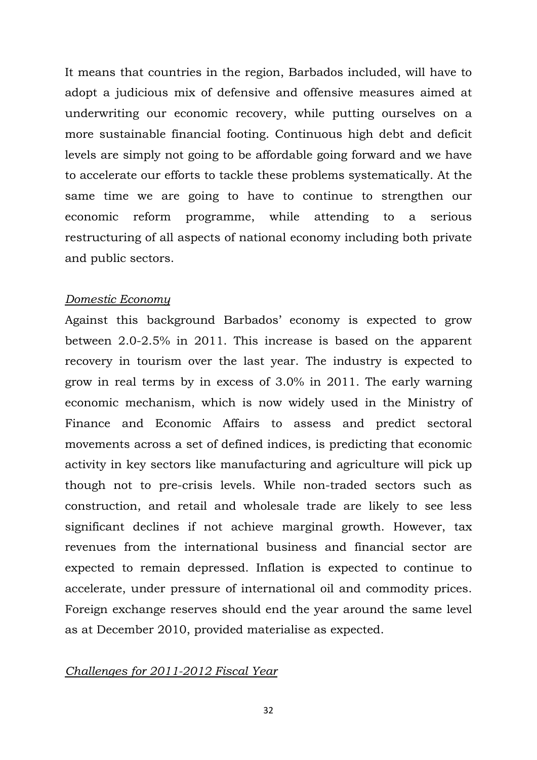It means that countries in the region, Barbados included, will have to adopt a judicious mix of defensive and offensive measures aimed at underwriting our economic recovery, while putting ourselves on a more sustainable financial footing. Continuous high debt and deficit levels are simply not going to be affordable going forward and we have to accelerate our efforts to tackle these problems systematically. At the same time we are going to have to continue to strengthen our economic reform programme, while attending to a serious restructuring of all aspects of national economy including both private and public sectors.

### *Domestic Economy*

Against this background Barbados' economy is expected to grow between 2.0-2.5% in 2011. This increase is based on the apparent recovery in tourism over the last year. The industry is expected to grow in real terms by in excess of 3.0% in 2011. The early warning economic mechanism, which is now widely used in the Ministry of Finance and Economic Affairs to assess and predict sectoral movements across a set of defined indices, is predicting that economic activity in key sectors like manufacturing and agriculture will pick up though not to pre-crisis levels. While non-traded sectors such as construction, and retail and wholesale trade are likely to see less significant declines if not achieve marginal growth. However, tax revenues from the international business and financial sector are expected to remain depressed. Inflation is expected to continue to accelerate, under pressure of international oil and commodity prices. Foreign exchange reserves should end the year around the same level as at December 2010, provided materialise as expected.

### *Challenges for 2011-2012 Fiscal Year*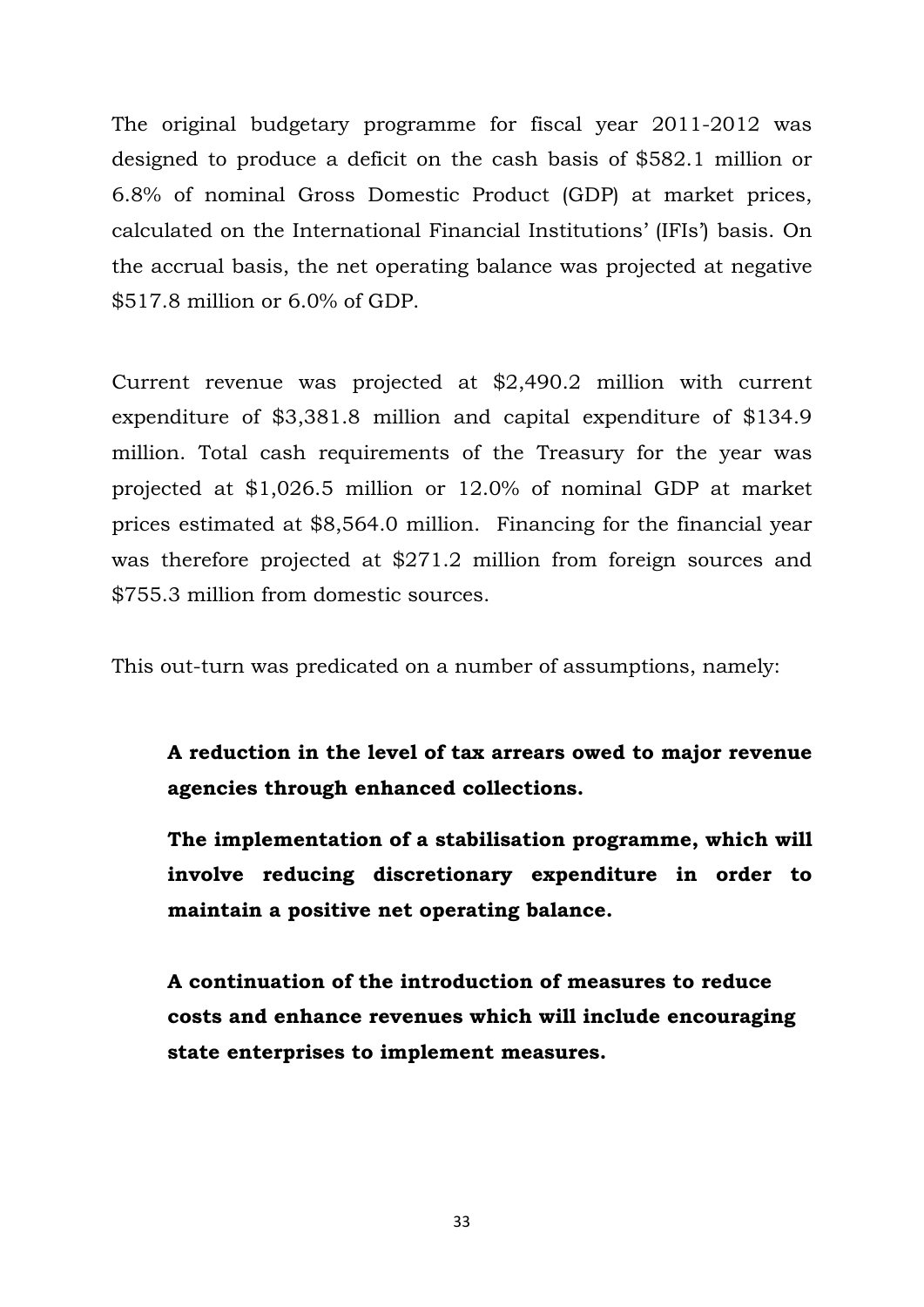The original budgetary programme for fiscal year 2011-2012 was designed to produce a deficit on the cash basis of $582.1 million or 6.8% of nominal Gross Domestic Product (GDP) at market prices, calculated on the International Financial Institutions' (IFIs') basis. On the accrual basis, the net operating balance was projected at negative $517.8 million or 6.0% of GDP.

Current revenue was projected at $2,490.2 million with current expenditure of $3,381.8 million and capital expenditure of $134.9 million. Total cash requirements of the Treasury for the year was projected at $1,026.5 million or 12.0% of nominal GDP at market prices estimated at $8,564.0 million. Financing for the financial year was therefore projected at $271.2 million from foreign sources and $755.3 million from domestic sources.

This out-turn was predicated on a number of assumptions, namely:

**A reduction in the level of tax arrears owed to major revenue agencies through enhanced collections.**

**The implementation of a stabilisation programme, which will involve reducing discretionary expenditure in order to maintain a positive net operating balance.**

**A continuation of the introduction of measures to reduce costs and enhance revenues which will include encouraging state enterprises to implement measures.**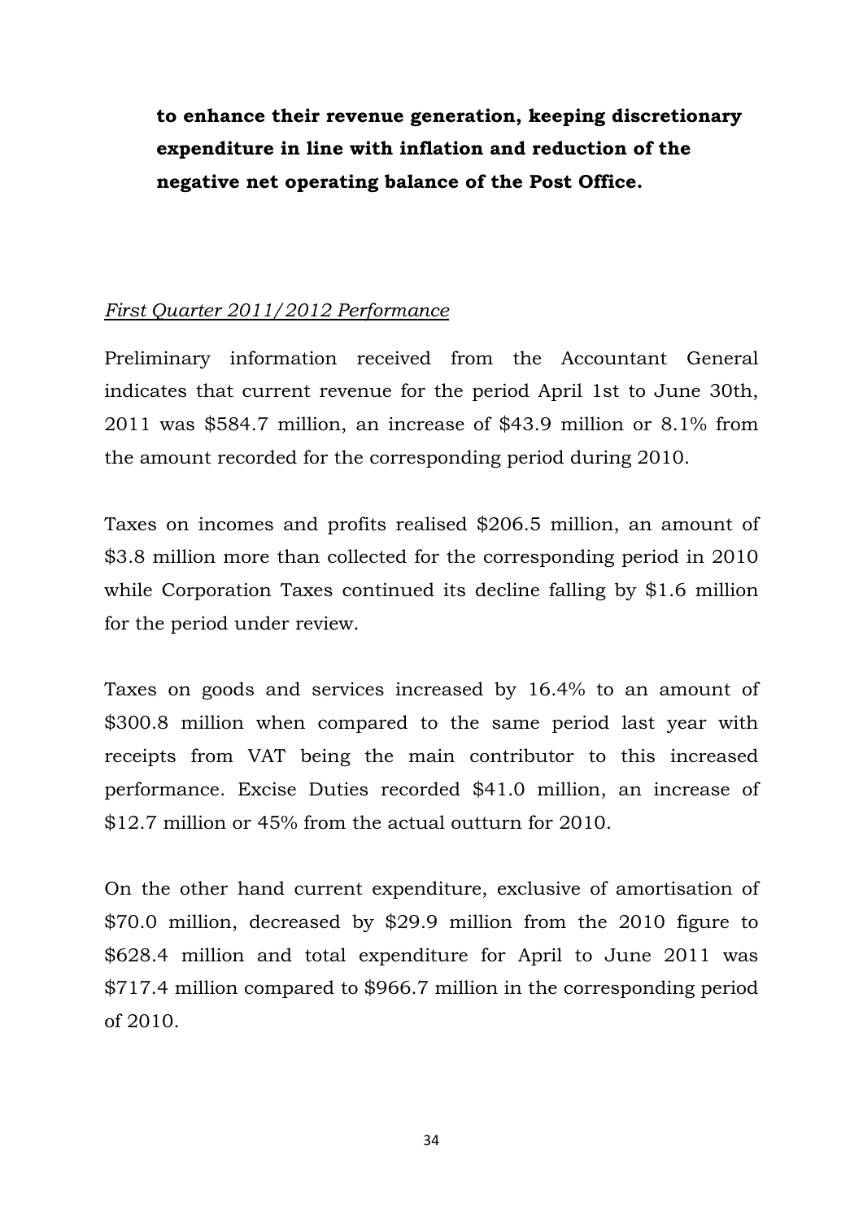**to enhance their revenue generation, keeping discretionary expenditure in line with inflation and reduction of the negative net operating balance of the Post Office.**

*First Quarter 2011/2012 Performance*

Preliminary information received from the Accountant General indicates that current revenue for the period April 1st to June 30th, 2011 was $584.7 million, an increase of $43.9 million or 8.1% from the amount recorded for the corresponding period during 2010.

Taxes on incomes and profits realised $206.5 million, an amount of $3.8 million more than collected for the corresponding period in 2010 while Corporation Taxes continued its decline falling by $1.6 million for the period under review.

Taxes on goods and services increased by 16.4% to an amount of $300.8 million when compared to the same period last year with receipts from VAT being the main contributor to this increased performance. Excise Duties recorded $41.0 million, an increase of $12.7 million or 45% from the actual outturn for 2010.

On the other hand current expenditure, exclusive of amortisation of $70.0 million, decreased by $29.9 million from the 2010 figure to $628.4 million and total expenditure for April to June 2011 was $717.4 million compared to $966.7 million in the corresponding period of 2010.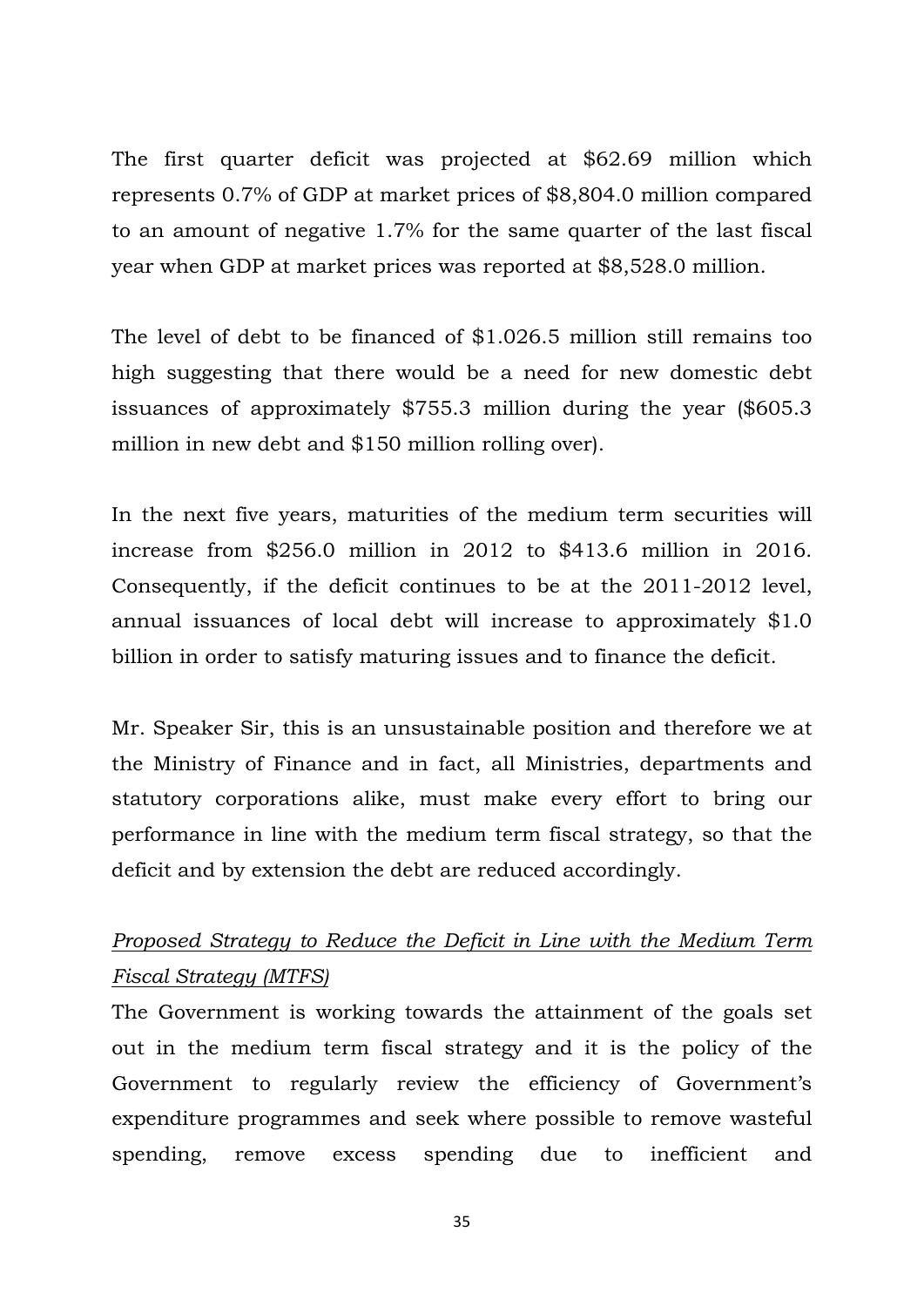The first quarter deficit was projected at $62.69 million which represents 0.7% of GDP at market prices of $8,804.0 million compared to an amount of negative 1.7% for the same quarter of the last fiscal year when GDP at market prices was reported at $8,528.0 million.

The level of debt to be financed of $1.026.5 million still remains too high suggesting that there would be a need for new domestic debt issuances of approximately $755.3 million during the year ($605.3 million in new debt and $150 million rolling over).

In the next five years, maturities of the medium term securities will increase from $256.0 million in 2012 to $413.6 million in 2016. Consequently, if the deficit continues to be at the 2011-2012 level, annual issuances of local debt will increase to approximately $1.0 billion in order to satisfy maturing issues and to finance the deficit.

Mr. Speaker Sir, this is an unsustainable position and therefore we at the Ministry of Finance and in fact, all Ministries, departments and statutory corporations alike, must make every effort to bring our performance in line with the medium term fiscal strategy, so that the deficit and by extension the debt are reduced accordingly.

*Proposed Strategy to Reduce the Deficit in Line with the Medium Term Fiscal Strategy (MTFS)*

The Government is working towards the attainment of the goals set out in the medium term fiscal strategy and it is the policy of the Government to regularly review the efficiency of Government's expenditure programmes and seek where possible to remove wasteful spending, remove excess spending due to inefficient and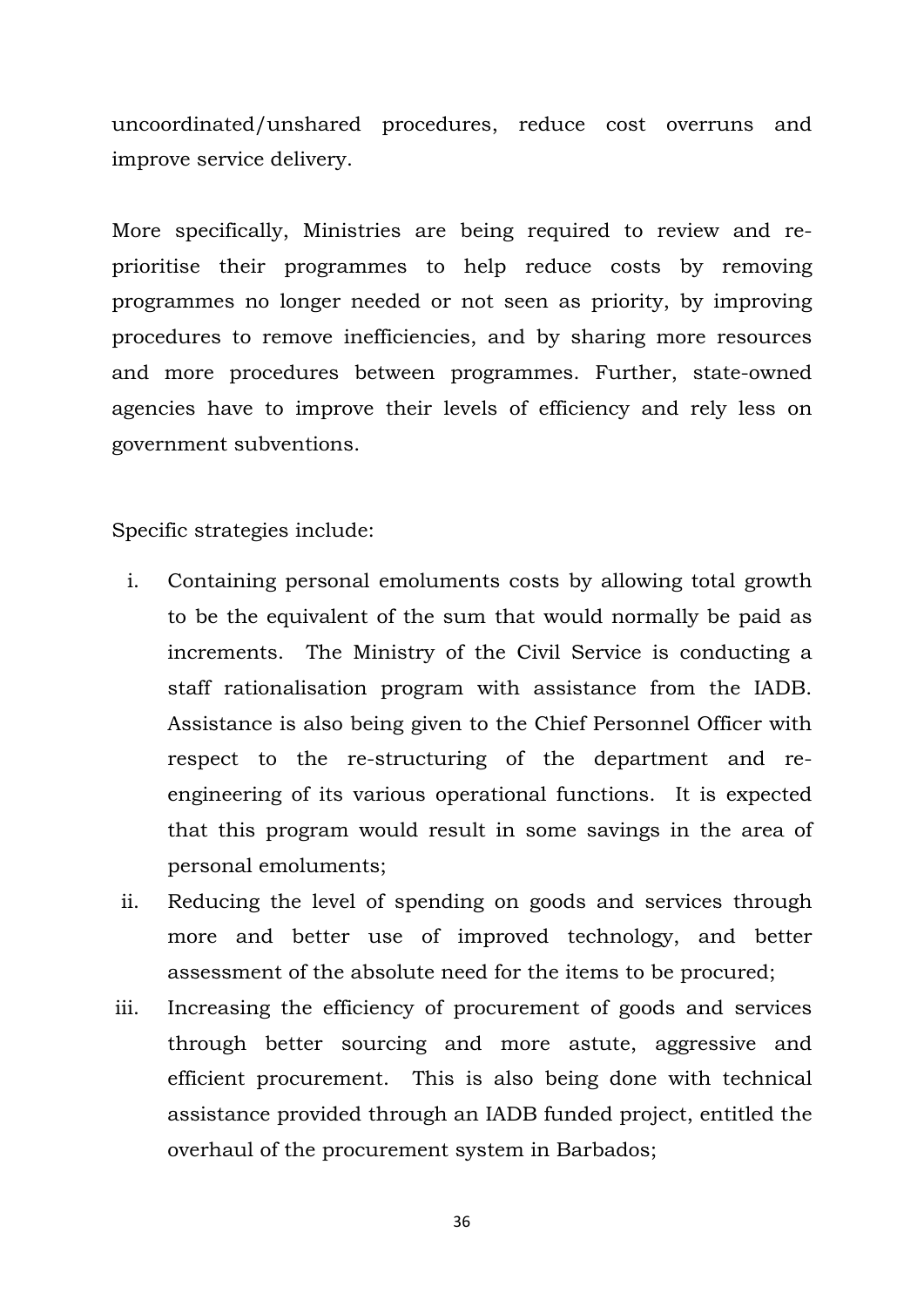uncoordinated/unshared procedures, reduce cost overruns and improve service delivery.

More specifically, Ministries are being required to review and re-prioritise their programmes to help reduce costs by removing programmes no longer needed or not seen as priority, by improving procedures to remove inefficiencies, and by sharing more resources and more procedures between programmes. Further, state-owned agencies have to improve their levels of efficiency and rely less on government subventions.

Specific strategies include:

i. Containing personal emoluments costs by allowing total growth to be the equivalent of the sum that would normally be paid as increments. The Ministry of the Civil Service is conducting a staff rationalisation program with assistance from the IADB. Assistance is also being given to the Chief Personnel Officer with respect to the re-structuring of the department and re-engineering of its various operational functions. It is expected that this program would result in some savings in the area of personal emoluments;
ii. Reducing the level of spending on goods and services through more and better use of improved technology, and better assessment of the absolute need for the items to be procured;
iii. Increasing the efficiency of procurement of goods and services through better sourcing and more astute, aggressive and efficient procurement. This is also being done with technical assistance provided through an IADB funded project, entitled the overhaul of the procurement system in Barbados;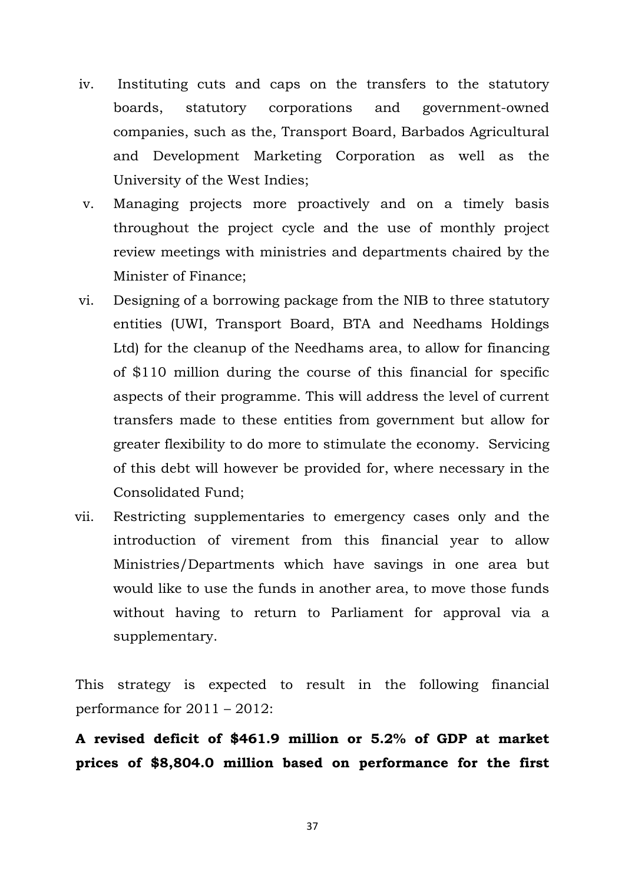iv. Instituting cuts and caps on the transfers to the statutory boards, statutory corporations and government-owned companies, such as the, Transport Board, Barbados Agricultural and Development Marketing Corporation as well as the University of the West Indies;

v. Managing projects more proactively and on a timely basis throughout the project cycle and the use of monthly project review meetings with ministries and departments chaired by the Minister of Finance;

vi. Designing of a borrowing package from the NIB to three statutory entities (UWI, Transport Board, BTA and Needhams Holdings Ltd) for the cleanup of the Needhams area, to allow for financing of $110 million during the course of this financial for specific aspects of their programme. This will address the level of current transfers made to these entities from government but allow for greater flexibility to do more to stimulate the economy. Servicing of this debt will however be provided for, where necessary in the Consolidated Fund;

vii. Restricting supplementaries to emergency cases only and the introduction of virement from this financial year to allow Ministries/Departments which have savings in one area but would like to use the funds in another area, to move those funds without having to return to Parliament for approval via a supplementary.

This strategy is expected to result in the following financial performance for 2011 – 2012:

**A revised deficit of $461.9 million or 5.2% of GDP at market prices of $8,804.0 million based on performance for the first**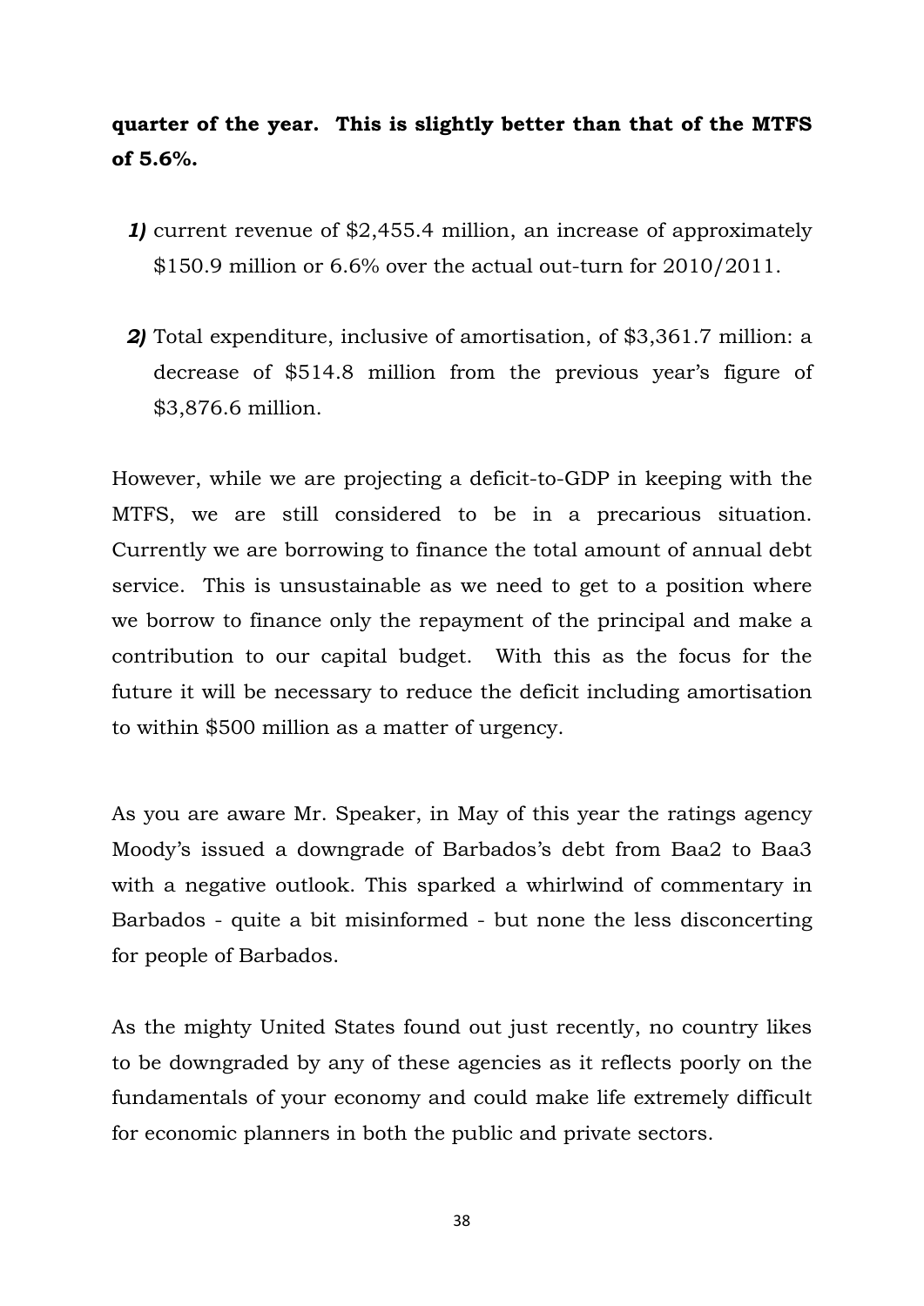**quarter of the year. This is slightly better than that of the MTFS of 5.6%.**

***1)*** current revenue of $2,455.4 million, an increase of approximately $150.9 million or 6.6% over the actual out-turn for 2010/2011.

***2)*** Total expenditure, inclusive of amortisation, of $3,361.7 million: a decrease of $514.8 million from the previous year's figure of $3,876.6 million.

However, while we are projecting a deficit-to-GDP in keeping with the MTFS, we are still considered to be in a precarious situation. Currently we are borrowing to finance the total amount of annual debt service. This is unsustainable as we need to get to a position where we borrow to finance only the repayment of the principal and make a contribution to our capital budget. With this as the focus for the future it will be necessary to reduce the deficit including amortisation to within $500 million as a matter of urgency.

As you are aware Mr. Speaker, in May of this year the ratings agency Moody's issued a downgrade of Barbados's debt from Baa2 to Baa3 with a negative outlook. This sparked a whirlwind of commentary in Barbados - quite a bit misinformed - but none the less disconcerting for people of Barbados.

As the mighty United States found out just recently, no country likes to be downgraded by any of these agencies as it reflects poorly on the fundamentals of your economy and could make life extremely difficult for economic planners in both the public and private sectors.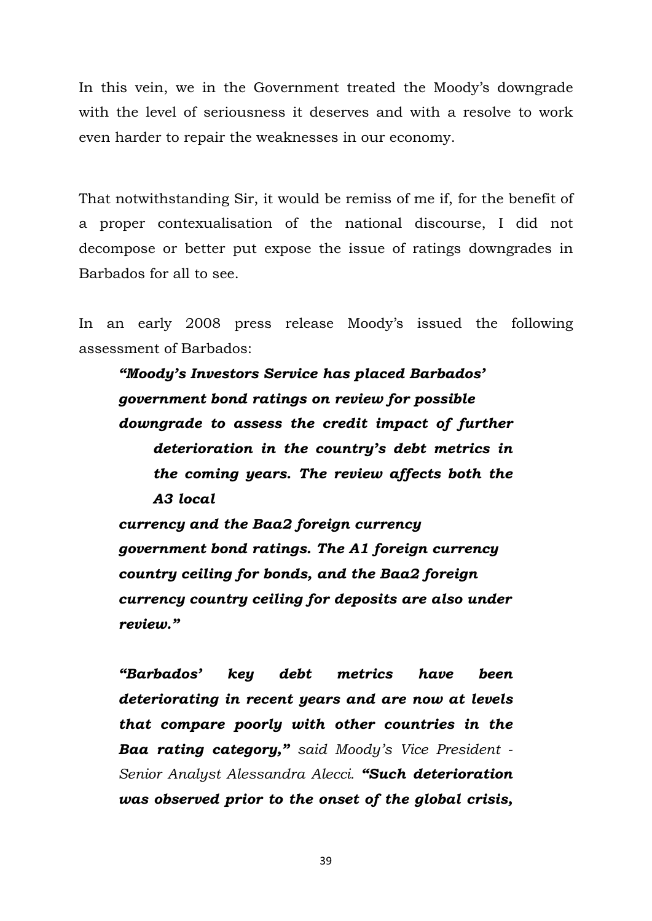In this vein, we in the Government treated the Moody's downgrade with the level of seriousness it deserves and with a resolve to work even harder to repair the weaknesses in our economy.

That notwithstanding Sir, it would be remiss of me if, for the benefit of a proper contexualisation of the national discourse, I did not decompose or better put expose the issue of ratings downgrades in Barbados for all to see.

In an early 2008 press release Moody's issued the following assessment of Barbados:

> ***"Moody's Investors Service has placed Barbados' government bond ratings on review for possible downgrade to assess the credit impact of further deterioration in the country's debt metrics in the coming years. The review affects both the A3 local currency and the Baa2 foreign currency government bond ratings. The A1 foreign currency country ceiling for bonds, and the Baa2 foreign currency country ceiling for deposits are also under review."***
>
> ***"Barbados' key debt metrics have been deteriorating in recent years and are now at levels that compare poorly with other countries in the Baa rating category,"*** *said Moody's Vice President - Senior Analyst Alessandra Alecci.* ***"Such deterioration was observed prior to the onset of the global crisis,***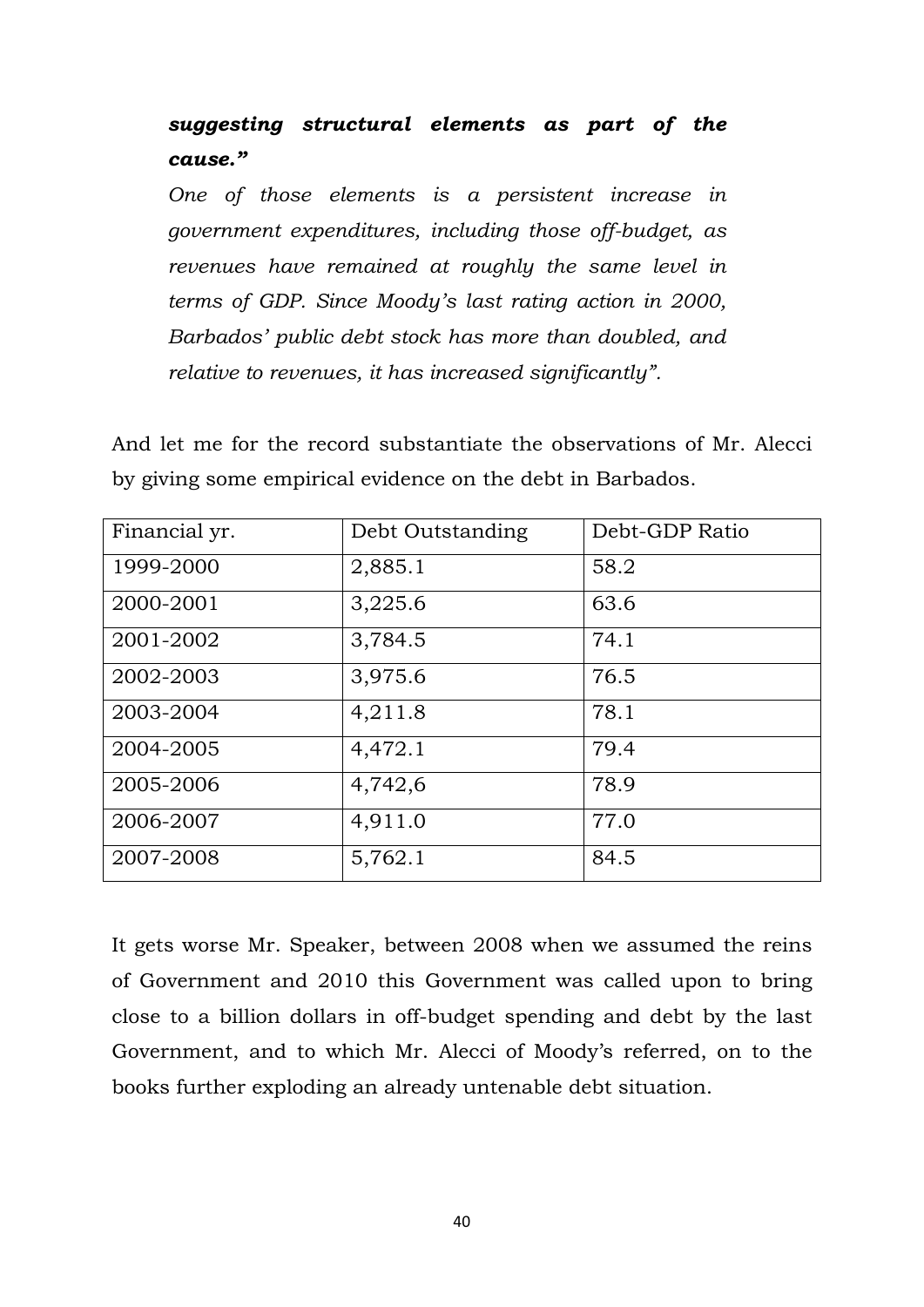***suggesting structural elements as part of the cause.”***

*One of those elements is a persistent increase in government expenditures, including those off-budget, as revenues have remained at roughly the same level in terms of GDP. Since Moody’s last rating action in 2000, Barbados’ public debt stock has more than doubled, and relative to revenues, it has increased significantly”.*

And let me for the record substantiate the observations of Mr. Alecci by giving some empirical evidence on the debt in Barbados.

| Financial yr. | Debt Outstanding | Debt-GDP Ratio |
|---|---|---|
| 1999-2000 | 2,885.1 | 58.2 |
| 2000-2001 | 3,225.6 | 63.6 |
| 2001-2002 | 3,784.5 | 74.1 |
| 2002-2003 | 3,975.6 | 76.5 |
| 2003-2004 | 4,211.8 | 78.1 |
| 2004-2005 | 4,472.1 | 79.4 |
| 2005-2006 | 4,742,6 | 78.9 |
| 2006-2007 | 4,911.0 | 77.0 |
| 2007-2008 | 5,762.1 | 84.5 |

It gets worse Mr. Speaker, between 2008 when we assumed the reins of Government and 2010 this Government was called upon to bring close to a billion dollars in off-budget spending and debt by the last Government, and to which Mr. Alecci of Moody’s referred, on to the books further exploding an already untenable debt situation.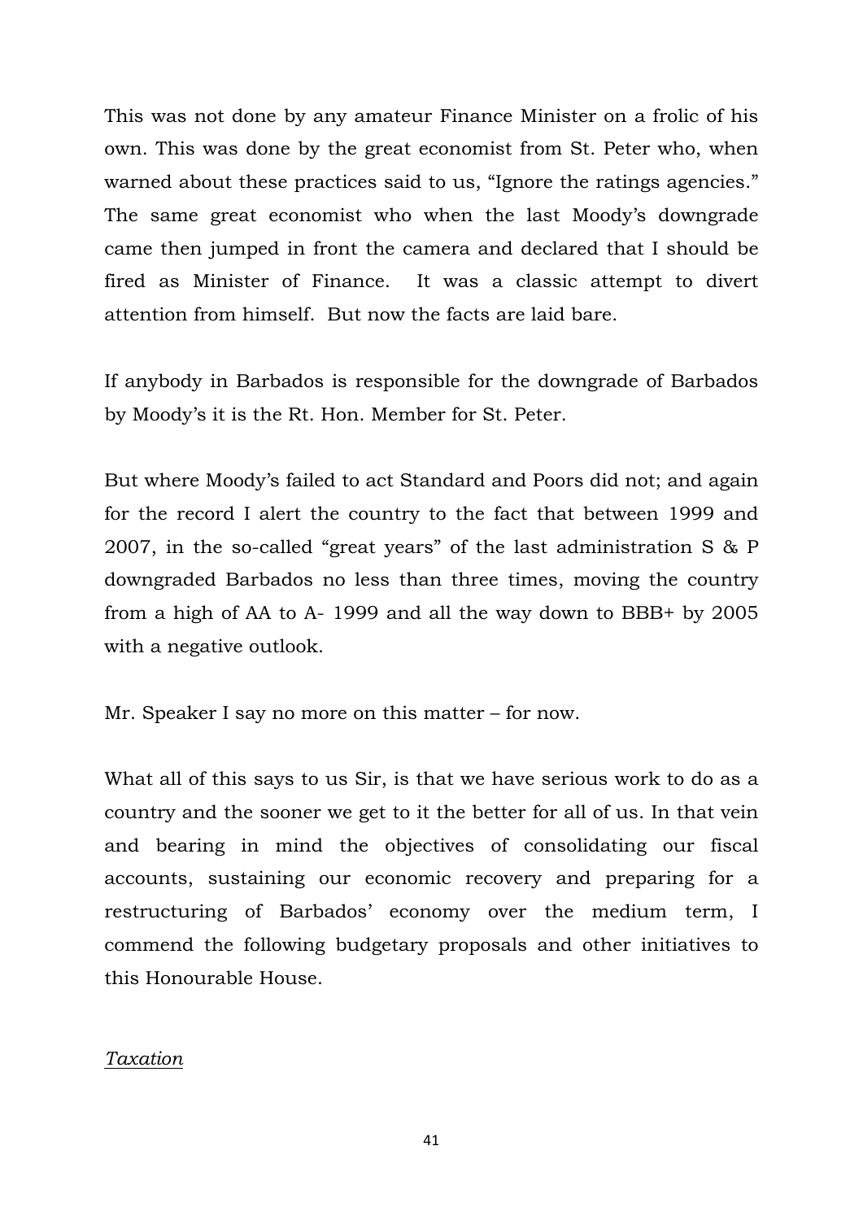This was not done by any amateur Finance Minister on a frolic of his own. This was done by the great economist from St. Peter who, when warned about these practices said to us, "Ignore the ratings agencies." The same great economist who when the last Moody's downgrade came then jumped in front the camera and declared that I should be fired as Minister of Finance. It was a classic attempt to divert attention from himself. But now the facts are laid bare.

If anybody in Barbados is responsible for the downgrade of Barbados by Moody's it is the Rt. Hon. Member for St. Peter.

But where Moody's failed to act Standard and Poors did not; and again for the record I alert the country to the fact that between 1999 and 2007, in the so-called "great years" of the last administration S & P downgraded Barbados no less than three times, moving the country from a high of AA to A- 1999 and all the way down to BBB+ by 2005 with a negative outlook.

Mr. Speaker I say no more on this matter – for now.

What all of this says to us Sir, is that we have serious work to do as a country and the sooner we get to it the better for all of us. In that vein and bearing in mind the objectives of consolidating our fiscal accounts, sustaining our economic recovery and preparing for a restructuring of Barbados' economy over the medium term, I commend the following budgetary proposals and other initiatives to this Honourable House.

*Taxation*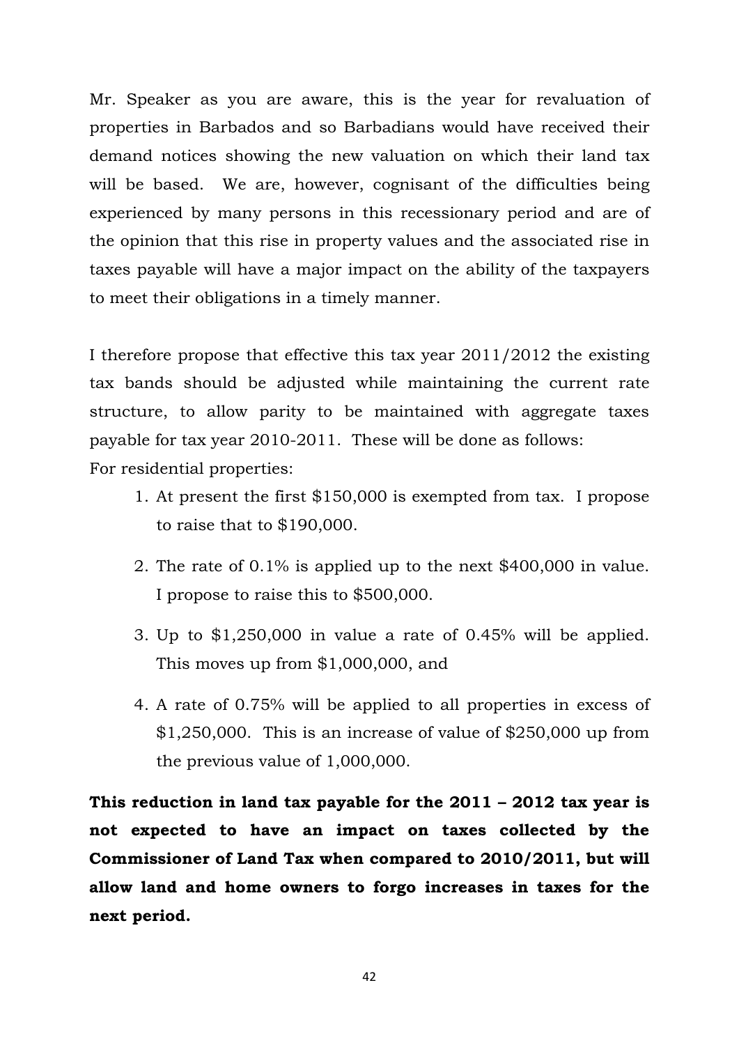Mr. Speaker as you are aware, this is the year for revaluation of properties in Barbados and so Barbadians would have received their demand notices showing the new valuation on which their land tax will be based. We are, however, cognisant of the difficulties being experienced by many persons in this recessionary period and are of the opinion that this rise in property values and the associated rise in taxes payable will have a major impact on the ability of the taxpayers to meet their obligations in a timely manner.

I therefore propose that effective this tax year 2011/2012 the existing tax bands should be adjusted while maintaining the current rate structure, to allow parity to be maintained with aggregate taxes payable for tax year 2010-2011. These will be done as follows:

For residential properties:

1. At present the first $150,000 is exempted from tax. I propose to raise that to $190,000.
2. The rate of 0.1% is applied up to the next $400,000 in value. I propose to raise this to $500,000.
3. Up to $1,250,000 in value a rate of 0.45% will be applied. This moves up from $1,000,000, and
4. A rate of 0.75% will be applied to all properties in excess of $1,250,000. This is an increase of value of $250,000 up from the previous value of 1,000,000.

**This reduction in land tax payable for the 2011 – 2012 tax year is not expected to have an impact on taxes collected by the Commissioner of Land Tax when compared to 2010/2011, but will allow land and home owners to forgo increases in taxes for the next period.**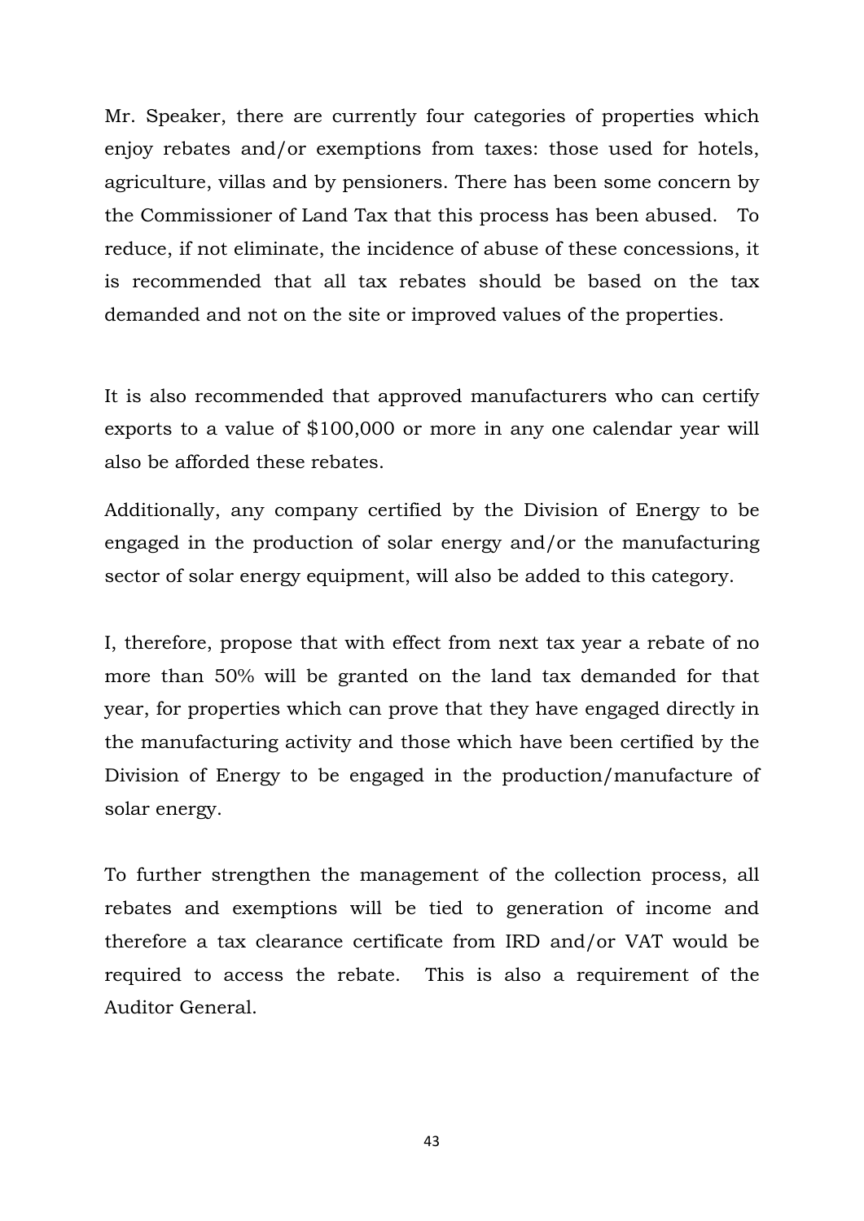Mr. Speaker, there are currently four categories of properties which enjoy rebates and/or exemptions from taxes: those used for hotels, agriculture, villas and by pensioners. There has been some concern by the Commissioner of Land Tax that this process has been abused. To reduce, if not eliminate, the incidence of abuse of these concessions, it is recommended that all tax rebates should be based on the tax demanded and not on the site or improved values of the properties.

It is also recommended that approved manufacturers who can certify exports to a value of $100,000 or more in any one calendar year will also be afforded these rebates.

Additionally, any company certified by the Division of Energy to be engaged in the production of solar energy and/or the manufacturing sector of solar energy equipment, will also be added to this category.

I, therefore, propose that with effect from next tax year a rebate of no more than 50% will be granted on the land tax demanded for that year, for properties which can prove that they have engaged directly in the manufacturing activity and those which have been certified by the Division of Energy to be engaged in the production/manufacture of solar energy.

To further strengthen the management of the collection process, all rebates and exemptions will be tied to generation of income and therefore a tax clearance certificate from IRD and/or VAT would be required to access the rebate. This is also a requirement of the Auditor General.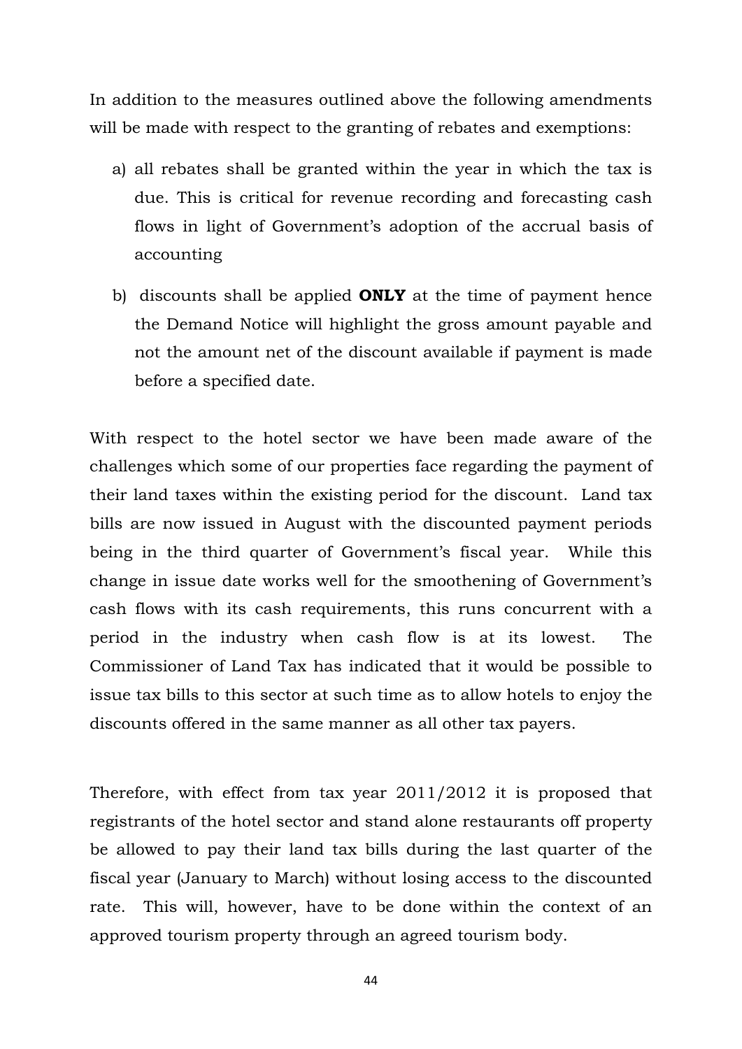In addition to the measures outlined above the following amendments will be made with respect to the granting of rebates and exemptions:

a) all rebates shall be granted within the year in which the tax is due. This is critical for revenue recording and forecasting cash flows in light of Government's adoption of the accrual basis of accounting

b) discounts shall be applied **ONLY** at the time of payment hence the Demand Notice will highlight the gross amount payable and not the amount net of the discount available if payment is made before a specified date.

With respect to the hotel sector we have been made aware of the challenges which some of our properties face regarding the payment of their land taxes within the existing period for the discount. Land tax bills are now issued in August with the discounted payment periods being in the third quarter of Government's fiscal year. While this change in issue date works well for the smoothening of Government's cash flows with its cash requirements, this runs concurrent with a period in the industry when cash flow is at its lowest. The Commissioner of Land Tax has indicated that it would be possible to issue tax bills to this sector at such time as to allow hotels to enjoy the discounts offered in the same manner as all other tax payers.

Therefore, with effect from tax year 2011/2012 it is proposed that registrants of the hotel sector and stand alone restaurants off property be allowed to pay their land tax bills during the last quarter of the fiscal year (January to March) without losing access to the discounted rate. This will, however, have to be done within the context of an approved tourism property through an agreed tourism body.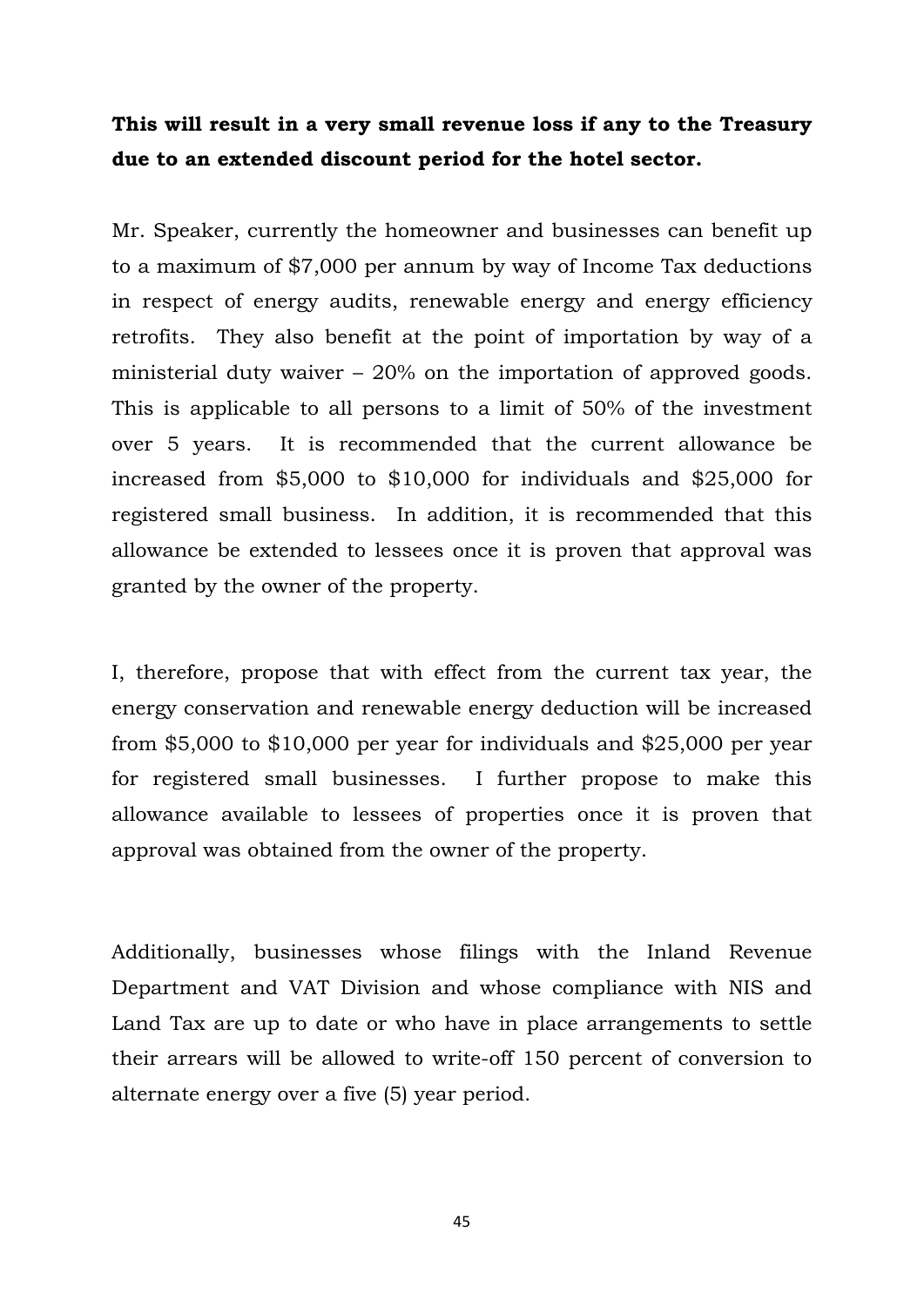**This will result in a very small revenue loss if any to the Treasury due to an extended discount period for the hotel sector.**

Mr. Speaker, currently the homeowner and businesses can benefit up to a maximum of $7,000 per annum by way of Income Tax deductions in respect of energy audits, renewable energy and energy efficiency retrofits. They also benefit at the point of importation by way of a ministerial duty waiver – 20% on the importation of approved goods. This is applicable to all persons to a limit of 50% of the investment over 5 years. It is recommended that the current allowance be increased from $5,000 to $10,000 for individuals and $25,000 for registered small business. In addition, it is recommended that this allowance be extended to lessees once it is proven that approval was granted by the owner of the property.

I, therefore, propose that with effect from the current tax year, the energy conservation and renewable energy deduction will be increased from $5,000 to $10,000 per year for individuals and $25,000 per year for registered small businesses. I further propose to make this allowance available to lessees of properties once it is proven that approval was obtained from the owner of the property.

Additionally, businesses whose filings with the Inland Revenue Department and VAT Division and whose compliance with NIS and Land Tax are up to date or who have in place arrangements to settle their arrears will be allowed to write-off 150 percent of conversion to alternate energy over a five (5) year period.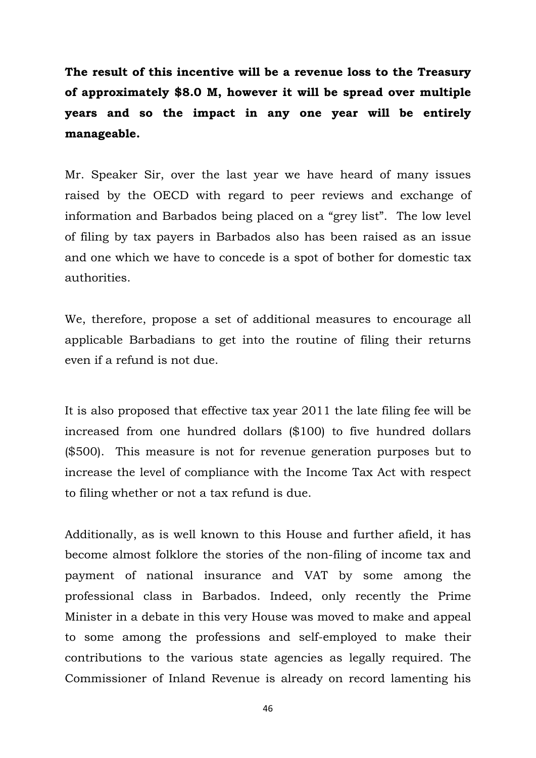**The result of this incentive will be a revenue loss to the Treasury of approximately $8.0 M, however it will be spread over multiple years and so the impact in any one year will be entirely manageable.**

Mr. Speaker Sir, over the last year we have heard of many issues raised by the OECD with regard to peer reviews and exchange of information and Barbados being placed on a "grey list". The low level of filing by tax payers in Barbados also has been raised as an issue and one which we have to concede is a spot of bother for domestic tax authorities.

We, therefore, propose a set of additional measures to encourage all applicable Barbadians to get into the routine of filing their returns even if a refund is not due.

It is also proposed that effective tax year 2011 the late filing fee will be increased from one hundred dollars ($100) to five hundred dollars ($500). This measure is not for revenue generation purposes but to increase the level of compliance with the Income Tax Act with respect to filing whether or not a tax refund is due.

Additionally, as is well known to this House and further afield, it has become almost folklore the stories of the non-filing of income tax and payment of national insurance and VAT by some among the professional class in Barbados. Indeed, only recently the Prime Minister in a debate in this very House was moved to make and appeal to some among the professions and self-employed to make their contributions to the various state agencies as legally required. The Commissioner of Inland Revenue is already on record lamenting his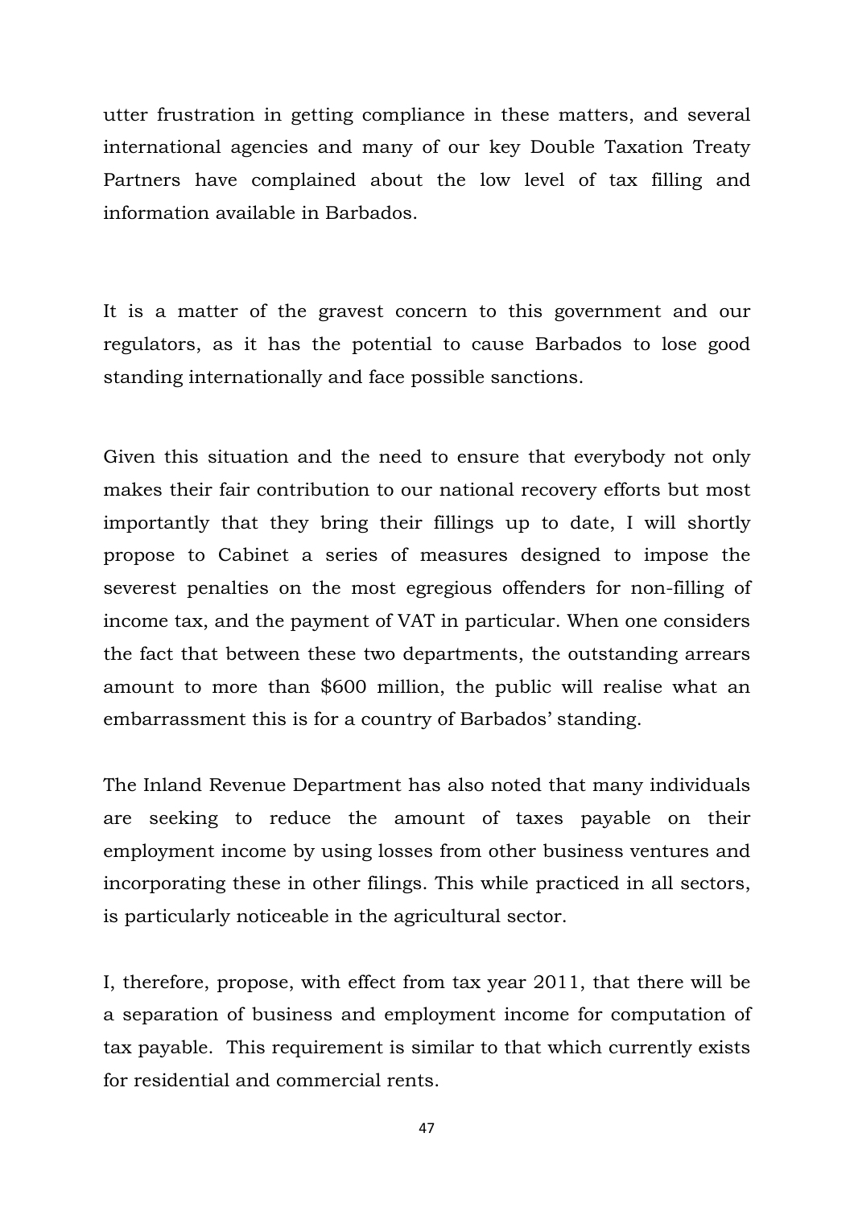utter frustration in getting compliance in these matters, and several international agencies and many of our key Double Taxation Treaty Partners have complained about the low level of tax filling and information available in Barbados.

It is a matter of the gravest concern to this government and our regulators, as it has the potential to cause Barbados to lose good standing internationally and face possible sanctions.

Given this situation and the need to ensure that everybody not only makes their fair contribution to our national recovery efforts but most importantly that they bring their fillings up to date, I will shortly propose to Cabinet a series of measures designed to impose the severest penalties on the most egregious offenders for non-filling of income tax, and the payment of VAT in particular. When one considers the fact that between these two departments, the outstanding arrears amount to more than $600 million, the public will realise what an embarrassment this is for a country of Barbados' standing.

The Inland Revenue Department has also noted that many individuals are seeking to reduce the amount of taxes payable on their employment income by using losses from other business ventures and incorporating these in other filings. This while practiced in all sectors, is particularly noticeable in the agricultural sector.

I, therefore, propose, with effect from tax year 2011, that there will be a separation of business and employment income for computation of tax payable. This requirement is similar to that which currently exists for residential and commercial rents.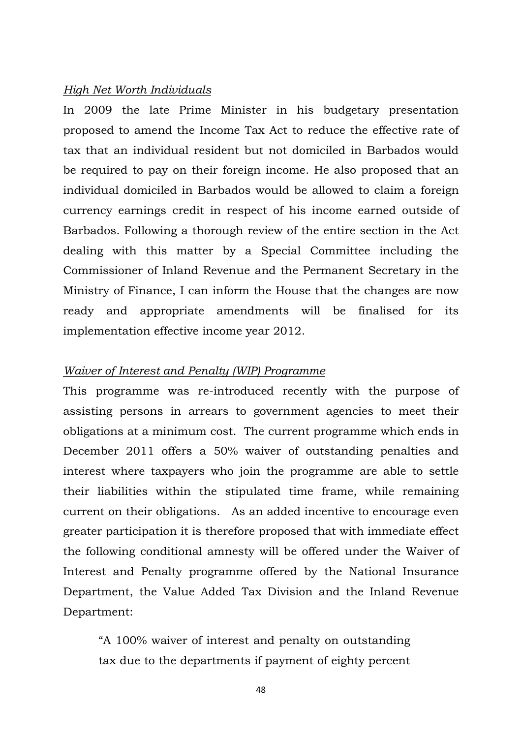*High Net Worth Individuals*

In 2009 the late Prime Minister in his budgetary presentation proposed to amend the Income Tax Act to reduce the effective rate of tax that an individual resident but not domiciled in Barbados would be required to pay on their foreign income. He also proposed that an individual domiciled in Barbados would be allowed to claim a foreign currency earnings credit in respect of his income earned outside of Barbados. Following a thorough review of the entire section in the Act dealing with this matter by a Special Committee including the Commissioner of Inland Revenue and the Permanent Secretary in the Ministry of Finance, I can inform the House that the changes are now ready and appropriate amendments will be finalised for its implementation effective income year 2012.

*Waiver of Interest and Penalty (WIP) Programme*

This programme was re-introduced recently with the purpose of assisting persons in arrears to government agencies to meet their obligations at a minimum cost. The current programme which ends in December 2011 offers a 50% waiver of outstanding penalties and interest where taxpayers who join the programme are able to settle their liabilities within the stipulated time frame, while remaining current on their obligations. As an added incentive to encourage even greater participation it is therefore proposed that with immediate effect the following conditional amnesty will be offered under the Waiver of Interest and Penalty programme offered by the National Insurance Department, the Value Added Tax Division and the Inland Revenue Department:

> "A 100% waiver of interest and penalty on outstanding tax due to the departments if payment of eighty percent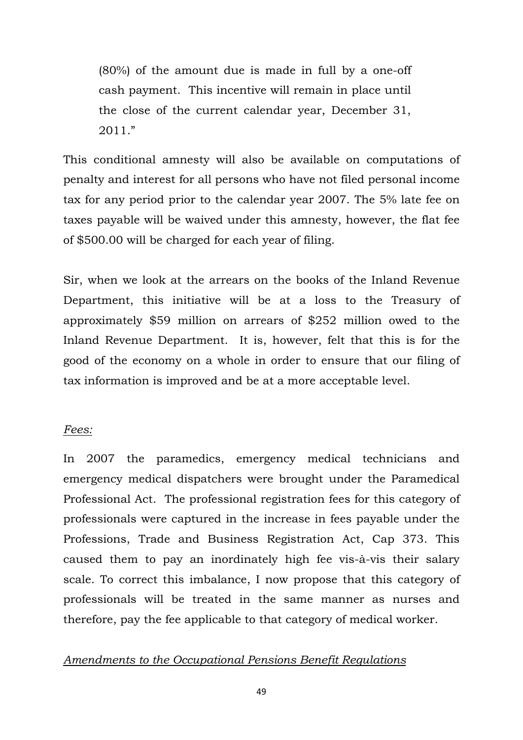> (80%) of the amount due is made in full by a one-off cash payment. This incentive will remain in place until the close of the current calendar year, December 31, 2011."

This conditional amnesty will also be available on computations of penalty and interest for all persons who have not filed personal income tax for any period prior to the calendar year 2007. The 5% late fee on taxes payable will be waived under this amnesty, however, the flat fee of $500.00 will be charged for each year of filing.

Sir, when we look at the arrears on the books of the Inland Revenue Department, this initiative will be at a loss to the Treasury of approximately $59 million on arrears of $252 million owed to the Inland Revenue Department. It is, however, felt that this is for the good of the economy on a whole in order to ensure that our filing of tax information is improved and be at a more acceptable level.

*Fees:*

In 2007 the paramedics, emergency medical technicians and emergency medical dispatchers were brought under the Paramedical Professional Act. The professional registration fees for this category of professionals were captured in the increase in fees payable under the Professions, Trade and Business Registration Act, Cap 373. This caused them to pay an inordinately high fee vis-à-vis their salary scale. To correct this imbalance, I now propose that this category of professionals will be treated in the same manner as nurses and therefore, pay the fee applicable to that category of medical worker.

*Amendments to the Occupational Pensions Benefit Regulations*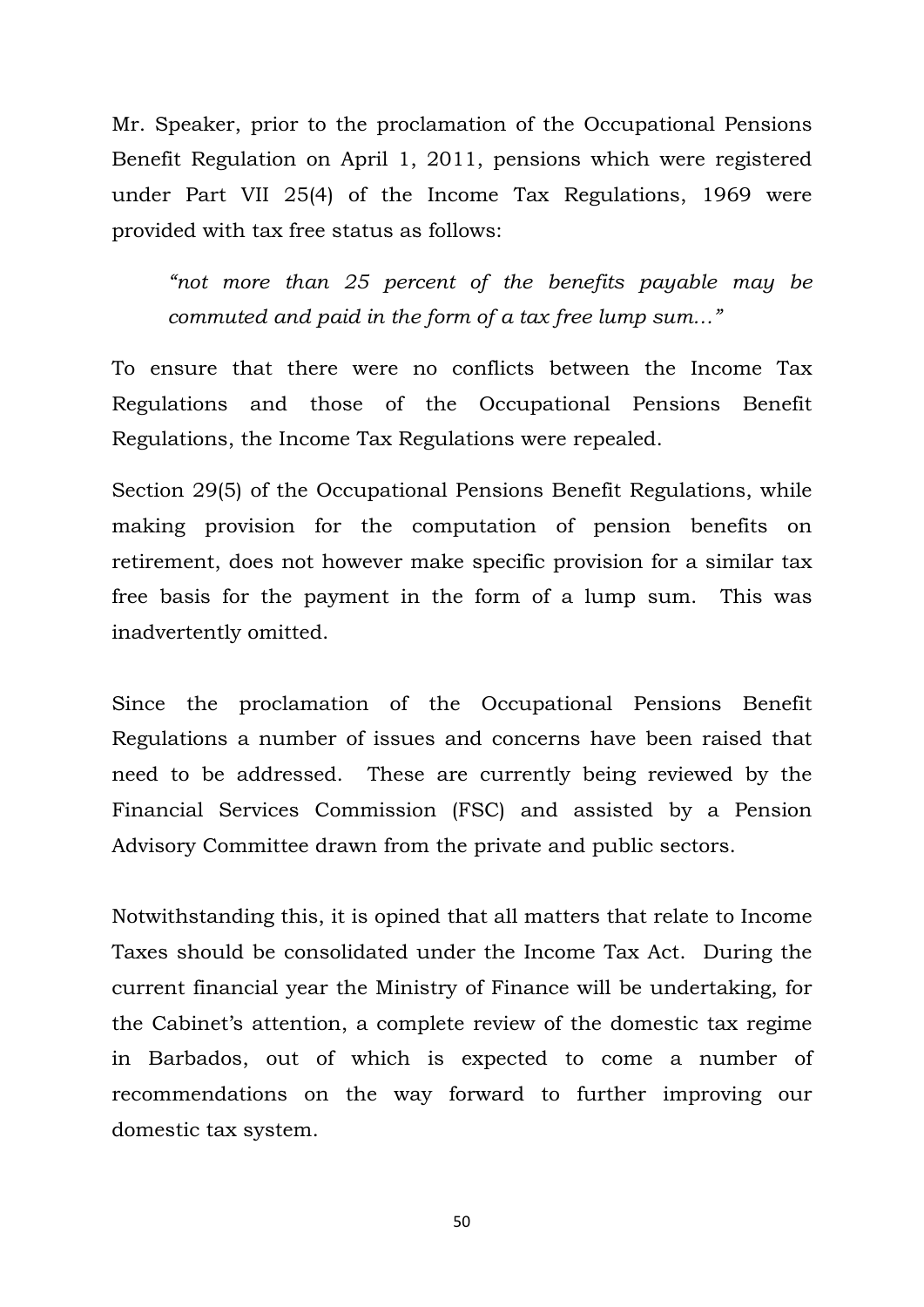Mr. Speaker, prior to the proclamation of the Occupational Pensions Benefit Regulation on April 1, 2011, pensions which were registered under Part VII 25(4) of the Income Tax Regulations, 1969 were provided with tax free status as follows:

> *"not more than 25 percent of the benefits payable may be commuted and paid in the form of a tax free lump sum…"*

To ensure that there were no conflicts between the Income Tax Regulations and those of the Occupational Pensions Benefit Regulations, the Income Tax Regulations were repealed.

Section 29(5) of the Occupational Pensions Benefit Regulations, while making provision for the computation of pension benefits on retirement, does not however make specific provision for a similar tax free basis for the payment in the form of a lump sum. This was inadvertently omitted.

Since the proclamation of the Occupational Pensions Benefit Regulations a number of issues and concerns have been raised that need to be addressed. These are currently being reviewed by the Financial Services Commission (FSC) and assisted by a Pension Advisory Committee drawn from the private and public sectors.

Notwithstanding this, it is opined that all matters that relate to Income Taxes should be consolidated under the Income Tax Act. During the current financial year the Ministry of Finance will be undertaking, for the Cabinet's attention, a complete review of the domestic tax regime in Barbados, out of which is expected to come a number of recommendations on the way forward to further improving our domestic tax system.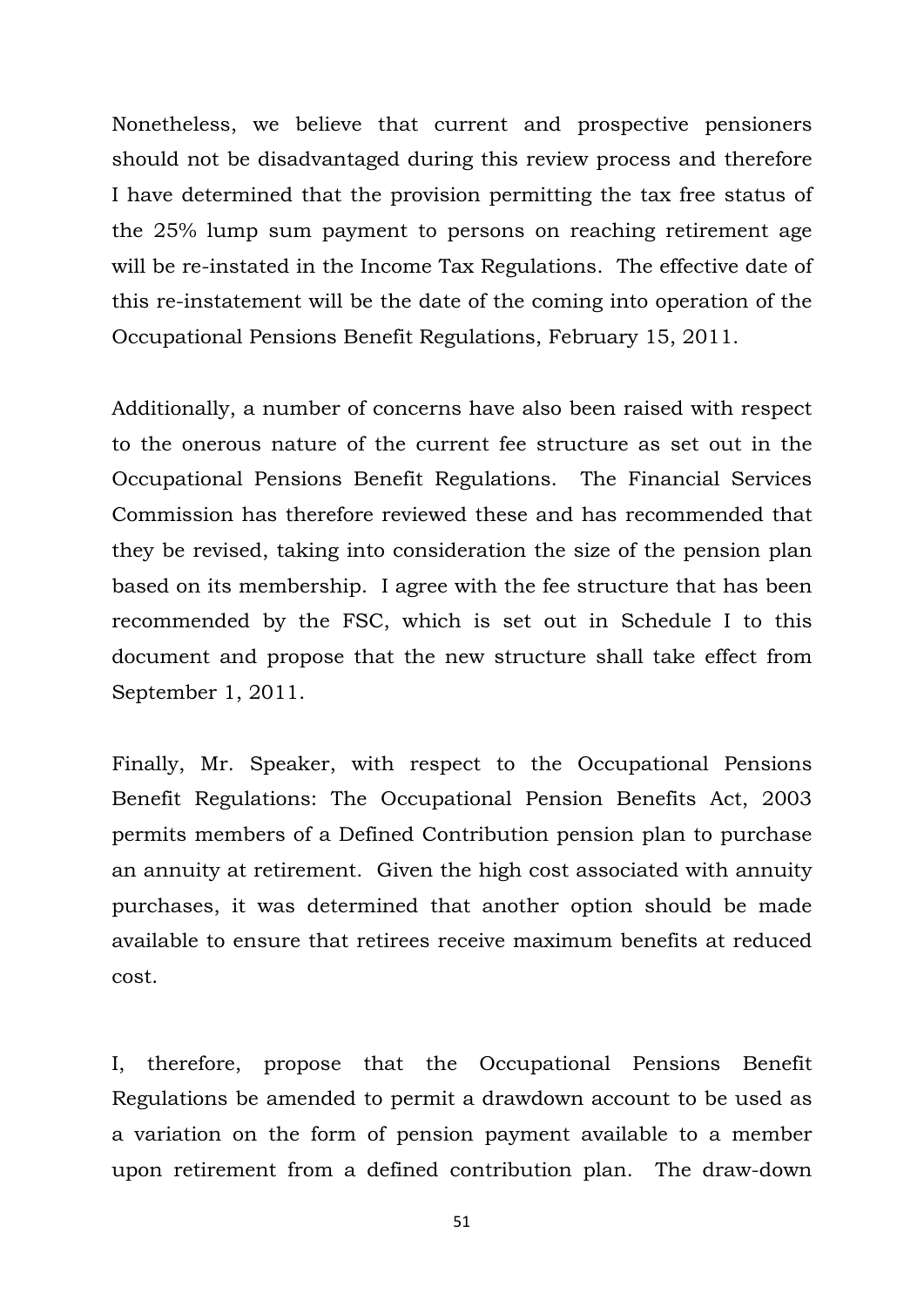Nonetheless, we believe that current and prospective pensioners should not be disadvantaged during this review process and therefore I have determined that the provision permitting the tax free status of the 25% lump sum payment to persons on reaching retirement age will be re-instated in the Income Tax Regulations. The effective date of this re-instatement will be the date of the coming into operation of the Occupational Pensions Benefit Regulations, February 15, 2011.

Additionally, a number of concerns have also been raised with respect to the onerous nature of the current fee structure as set out in the Occupational Pensions Benefit Regulations. The Financial Services Commission has therefore reviewed these and has recommended that they be revised, taking into consideration the size of the pension plan based on its membership. I agree with the fee structure that has been recommended by the FSC, which is set out in Schedule I to this document and propose that the new structure shall take effect from September 1, 2011.

Finally, Mr. Speaker, with respect to the Occupational Pensions Benefit Regulations: The Occupational Pension Benefits Act, 2003 permits members of a Defined Contribution pension plan to purchase an annuity at retirement. Given the high cost associated with annuity purchases, it was determined that another option should be made available to ensure that retirees receive maximum benefits at reduced cost.

I, therefore, propose that the Occupational Pensions Benefit Regulations be amended to permit a drawdown account to be used as a variation on the form of pension payment available to a member upon retirement from a defined contribution plan. The draw-down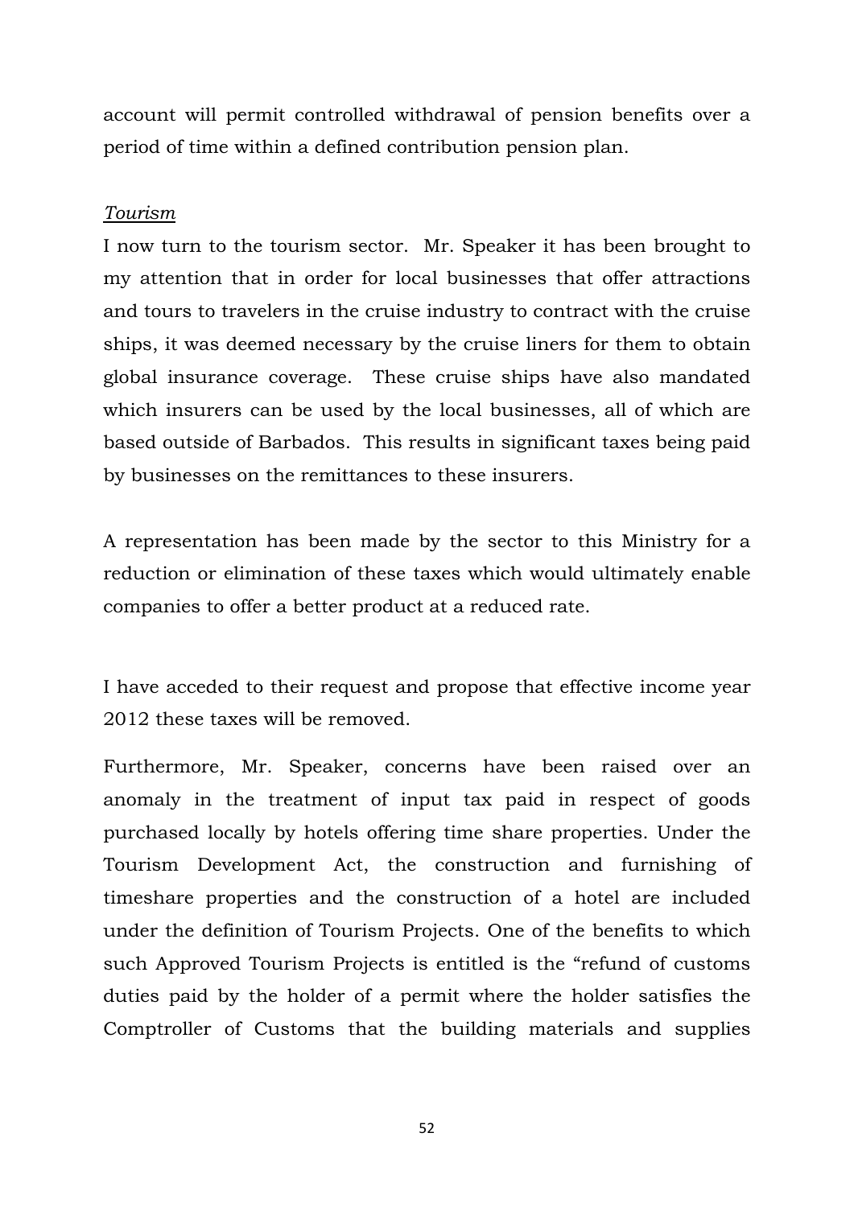account will permit controlled withdrawal of pension benefits over a period of time within a defined contribution pension plan.

*Tourism*

I now turn to the tourism sector. Mr. Speaker it has been brought to my attention that in order for local businesses that offer attractions and tours to travelers in the cruise industry to contract with the cruise ships, it was deemed necessary by the cruise liners for them to obtain global insurance coverage. These cruise ships have also mandated which insurers can be used by the local businesses, all of which are based outside of Barbados. This results in significant taxes being paid by businesses on the remittances to these insurers.

A representation has been made by the sector to this Ministry for a reduction or elimination of these taxes which would ultimately enable companies to offer a better product at a reduced rate.

I have acceded to their request and propose that effective income year 2012 these taxes will be removed.

Furthermore, Mr. Speaker, concerns have been raised over an anomaly in the treatment of input tax paid in respect of goods purchased locally by hotels offering time share properties. Under the Tourism Development Act, the construction and furnishing of timeshare properties and the construction of a hotel are included under the definition of Tourism Projects. One of the benefits to which such Approved Tourism Projects is entitled is the "refund of customs duties paid by the holder of a permit where the holder satisfies the Comptroller of Customs that the building materials and supplies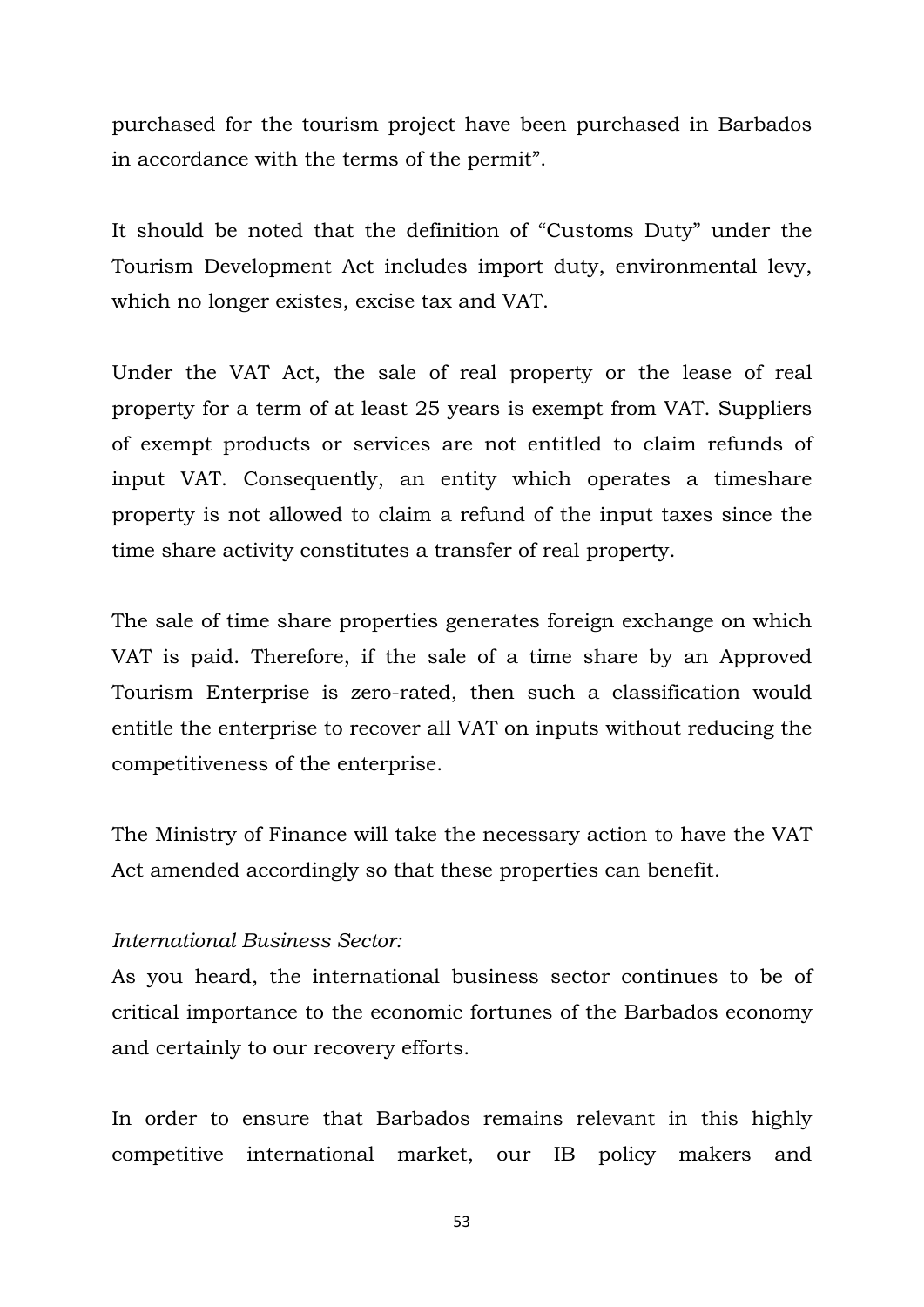purchased for the tourism project have been purchased in Barbados in accordance with the terms of the permit".

It should be noted that the definition of "Customs Duty" under the Tourism Development Act includes import duty, environmental levy, which no longer existes, excise tax and VAT.

Under the VAT Act, the sale of real property or the lease of real property for a term of at least 25 years is exempt from VAT. Suppliers of exempt products or services are not entitled to claim refunds of input VAT. Consequently, an entity which operates a timeshare property is not allowed to claim a refund of the input taxes since the time share activity constitutes a transfer of real property.

The sale of time share properties generates foreign exchange on which VAT is paid. Therefore, if the sale of a time share by an Approved Tourism Enterprise is zero-rated, then such a classification would entitle the enterprise to recover all VAT on inputs without reducing the competitiveness of the enterprise.

The Ministry of Finance will take the necessary action to have the VAT Act amended accordingly so that these properties can benefit.

*International Business Sector:*

As you heard, the international business sector continues to be of critical importance to the economic fortunes of the Barbados economy and certainly to our recovery efforts.

In order to ensure that Barbados remains relevant in this highly competitive international market, our IB policy makers and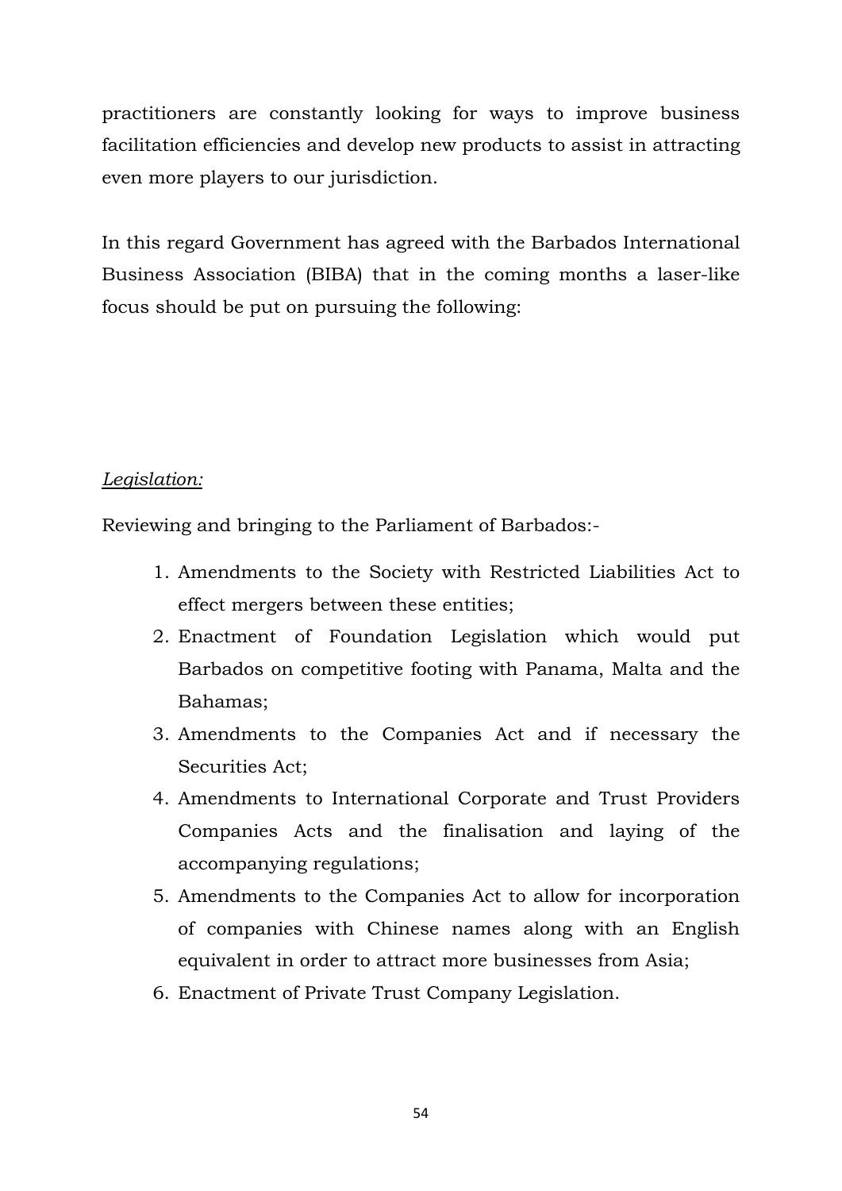practitioners are constantly looking for ways to improve business facilitation efficiencies and develop new products to assist in attracting even more players to our jurisdiction.

In this regard Government has agreed with the Barbados International Business Association (BIBA) that in the coming months a laser-like focus should be put on pursuing the following:

*Legislation:*

Reviewing and bringing to the Parliament of Barbados:-

1. Amendments to the Society with Restricted Liabilities Act to effect mergers between these entities;
2. Enactment of Foundation Legislation which would put Barbados on competitive footing with Panama, Malta and the Bahamas;
3. Amendments to the Companies Act and if necessary the Securities Act;
4. Amendments to International Corporate and Trust Providers Companies Acts and the finalisation and laying of the accompanying regulations;
5. Amendments to the Companies Act to allow for incorporation of companies with Chinese names along with an English equivalent in order to attract more businesses from Asia;
6. Enactment of Private Trust Company Legislation.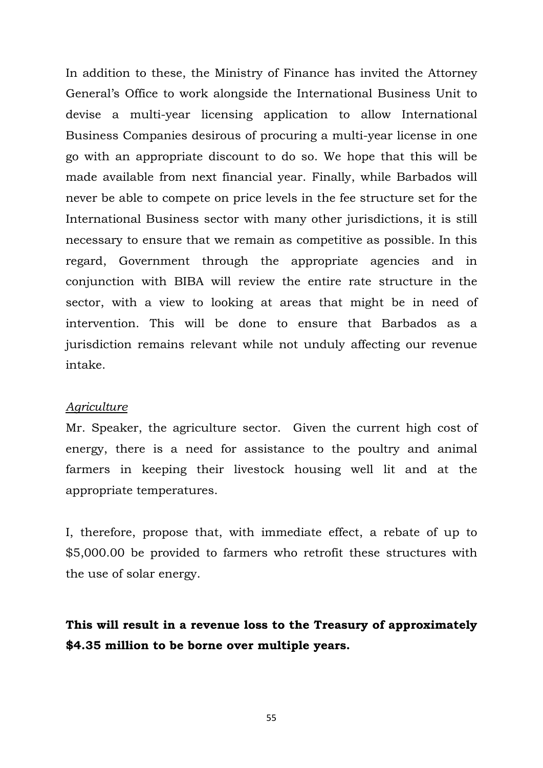In addition to these, the Ministry of Finance has invited the Attorney General's Office to work alongside the International Business Unit to devise a multi-year licensing application to allow International Business Companies desirous of procuring a multi-year license in one go with an appropriate discount to do so. We hope that this will be made available from next financial year. Finally, while Barbados will never be able to compete on price levels in the fee structure set for the International Business sector with many other jurisdictions, it is still necessary to ensure that we remain as competitive as possible. In this regard, Government through the appropriate agencies and in conjunction with BIBA will review the entire rate structure in the sector, with a view to looking at areas that might be in need of intervention. This will be done to ensure that Barbados as a jurisdiction remains relevant while not unduly affecting our revenue intake.

*Agriculture*

Mr. Speaker, the agriculture sector. Given the current high cost of energy, there is a need for assistance to the poultry and animal farmers in keeping their livestock housing well lit and at the appropriate temperatures.

I, therefore, propose that, with immediate effect, a rebate of up to $5,000.00 be provided to farmers who retrofit these structures with the use of solar energy.

**This will result in a revenue loss to the Treasury of approximately $4.35 million to be borne over multiple years.**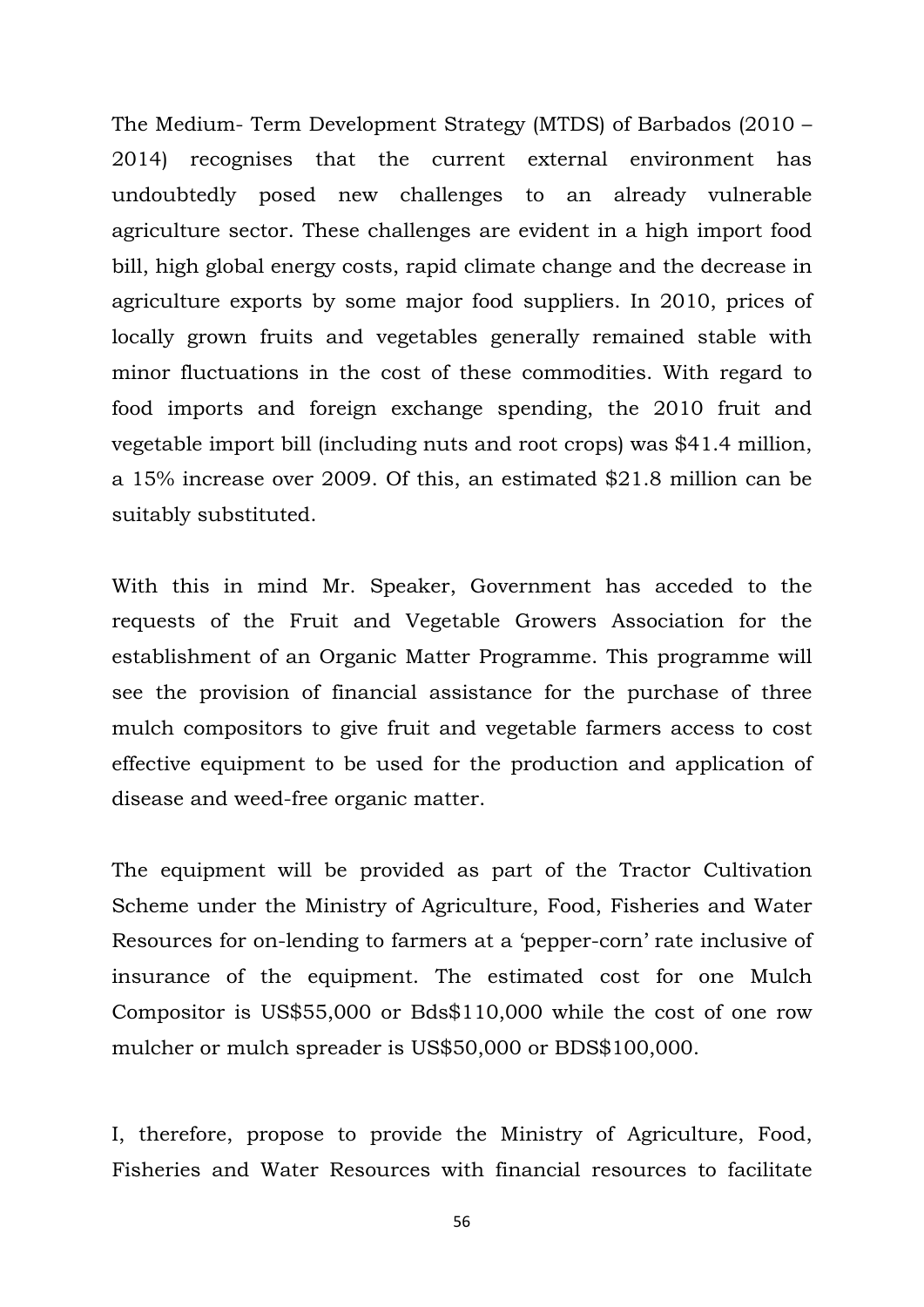The Medium- Term Development Strategy (MTDS) of Barbados (2010 – 2014) recognises that the current external environment has undoubtedly posed new challenges to an already vulnerable agriculture sector. These challenges are evident in a high import food bill, high global energy costs, rapid climate change and the decrease in agriculture exports by some major food suppliers. In 2010, prices of locally grown fruits and vegetables generally remained stable with minor fluctuations in the cost of these commodities. With regard to food imports and foreign exchange spending, the 2010 fruit and vegetable import bill (including nuts and root crops) was $41.4 million, a 15% increase over 2009. Of this, an estimated $21.8 million can be suitably substituted.

With this in mind Mr. Speaker, Government has acceded to the requests of the Fruit and Vegetable Growers Association for the establishment of an Organic Matter Programme. This programme will see the provision of financial assistance for the purchase of three mulch compositors to give fruit and vegetable farmers access to cost effective equipment to be used for the production and application of disease and weed-free organic matter.

The equipment will be provided as part of the Tractor Cultivation Scheme under the Ministry of Agriculture, Food, Fisheries and Water Resources for on-lending to farmers at a 'pepper-corn' rate inclusive of insurance of the equipment. The estimated cost for one Mulch Compositor is US$55,000 or Bds$110,000 while the cost of one row mulcher or mulch spreader is US$50,000 or BDS$100,000.

I, therefore, propose to provide the Ministry of Agriculture, Food, Fisheries and Water Resources with financial resources to facilitate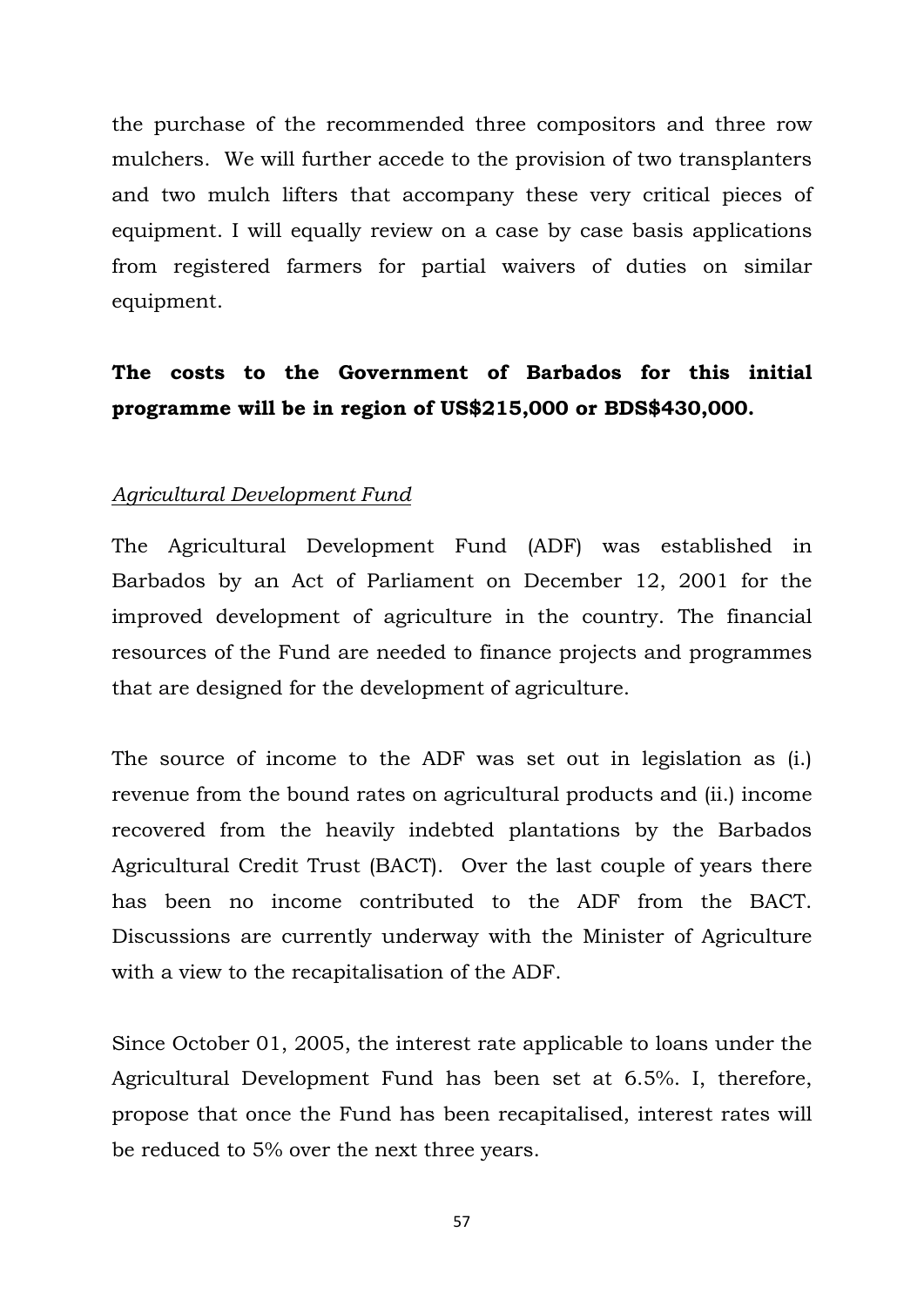the purchase of the recommended three compositors and three row mulchers. We will further accede to the provision of two transplanters and two mulch lifters that accompany these very critical pieces of equipment. I will equally review on a case by case basis applications from registered farmers for partial waivers of duties on similar equipment.

**The costs to the Government of Barbados for this initial programme will be in region of US$215,000 or BDS$430,000.**

*Agricultural Development Fund*

The Agricultural Development Fund (ADF) was established in Barbados by an Act of Parliament on December 12, 2001 for the improved development of agriculture in the country. The financial resources of the Fund are needed to finance projects and programmes that are designed for the development of agriculture.

The source of income to the ADF was set out in legislation as (i.) revenue from the bound rates on agricultural products and (ii.) income recovered from the heavily indebted plantations by the Barbados Agricultural Credit Trust (BACT). Over the last couple of years there has been no income contributed to the ADF from the BACT. Discussions are currently underway with the Minister of Agriculture with a view to the recapitalisation of the ADF.

Since October 01, 2005, the interest rate applicable to loans under the Agricultural Development Fund has been set at 6.5%. I, therefore, propose that once the Fund has been recapitalised, interest rates will be reduced to 5% over the next three years.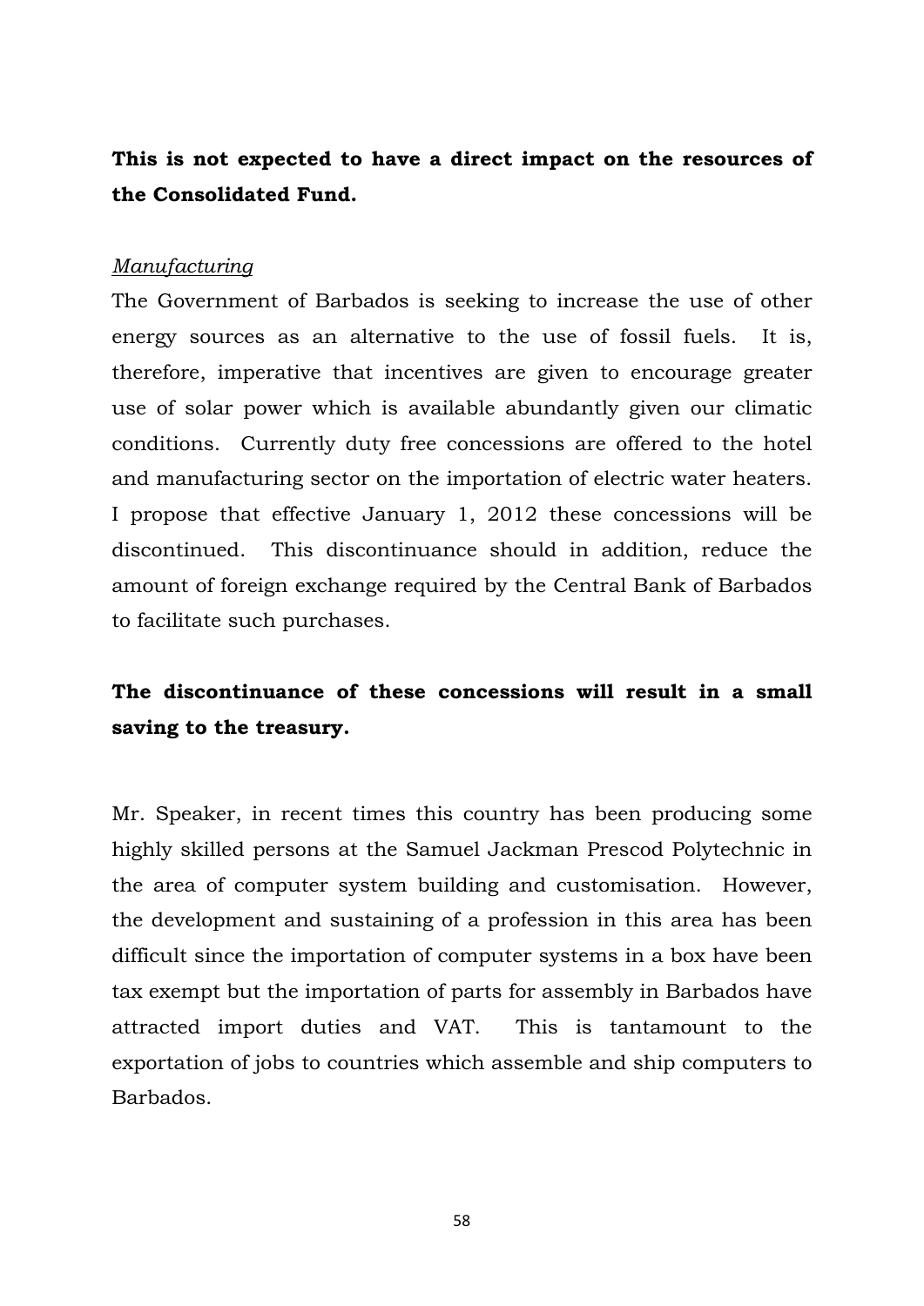**This is not expected to have a direct impact on the resources of the Consolidated Fund.**

*Manufacturing*

The Government of Barbados is seeking to increase the use of other energy sources as an alternative to the use of fossil fuels. It is, therefore, imperative that incentives are given to encourage greater use of solar power which is available abundantly given our climatic conditions. Currently duty free concessions are offered to the hotel and manufacturing sector on the importation of electric water heaters. I propose that effective January 1, 2012 these concessions will be discontinued. This discontinuance should in addition, reduce the amount of foreign exchange required by the Central Bank of Barbados to facilitate such purchases.

**The discontinuance of these concessions will result in a small saving to the treasury.**

Mr. Speaker, in recent times this country has been producing some highly skilled persons at the Samuel Jackman Prescod Polytechnic in the area of computer system building and customisation. However, the development and sustaining of a profession in this area has been difficult since the importation of computer systems in a box have been tax exempt but the importation of parts for assembly in Barbados have attracted import duties and VAT. This is tantamount to the exportation of jobs to countries which assemble and ship computers to Barbados.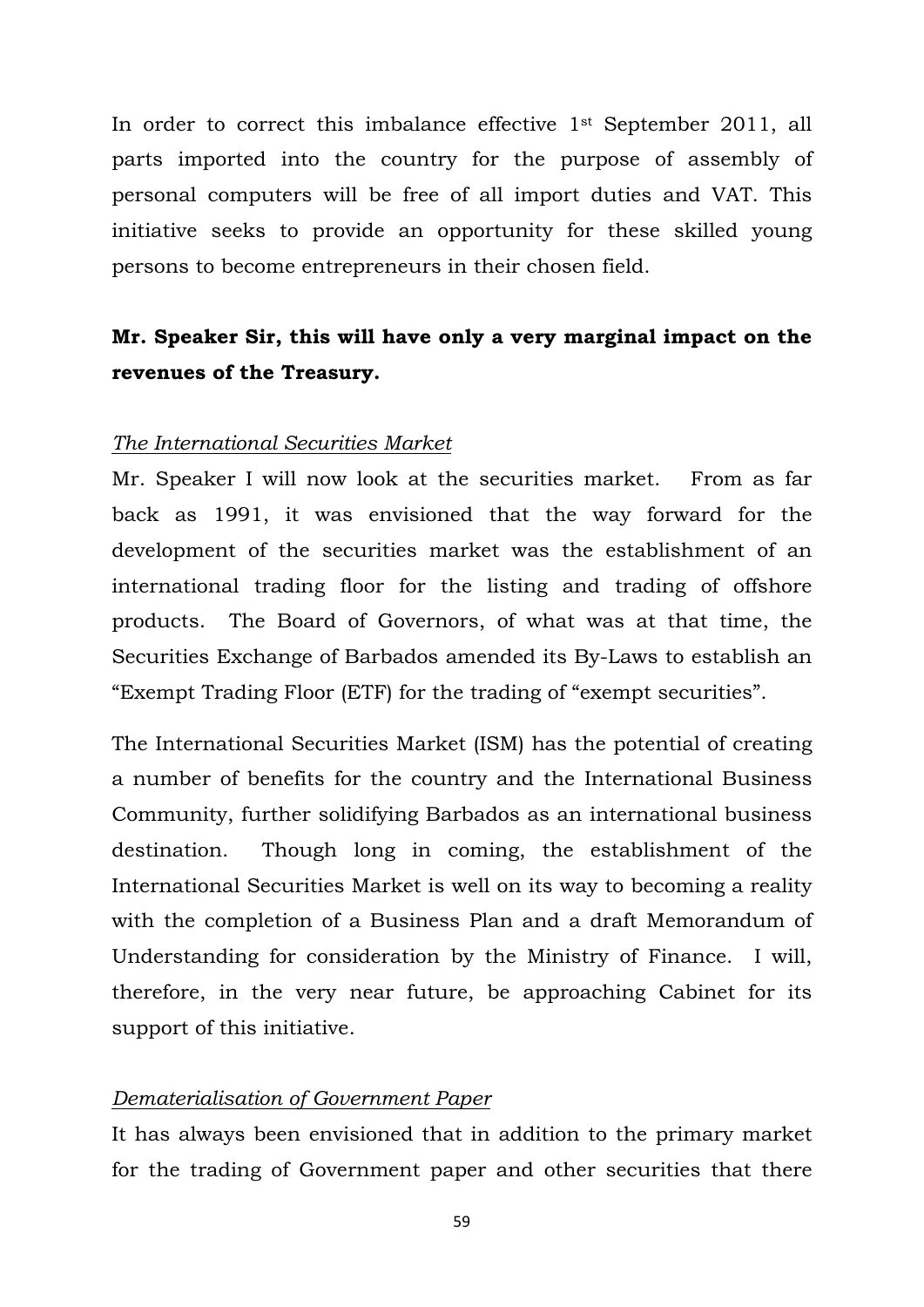In order to correct this imbalance effective 1st September 2011, all parts imported into the country for the purpose of assembly of personal computers will be free of all import duties and VAT. This initiative seeks to provide an opportunity for these skilled young persons to become entrepreneurs in their chosen field.

**Mr. Speaker Sir, this will have only a very marginal impact on the revenues of the Treasury.**

*The International Securities Market*

Mr. Speaker I will now look at the securities market. From as far back as 1991, it was envisioned that the way forward for the development of the securities market was the establishment of an international trading floor for the listing and trading of offshore products. The Board of Governors, of what was at that time, the Securities Exchange of Barbados amended its By-Laws to establish an "Exempt Trading Floor (ETF) for the trading of "exempt securities".

The International Securities Market (ISM) has the potential of creating a number of benefits for the country and the International Business Community, further solidifying Barbados as an international business destination. Though long in coming, the establishment of the International Securities Market is well on its way to becoming a reality with the completion of a Business Plan and a draft Memorandum of Understanding for consideration by the Ministry of Finance. I will, therefore, in the very near future, be approaching Cabinet for its support of this initiative.

*Dematerialisation of Government Paper*

It has always been envisioned that in addition to the primary market for the trading of Government paper and other securities that there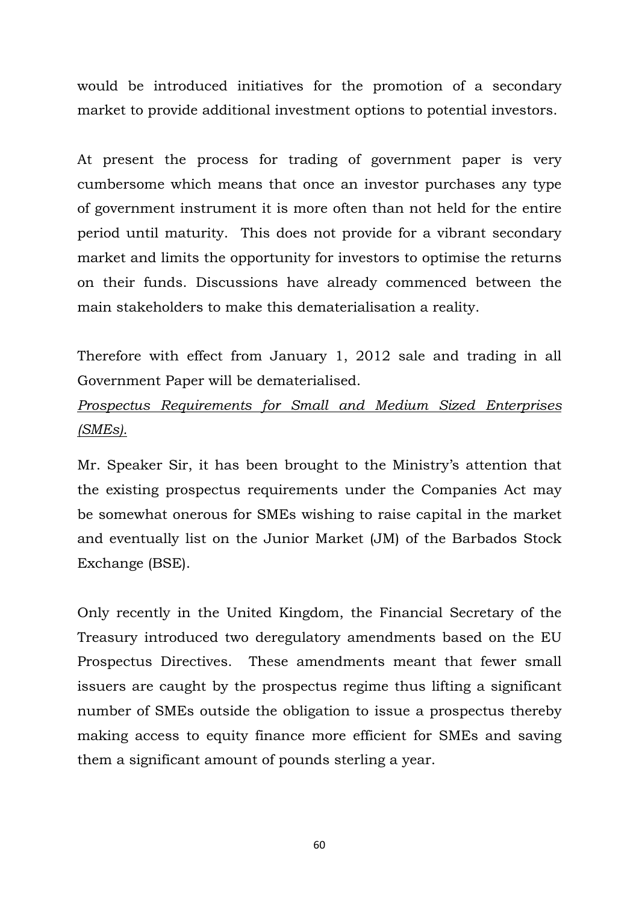would be introduced initiatives for the promotion of a secondary market to provide additional investment options to potential investors.

At present the process for trading of government paper is very cumbersome which means that once an investor purchases any type of government instrument it is more often than not held for the entire period until maturity. This does not provide for a vibrant secondary market and limits the opportunity for investors to optimise the returns on their funds. Discussions have already commenced between the main stakeholders to make this dematerialisation a reality.

Therefore with effect from January 1, 2012 sale and trading in all Government Paper will be dematerialised.

*<u>Prospectus Requirements for Small and Medium Sized Enterprises (SMEs).</u>*

Mr. Speaker Sir, it has been brought to the Ministry's attention that the existing prospectus requirements under the Companies Act may be somewhat onerous for SMEs wishing to raise capital in the market and eventually list on the Junior Market (JM) of the Barbados Stock Exchange (BSE).

Only recently in the United Kingdom, the Financial Secretary of the Treasury introduced two deregulatory amendments based on the EU Prospectus Directives. These amendments meant that fewer small issuers are caught by the prospectus regime thus lifting a significant number of SMEs outside the obligation to issue a prospectus thereby making access to equity finance more efficient for SMEs and saving them a significant amount of pounds sterling a year.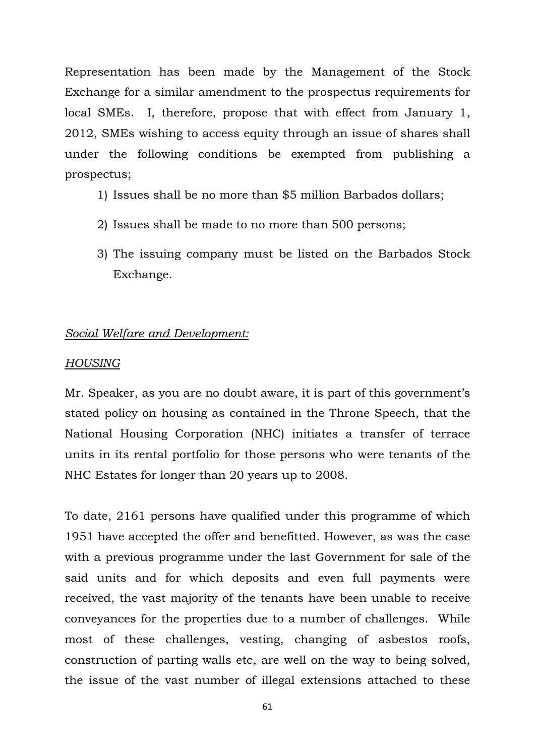Representation has been made by the Management of the Stock Exchange for a similar amendment to the prospectus requirements for local SMEs. I, therefore, propose that with effect from January 1, 2012, SMEs wishing to access equity through an issue of shares shall under the following conditions be exempted from publishing a prospectus;

1) Issues shall be no more than $5 million Barbados dollars;
2) Issues shall be made to no more than 500 persons;
3) The issuing company must be listed on the Barbados Stock Exchange.

*<u>Social Welfare and Development:</u>*

*<u>HOUSING</u>*

Mr. Speaker, as you are no doubt aware, it is part of this government's stated policy on housing as contained in the Throne Speech, that the National Housing Corporation (NHC) initiates a transfer of terrace units in its rental portfolio for those persons who were tenants of the NHC Estates for longer than 20 years up to 2008.

To date, 2161 persons have qualified under this programme of which 1951 have accepted the offer and benefitted. However, as was the case with a previous programme under the last Government for sale of the said units and for which deposits and even full payments were received, the vast majority of the tenants have been unable to receive conveyances for the properties due to a number of challenges. While most of these challenges, vesting, changing of asbestos roofs, construction of parting walls etc, are well on the way to being solved, the issue of the vast number of illegal extensions attached to these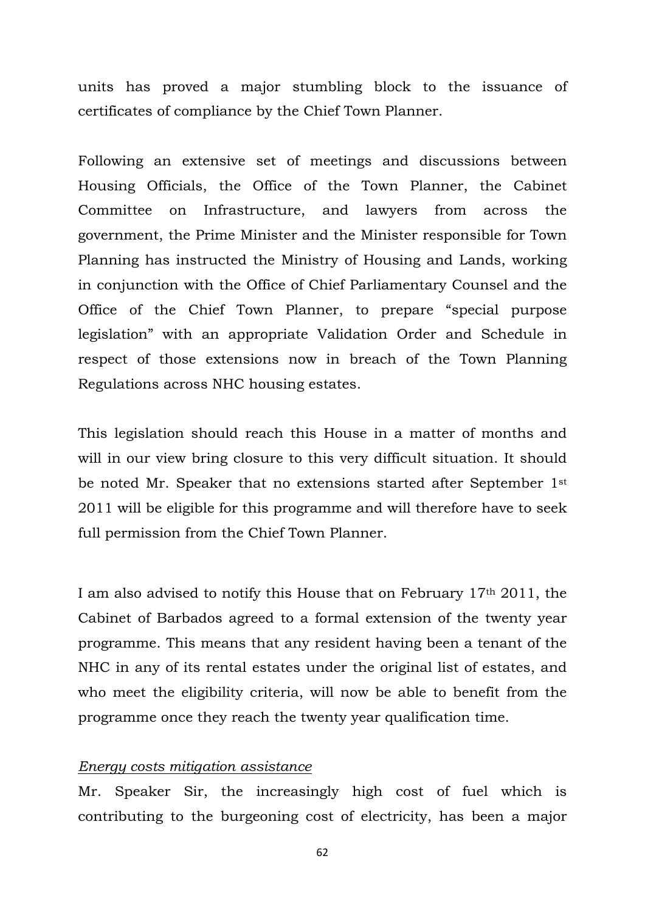units has proved a major stumbling block to the issuance of certificates of compliance by the Chief Town Planner.

Following an extensive set of meetings and discussions between Housing Officials, the Office of the Town Planner, the Cabinet Committee on Infrastructure, and lawyers from across the government, the Prime Minister and the Minister responsible for Town Planning has instructed the Ministry of Housing and Lands, working in conjunction with the Office of Chief Parliamentary Counsel and the Office of the Chief Town Planner, to prepare "special purpose legislation" with an appropriate Validation Order and Schedule in respect of those extensions now in breach of the Town Planning Regulations across NHC housing estates.

This legislation should reach this House in a matter of months and will in our view bring closure to this very difficult situation. It should be noted Mr. Speaker that no extensions started after September 1st 2011 will be eligible for this programme and will therefore have to seek full permission from the Chief Town Planner.

I am also advised to notify this House that on February 17th 2011, the Cabinet of Barbados agreed to a formal extension of the twenty year programme. This means that any resident having been a tenant of the NHC in any of its rental estates under the original list of estates, and who meet the eligibility criteria, will now be able to benefit from the programme once they reach the twenty year qualification time.

*Energy costs mitigation assistance*

Mr. Speaker Sir, the increasingly high cost of fuel which is contributing to the burgeoning cost of electricity, has been a major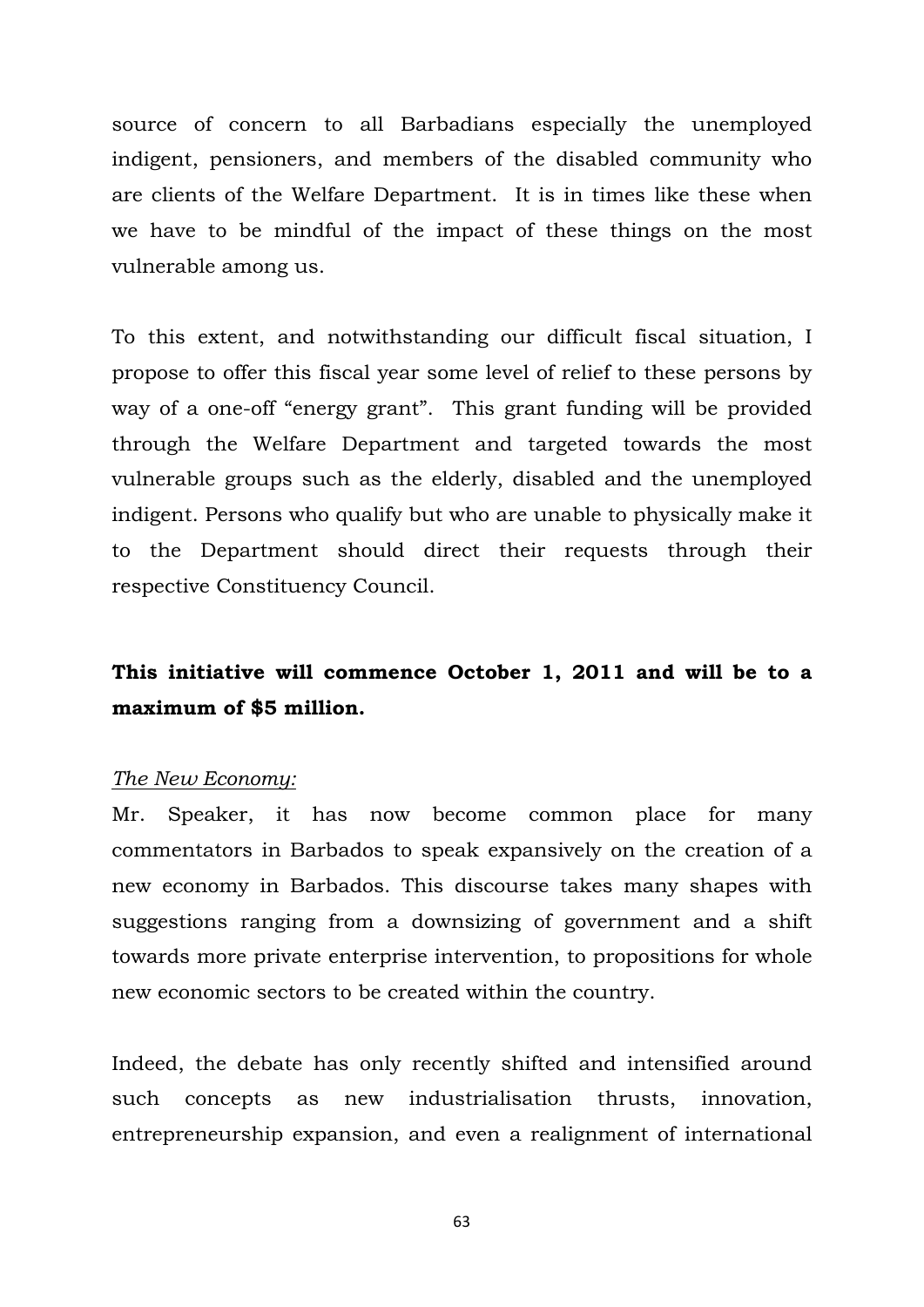source of concern to all Barbadians especially the unemployed indigent, pensioners, and members of the disabled community who are clients of the Welfare Department. It is in times like these when we have to be mindful of the impact of these things on the most vulnerable among us.

To this extent, and notwithstanding our difficult fiscal situation, I propose to offer this fiscal year some level of relief to these persons by way of a one-off "energy grant". This grant funding will be provided through the Welfare Department and targeted towards the most vulnerable groups such as the elderly, disabled and the unemployed indigent. Persons who qualify but who are unable to physically make it to the Department should direct their requests through their respective Constituency Council.

**This initiative will commence October 1, 2011 and will be to a maximum of $5 million.**

*The New Economy:*

Mr. Speaker, it has now become common place for many commentators in Barbados to speak expansively on the creation of a new economy in Barbados. This discourse takes many shapes with suggestions ranging from a downsizing of government and a shift towards more private enterprise intervention, to propositions for whole new economic sectors to be created within the country.

Indeed, the debate has only recently shifted and intensified around such concepts as new industrialisation thrusts, innovation, entrepreneurship expansion, and even a realignment of international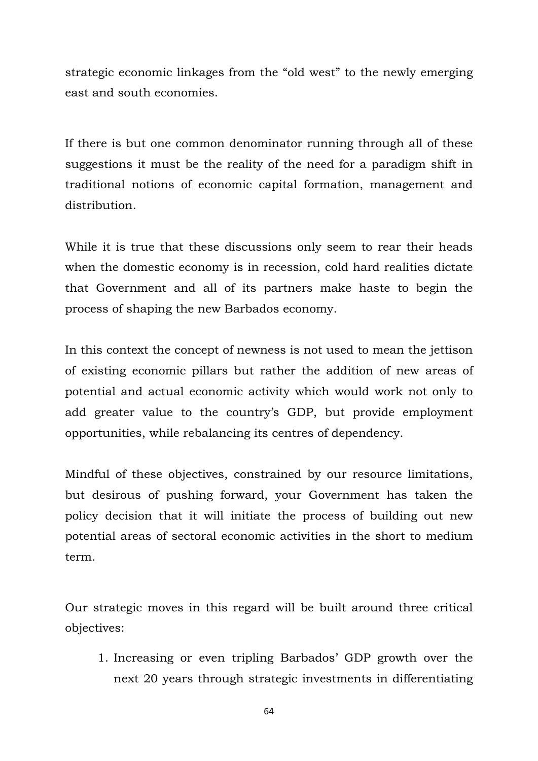strategic economic linkages from the "old west" to the newly emerging east and south economies.

If there is but one common denominator running through all of these suggestions it must be the reality of the need for a paradigm shift in traditional notions of economic capital formation, management and distribution.

While it is true that these discussions only seem to rear their heads when the domestic economy is in recession, cold hard realities dictate that Government and all of its partners make haste to begin the process of shaping the new Barbados economy.

In this context the concept of newness is not used to mean the jettison of existing economic pillars but rather the addition of new areas of potential and actual economic activity which would work not only to add greater value to the country's GDP, but provide employment opportunities, while rebalancing its centres of dependency.

Mindful of these objectives, constrained by our resource limitations, but desirous of pushing forward, your Government has taken the policy decision that it will initiate the process of building out new potential areas of sectoral economic activities in the short to medium term.

Our strategic moves in this regard will be built around three critical objectives:

1. Increasing or even tripling Barbados' GDP growth over the next 20 years through strategic investments in differentiating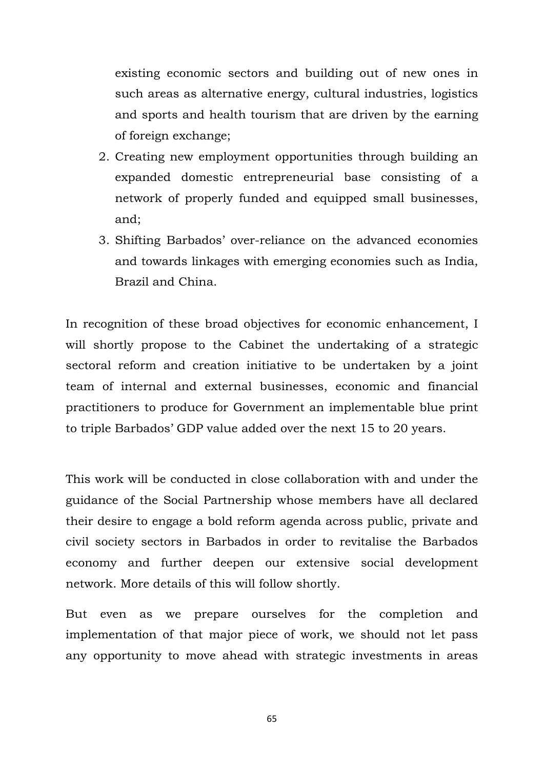existing economic sectors and building out of new ones in such areas as alternative energy, cultural industries, logistics and sports and health tourism that are driven by the earning of foreign exchange;

2. Creating new employment opportunities through building an expanded domestic entrepreneurial base consisting of a network of properly funded and equipped small businesses, and;
3. Shifting Barbados' over-reliance on the advanced economies and towards linkages with emerging economies such as India, Brazil and China.

In recognition of these broad objectives for economic enhancement, I will shortly propose to the Cabinet the undertaking of a strategic sectoral reform and creation initiative to be undertaken by a joint team of internal and external businesses, economic and financial practitioners to produce for Government an implementable blue print to triple Barbados' GDP value added over the next 15 to 20 years.

This work will be conducted in close collaboration with and under the guidance of the Social Partnership whose members have all declared their desire to engage a bold reform agenda across public, private and civil society sectors in Barbados in order to revitalise the Barbados economy and further deepen our extensive social development network. More details of this will follow shortly.

But even as we prepare ourselves for the completion and implementation of that major piece of work, we should not let pass any opportunity to move ahead with strategic investments in areas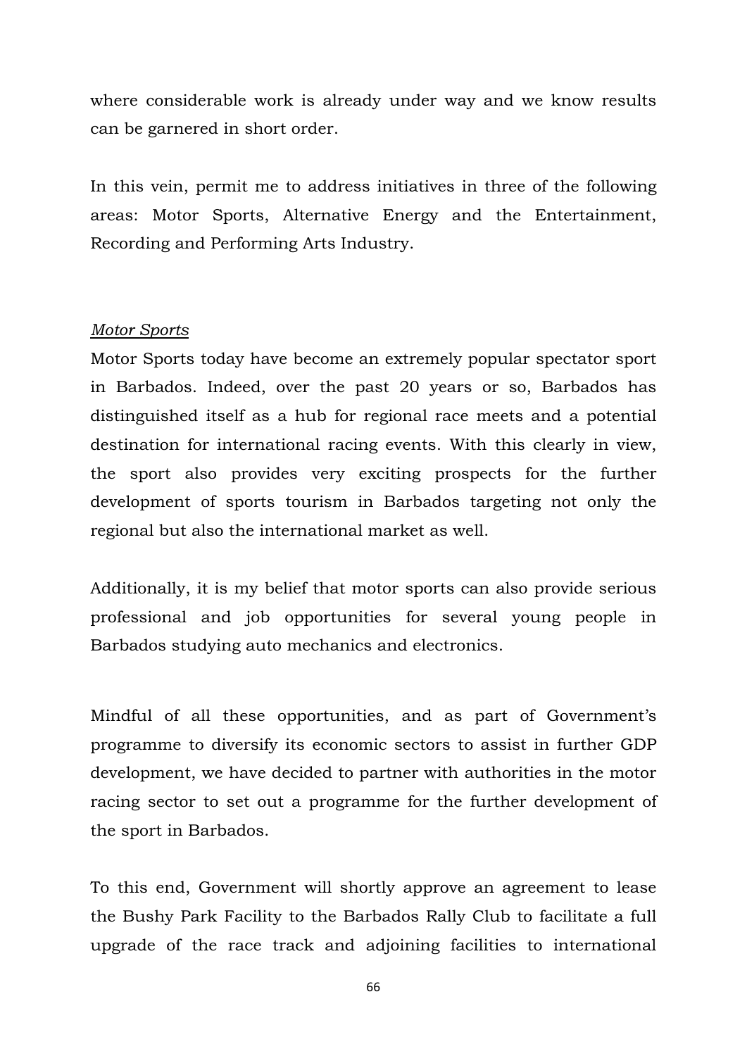where considerable work is already under way and we know results can be garnered in short order.

In this vein, permit me to address initiatives in three of the following areas: Motor Sports, Alternative Energy and the Entertainment, Recording and Performing Arts Industry.

*Motor Sports*

Motor Sports today have become an extremely popular spectator sport in Barbados. Indeed, over the past 20 years or so, Barbados has distinguished itself as a hub for regional race meets and a potential destination for international racing events. With this clearly in view, the sport also provides very exciting prospects for the further development of sports tourism in Barbados targeting not only the regional but also the international market as well.

Additionally, it is my belief that motor sports can also provide serious professional and job opportunities for several young people in Barbados studying auto mechanics and electronics.

Mindful of all these opportunities, and as part of Government's programme to diversify its economic sectors to assist in further GDP development, we have decided to partner with authorities in the motor racing sector to set out a programme for the further development of the sport in Barbados.

To this end, Government will shortly approve an agreement to lease the Bushy Park Facility to the Barbados Rally Club to facilitate a full upgrade of the race track and adjoining facilities to international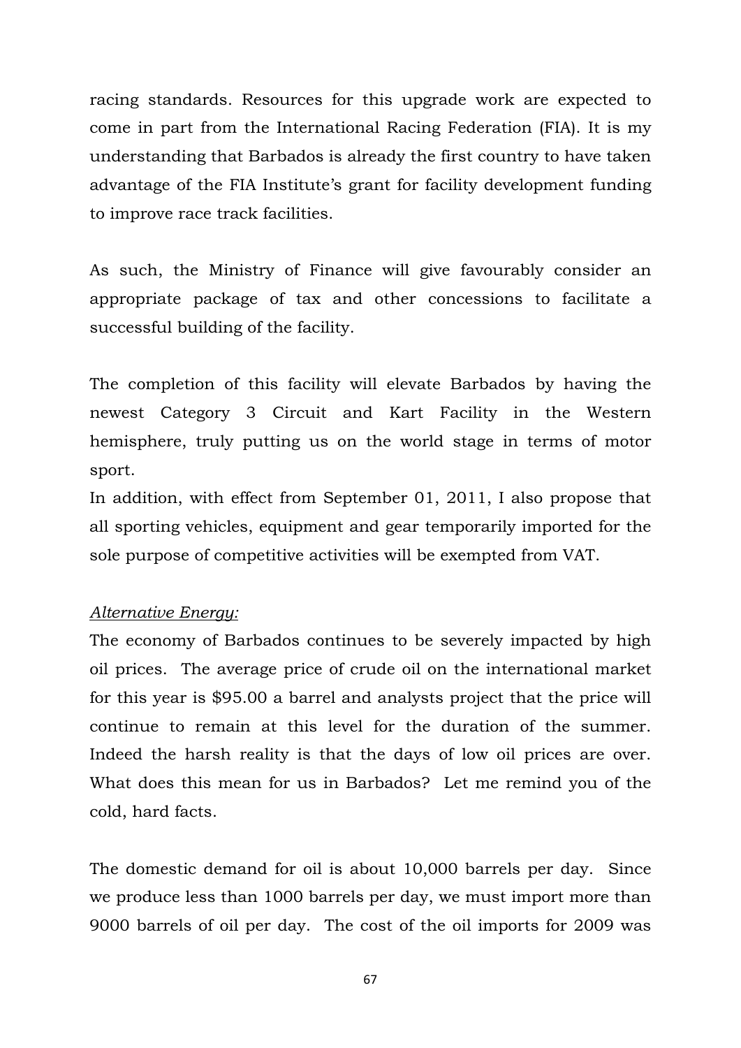racing standards. Resources for this upgrade work are expected to come in part from the International Racing Federation (FIA). It is my understanding that Barbados is already the first country to have taken advantage of the FIA Institute's grant for facility development funding to improve race track facilities.

As such, the Ministry of Finance will give favourably consider an appropriate package of tax and other concessions to facilitate a successful building of the facility.

The completion of this facility will elevate Barbados by having the newest Category 3 Circuit and Kart Facility in the Western hemisphere, truly putting us on the world stage in terms of motor sport.

In addition, with effect from September 01, 2011, I also propose that all sporting vehicles, equipment and gear temporarily imported for the sole purpose of competitive activities will be exempted from VAT.

*Alternative Energy:*

The economy of Barbados continues to be severely impacted by high oil prices. The average price of crude oil on the international market for this year is $95.00 a barrel and analysts project that the price will continue to remain at this level for the duration of the summer. Indeed the harsh reality is that the days of low oil prices are over. What does this mean for us in Barbados? Let me remind you of the cold, hard facts.

The domestic demand for oil is about 10,000 barrels per day. Since we produce less than 1000 barrels per day, we must import more than 9000 barrels of oil per day. The cost of the oil imports for 2009 was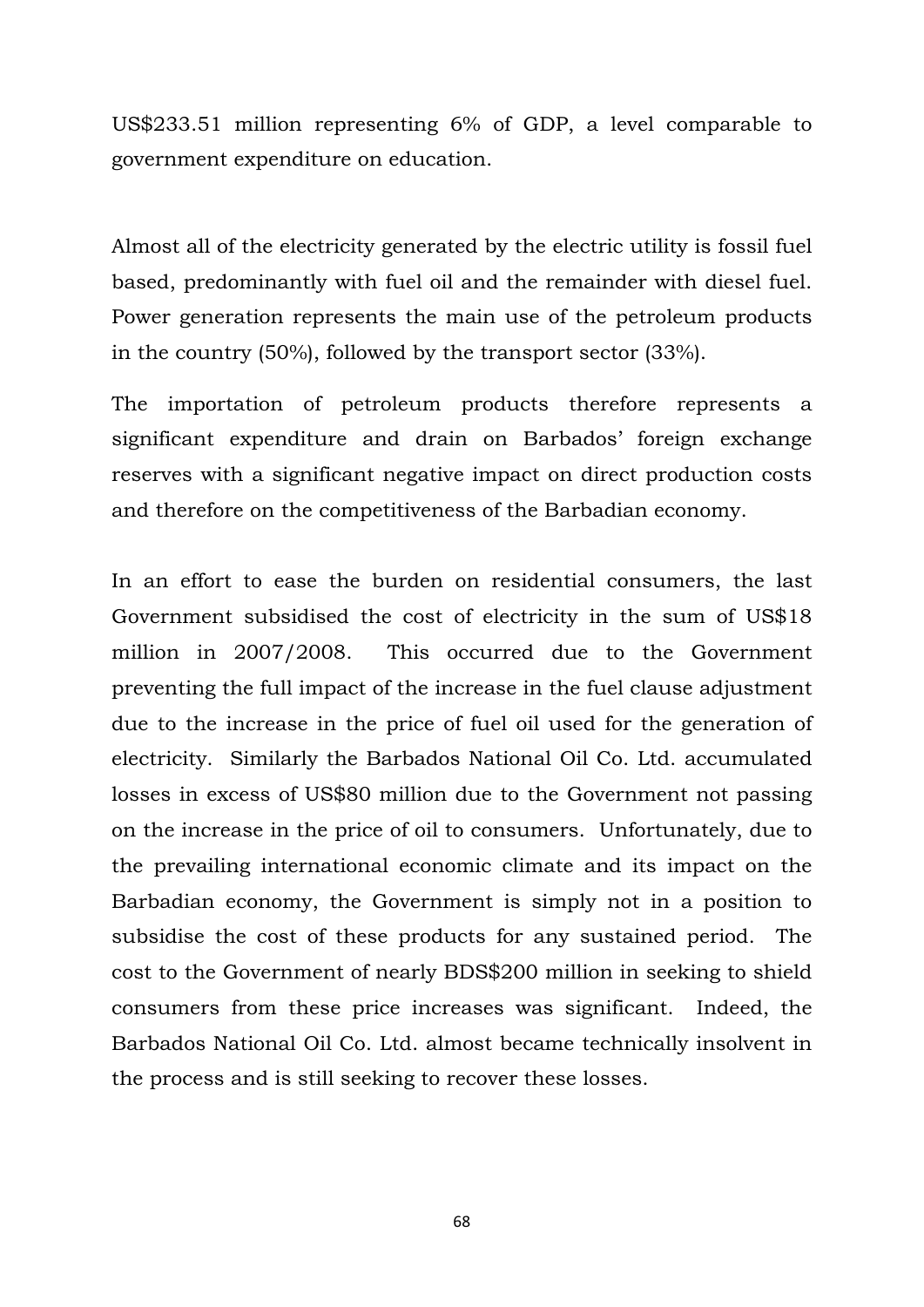US$233.51 million representing 6% of GDP, a level comparable to government expenditure on education.

Almost all of the electricity generated by the electric utility is fossil fuel based, predominantly with fuel oil and the remainder with diesel fuel. Power generation represents the main use of the petroleum products in the country (50%), followed by the transport sector (33%).

The importation of petroleum products therefore represents a significant expenditure and drain on Barbados' foreign exchange reserves with a significant negative impact on direct production costs and therefore on the competitiveness of the Barbadian economy.

In an effort to ease the burden on residential consumers, the last Government subsidised the cost of electricity in the sum of US$18 million in 2007/2008. This occurred due to the Government preventing the full impact of the increase in the fuel clause adjustment due to the increase in the price of fuel oil used for the generation of electricity. Similarly the Barbados National Oil Co. Ltd. accumulated losses in excess of US$80 million due to the Government not passing on the increase in the price of oil to consumers. Unfortunately, due to the prevailing international economic climate and its impact on the Barbadian economy, the Government is simply not in a position to subsidise the cost of these products for any sustained period. The cost to the Government of nearly BDS$200 million in seeking to shield consumers from these price increases was significant. Indeed, the Barbados National Oil Co. Ltd. almost became technically insolvent in the process and is still seeking to recover these losses.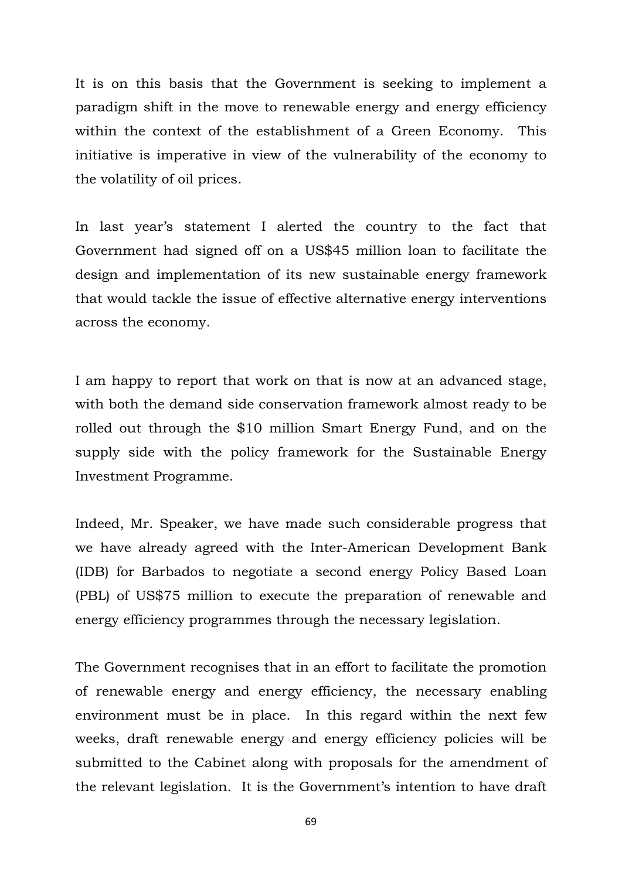It is on this basis that the Government is seeking to implement a paradigm shift in the move to renewable energy and energy efficiency within the context of the establishment of a Green Economy. This initiative is imperative in view of the vulnerability of the economy to the volatility of oil prices.

In last year's statement I alerted the country to the fact that Government had signed off on a US$45 million loan to facilitate the design and implementation of its new sustainable energy framework that would tackle the issue of effective alternative energy interventions across the economy.

I am happy to report that work on that is now at an advanced stage, with both the demand side conservation framework almost ready to be rolled out through the $10 million Smart Energy Fund, and on the supply side with the policy framework for the Sustainable Energy Investment Programme.

Indeed, Mr. Speaker, we have made such considerable progress that we have already agreed with the Inter-American Development Bank (IDB) for Barbados to negotiate a second energy Policy Based Loan (PBL) of US$75 million to execute the preparation of renewable and energy efficiency programmes through the necessary legislation.

The Government recognises that in an effort to facilitate the promotion of renewable energy and energy efficiency, the necessary enabling environment must be in place. In this regard within the next few weeks, draft renewable energy and energy efficiency policies will be submitted to the Cabinet along with proposals for the amendment of the relevant legislation. It is the Government's intention to have draft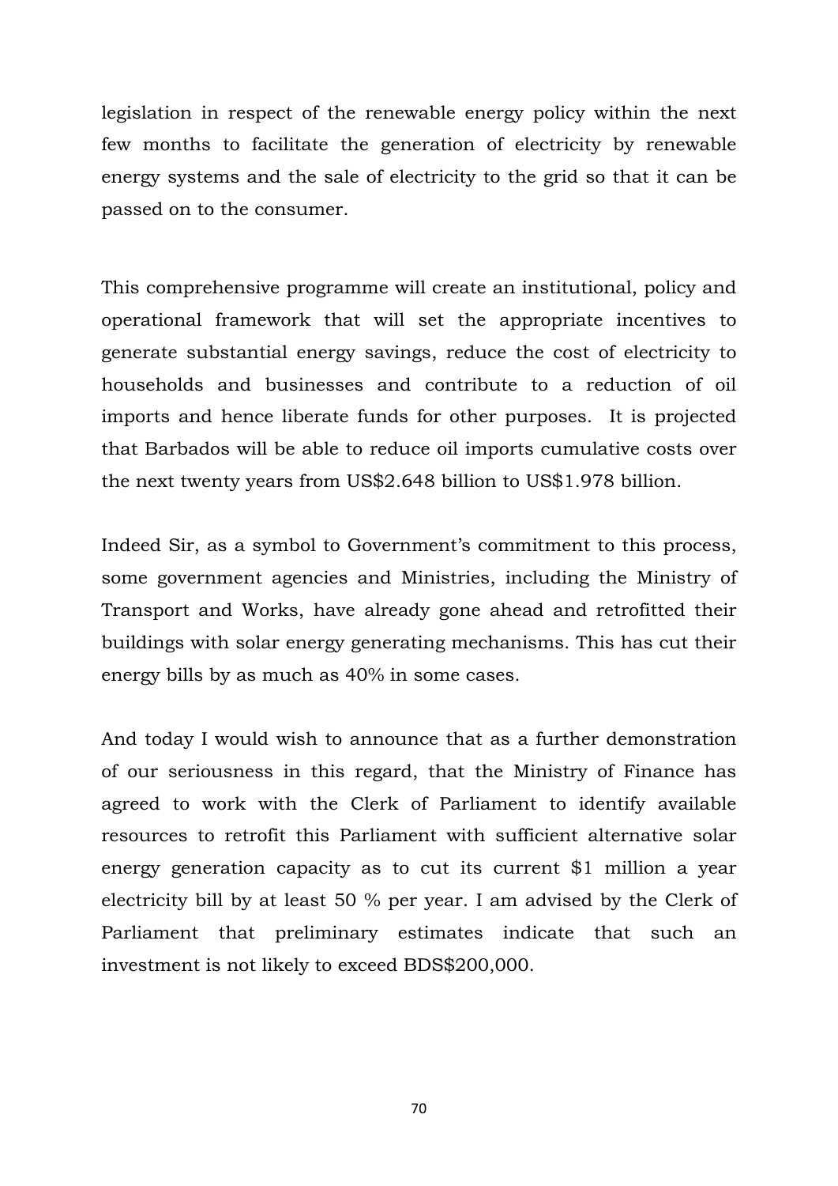legislation in respect of the renewable energy policy within the next few months to facilitate the generation of electricity by renewable energy systems and the sale of electricity to the grid so that it can be passed on to the consumer.

This comprehensive programme will create an institutional, policy and operational framework that will set the appropriate incentives to generate substantial energy savings, reduce the cost of electricity to households and businesses and contribute to a reduction of oil imports and hence liberate funds for other purposes. It is projected that Barbados will be able to reduce oil imports cumulative costs over the next twenty years from US$2.648 billion to US$1.978 billion.

Indeed Sir, as a symbol to Government's commitment to this process, some government agencies and Ministries, including the Ministry of Transport and Works, have already gone ahead and retrofitted their buildings with solar energy generating mechanisms. This has cut their energy bills by as much as 40% in some cases.

And today I would wish to announce that as a further demonstration of our seriousness in this regard, that the Ministry of Finance has agreed to work with the Clerk of Parliament to identify available resources to retrofit this Parliament with sufficient alternative solar energy generation capacity as to cut its current $1 million a year electricity bill by at least 50 % per year. I am advised by the Clerk of Parliament that preliminary estimates indicate that such an investment is not likely to exceed BDS$200,000.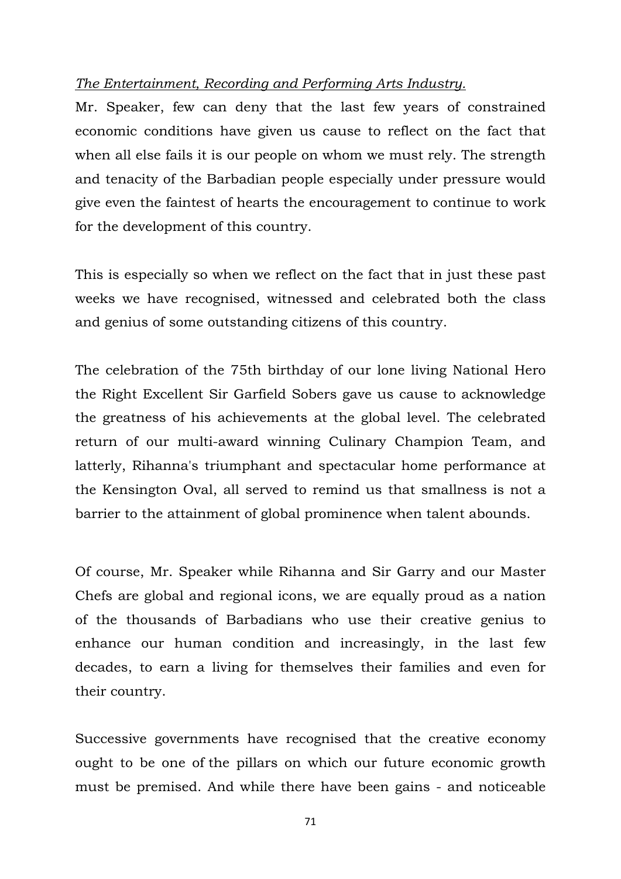*The Entertainment, Recording and Performing Arts Industry.*

Mr. Speaker, few can deny that the last few years of constrained economic conditions have given us cause to reflect on the fact that when all else fails it is our people on whom we must rely. The strength and tenacity of the Barbadian people especially under pressure would give even the faintest of hearts the encouragement to continue to work for the development of this country.

This is especially so when we reflect on the fact that in just these past weeks we have recognised, witnessed and celebrated both the class and genius of some outstanding citizens of this country.

The celebration of the 75th birthday of our lone living National Hero the Right Excellent Sir Garfield Sobers gave us cause to acknowledge the greatness of his achievements at the global level. The celebrated return of our multi-award winning Culinary Champion Team, and latterly, Rihanna's triumphant and spectacular home performance at the Kensington Oval, all served to remind us that smallness is not a barrier to the attainment of global prominence when talent abounds.

Of course, Mr. Speaker while Rihanna and Sir Garry and our Master Chefs are global and regional icons, we are equally proud as a nation of the thousands of Barbadians who use their creative genius to enhance our human condition and increasingly, in the last few decades, to earn a living for themselves their families and even for their country.

Successive governments have recognised that the creative economy ought to be one of the pillars on which our future economic growth must be premised. And while there have been gains - and noticeable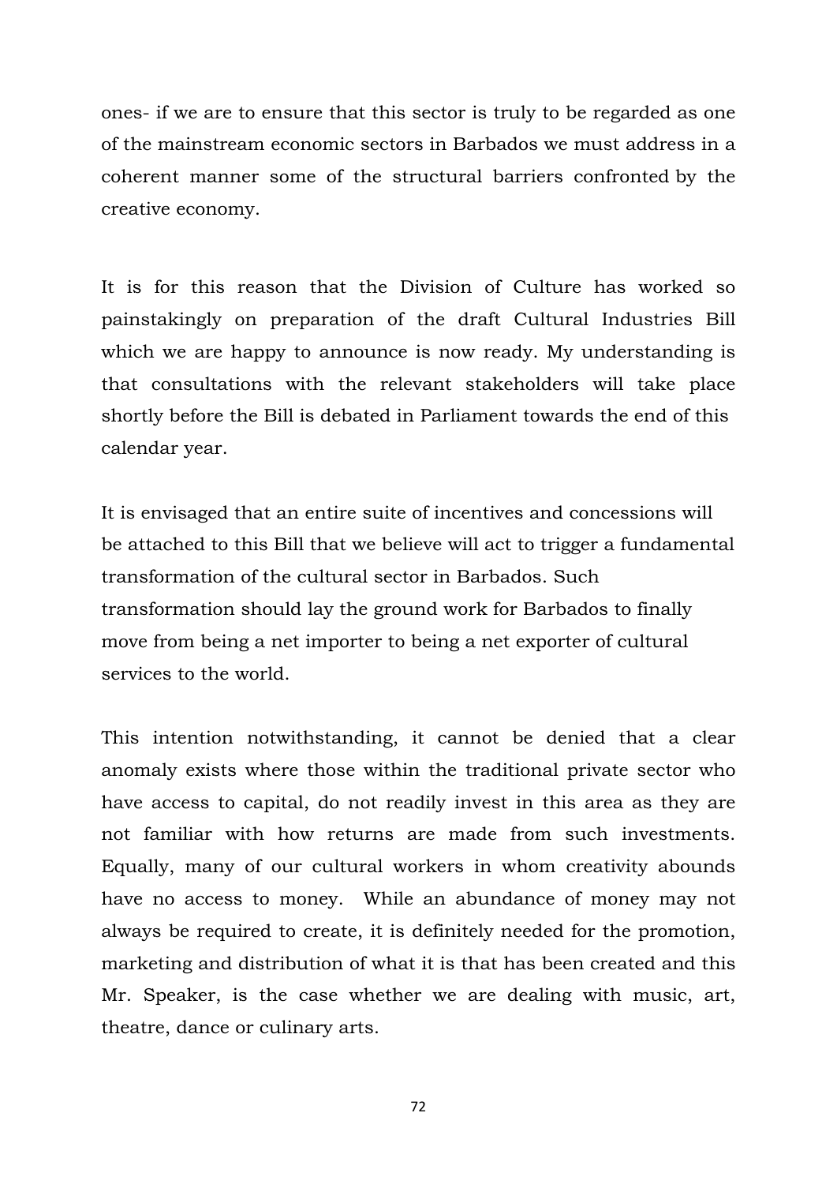ones- if we are to ensure that this sector is truly to be regarded as one of the mainstream economic sectors in Barbados we must address in a coherent manner some of the structural barriers confronted by the creative economy.

It is for this reason that the Division of Culture has worked so painstakingly on preparation of the draft Cultural Industries Bill which we are happy to announce is now ready. My understanding is that consultations with the relevant stakeholders will take place shortly before the Bill is debated in Parliament towards the end of this calendar year.

It is envisaged that an entire suite of incentives and concessions will be attached to this Bill that we believe will act to trigger a fundamental transformation of the cultural sector in Barbados. Such transformation should lay the ground work for Barbados to finally move from being a net importer to being a net exporter of cultural services to the world.

This intention notwithstanding, it cannot be denied that a clear anomaly exists where those within the traditional private sector who have access to capital, do not readily invest in this area as they are not familiar with how returns are made from such investments. Equally, many of our cultural workers in whom creativity abounds have no access to money. While an abundance of money may not always be required to create, it is definitely needed for the promotion, marketing and distribution of what it is that has been created and this Mr. Speaker, is the case whether we are dealing with music, art, theatre, dance or culinary arts.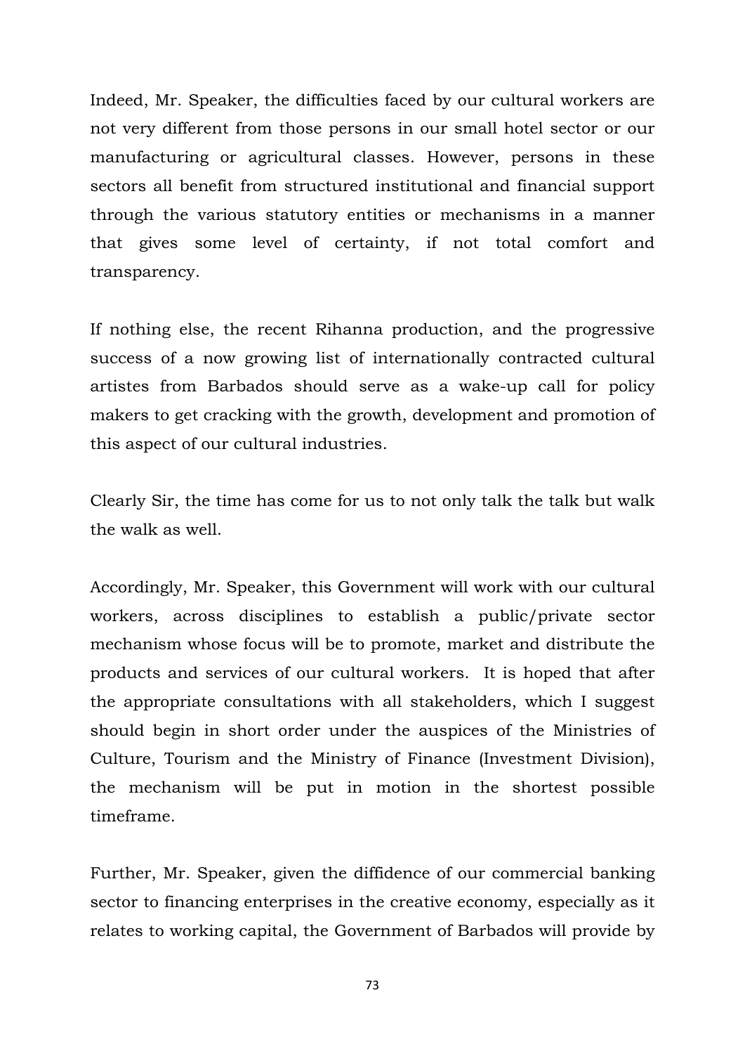Indeed, Mr. Speaker, the difficulties faced by our cultural workers are not very different from those persons in our small hotel sector or our manufacturing or agricultural classes. However, persons in these sectors all benefit from structured institutional and financial support through the various statutory entities or mechanisms in a manner that gives some level of certainty, if not total comfort and transparency.

If nothing else, the recent Rihanna production, and the progressive success of a now growing list of internationally contracted cultural artistes from Barbados should serve as a wake-up call for policy makers to get cracking with the growth, development and promotion of this aspect of our cultural industries.

Clearly Sir, the time has come for us to not only talk the talk but walk the walk as well.

Accordingly, Mr. Speaker, this Government will work with our cultural workers, across disciplines to establish a public/private sector mechanism whose focus will be to promote, market and distribute the products and services of our cultural workers. It is hoped that after the appropriate consultations with all stakeholders, which I suggest should begin in short order under the auspices of the Ministries of Culture, Tourism and the Ministry of Finance (Investment Division), the mechanism will be put in motion in the shortest possible timeframe.

Further, Mr. Speaker, given the diffidence of our commercial banking sector to financing enterprises in the creative economy, especially as it relates to working capital, the Government of Barbados will provide by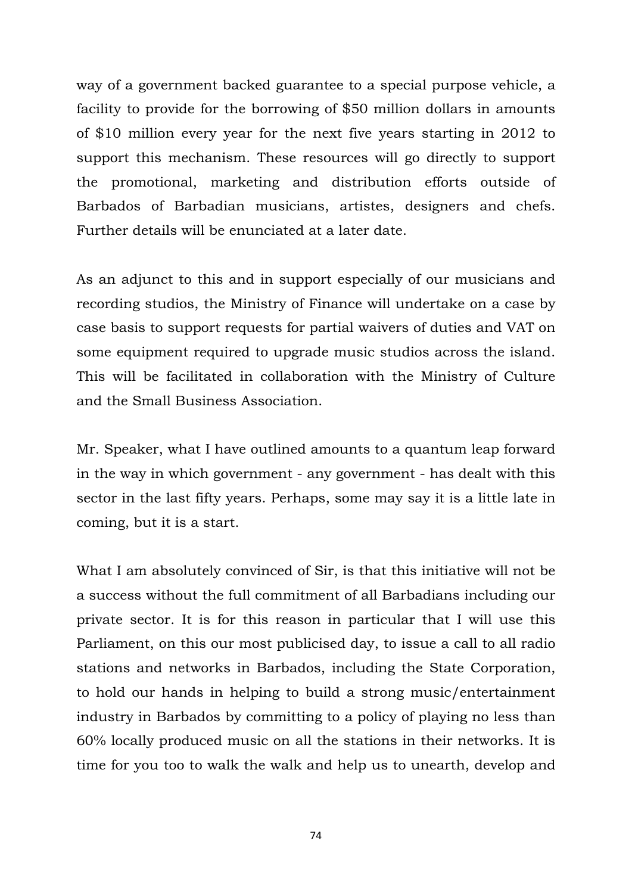way of a government backed guarantee to a special purpose vehicle, a facility to provide for the borrowing of $50 million dollars in amounts of $10 million every year for the next five years starting in 2012 to support this mechanism. These resources will go directly to support the promotional, marketing and distribution efforts outside of Barbados of Barbadian musicians, artistes, designers and chefs. Further details will be enunciated at a later date.

As an adjunct to this and in support especially of our musicians and recording studios, the Ministry of Finance will undertake on a case by case basis to support requests for partial waivers of duties and VAT on some equipment required to upgrade music studios across the island. This will be facilitated in collaboration with the Ministry of Culture and the Small Business Association.

Mr. Speaker, what I have outlined amounts to a quantum leap forward in the way in which government - any government - has dealt with this sector in the last fifty years. Perhaps, some may say it is a little late in coming, but it is a start.

What I am absolutely convinced of Sir, is that this initiative will not be a success without the full commitment of all Barbadians including our private sector. It is for this reason in particular that I will use this Parliament, on this our most publicised day, to issue a call to all radio stations and networks in Barbados, including the State Corporation, to hold our hands in helping to build a strong music/entertainment industry in Barbados by committing to a policy of playing no less than 60% locally produced music on all the stations in their networks. It is time for you too to walk the walk and help us to unearth, develop and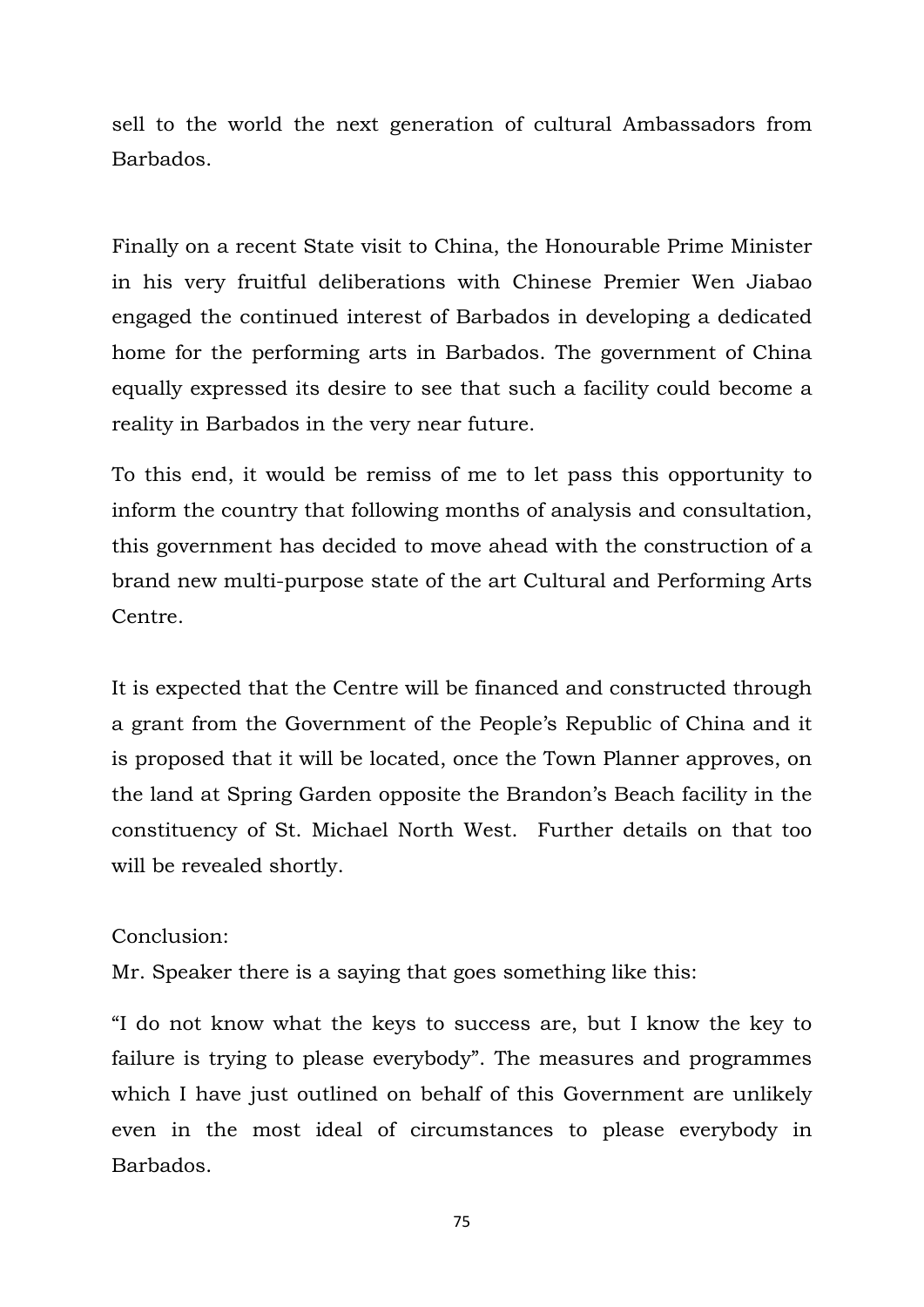sell to the world the next generation of cultural Ambassadors from Barbados.

Finally on a recent State visit to China, the Honourable Prime Minister in his very fruitful deliberations with Chinese Premier Wen Jiabao engaged the continued interest of Barbados in developing a dedicated home for the performing arts in Barbados. The government of China equally expressed its desire to see that such a facility could become a reality in Barbados in the very near future.

To this end, it would be remiss of me to let pass this opportunity to inform the country that following months of analysis and consultation, this government has decided to move ahead with the construction of a brand new multi-purpose state of the art Cultural and Performing Arts Centre.

It is expected that the Centre will be financed and constructed through a grant from the Government of the People's Republic of China and it is proposed that it will be located, once the Town Planner approves, on the land at Spring Garden opposite the Brandon's Beach facility in the constituency of St. Michael North West. Further details on that too will be revealed shortly.

Conclusion:

Mr. Speaker there is a saying that goes something like this:

"I do not know what the keys to success are, but I know the key to failure is trying to please everybody". The measures and programmes which I have just outlined on behalf of this Government are unlikely even in the most ideal of circumstances to please everybody in Barbados.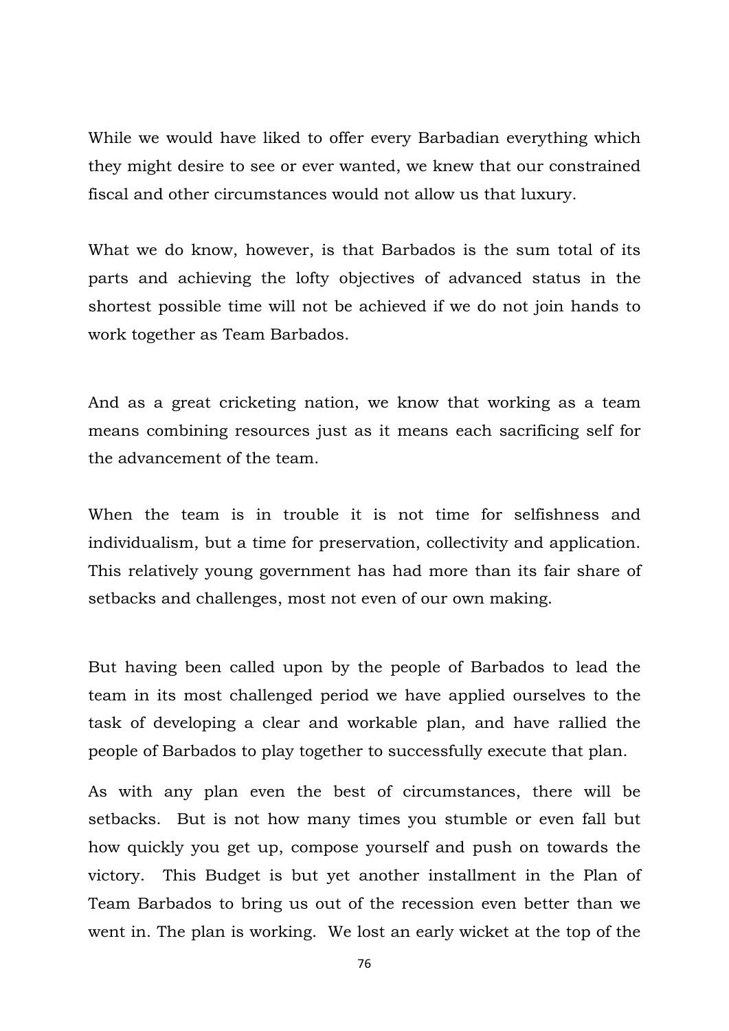While we would have liked to offer every Barbadian everything which they might desire to see or ever wanted, we knew that our constrained fiscal and other circumstances would not allow us that luxury.

What we do know, however, is that Barbados is the sum total of its parts and achieving the lofty objectives of advanced status in the shortest possible time will not be achieved if we do not join hands to work together as Team Barbados.

And as a great cricketing nation, we know that working as a team means combining resources just as it means each sacrificing self for the advancement of the team.

When the team is in trouble it is not time for selfishness and individualism, but a time for preservation, collectivity and application. This relatively young government has had more than its fair share of setbacks and challenges, most not even of our own making.

But having been called upon by the people of Barbados to lead the team in its most challenged period we have applied ourselves to the task of developing a clear and workable plan, and have rallied the people of Barbados to play together to successfully execute that plan.

As with any plan even the best of circumstances, there will be setbacks. But is not how many times you stumble or even fall but how quickly you get up, compose yourself and push on towards the victory. This Budget is but yet another installment in the Plan of Team Barbados to bring us out of the recession even better than we went in. The plan is working. We lost an early wicket at the top of the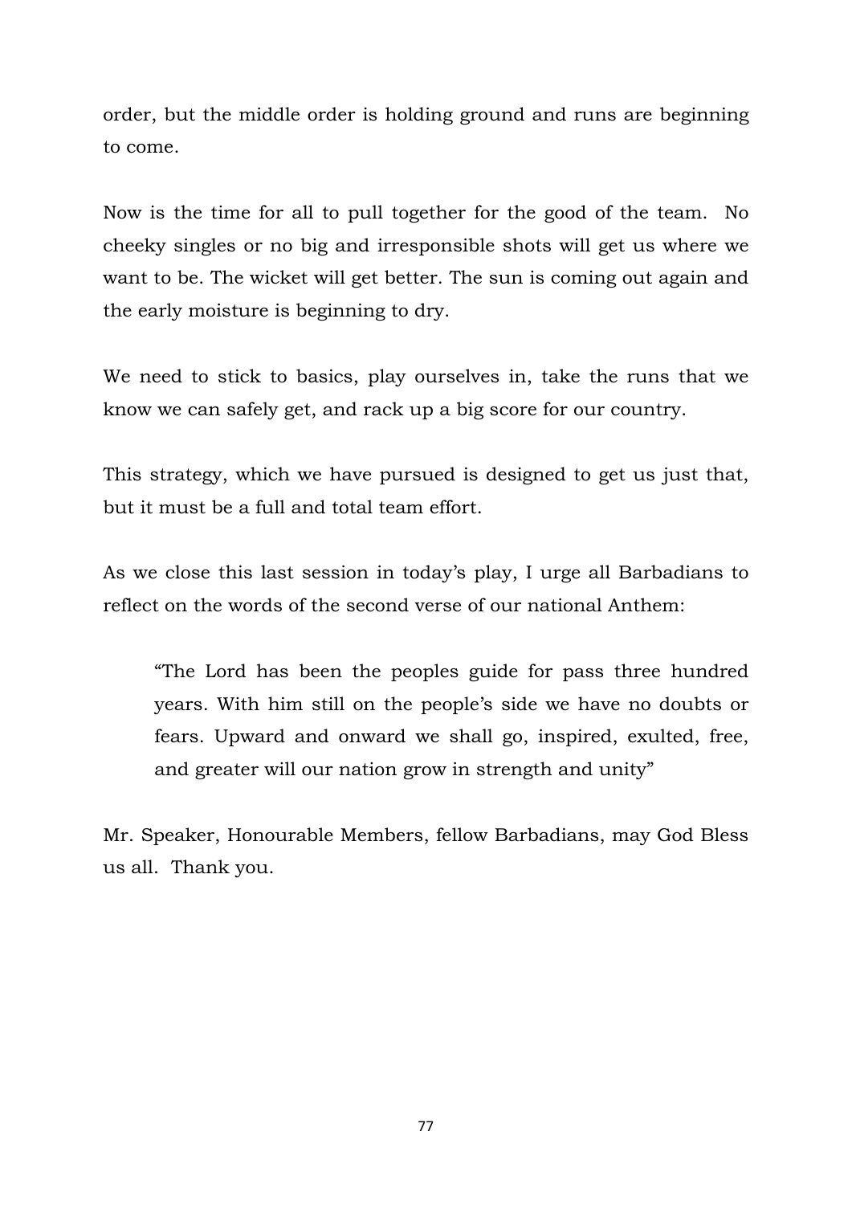order, but the middle order is holding ground and runs are beginning to come.

Now is the time for all to pull together for the good of the team. No cheeky singles or no big and irresponsible shots will get us where we want to be. The wicket will get better. The sun is coming out again and the early moisture is beginning to dry.

We need to stick to basics, play ourselves in, take the runs that we know we can safely get, and rack up a big score for our country.

This strategy, which we have pursued is designed to get us just that, but it must be a full and total team effort.

As we close this last session in today's play, I urge all Barbadians to reflect on the words of the second verse of our national Anthem:

> "The Lord has been the peoples guide for pass three hundred years. With him still on the people's side we have no doubts or fears. Upward and onward we shall go, inspired, exulted, free, and greater will our nation grow in strength and unity"

Mr. Speaker, Honourable Members, fellow Barbadians, may God Bless us all. Thank you.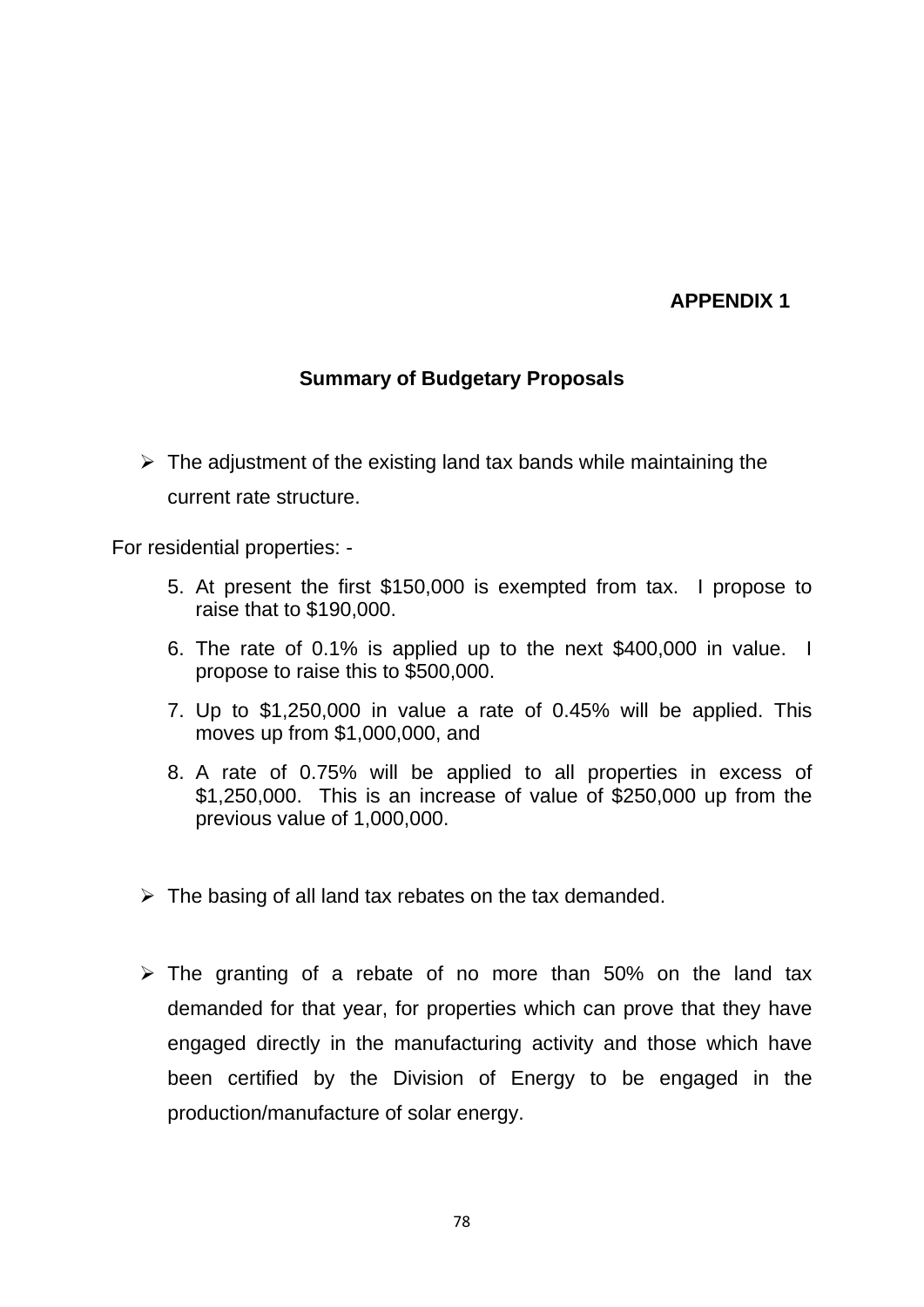**APPENDIX 1**

## Summary of Budgetary Proposals

- The adjustment of the existing land tax bands while maintaining the current rate structure.

For residential properties: -

5. At present the first $150,000 is exempted from tax. I propose to raise that to $190,000.
6. The rate of 0.1% is applied up to the next $400,000 in value. I propose to raise this to $500,000.
7. Up to $1,250,000 in value a rate of 0.45% will be applied. This moves up from $1,000,000, and
8. A rate of 0.75% will be applied to all properties in excess of $1,250,000. This is an increase of value of $250,000 up from the previous value of 1,000,000.

- The basing of all land tax rebates on the tax demanded.

- The granting of a rebate of no more than 50% on the land tax demanded for that year, for properties which can prove that they have engaged directly in the manufacturing activity and those which have been certified by the Division of Energy to be engaged in the production/manufacture of solar energy.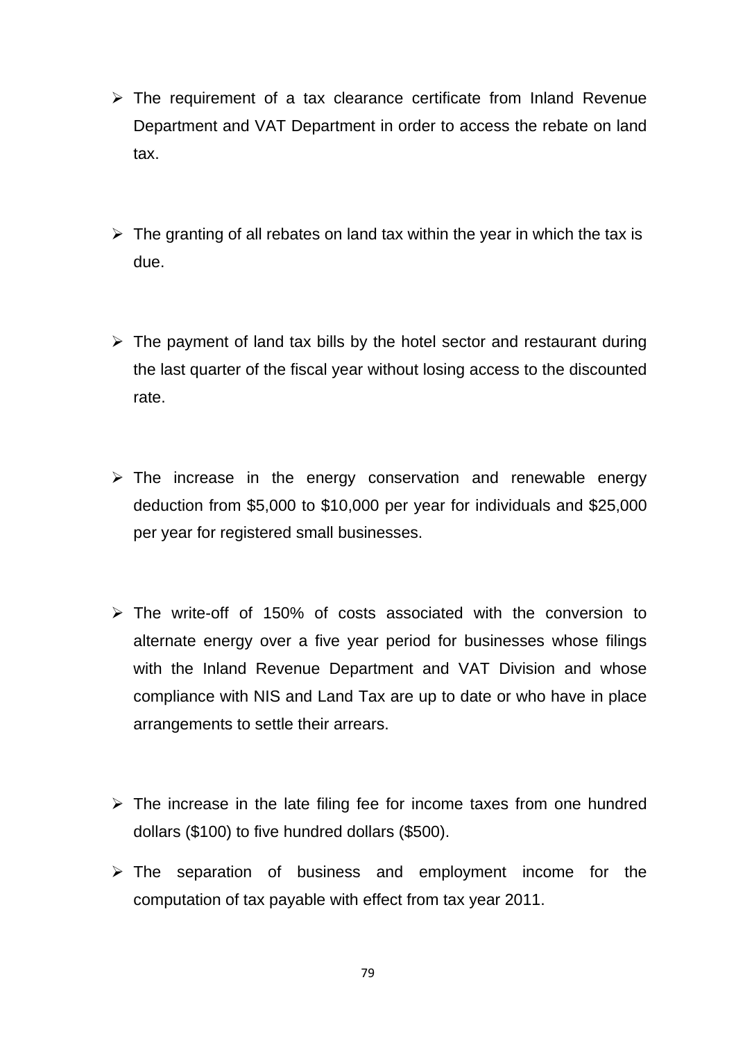- The requirement of a tax clearance certificate from Inland Revenue Department and VAT Department in order to access the rebate on land tax.

- The granting of all rebates on land tax within the year in which the tax is due.

- The payment of land tax bills by the hotel sector and restaurant during the last quarter of the fiscal year without losing access to the discounted rate.

- The increase in the energy conservation and renewable energy deduction from $5,000 to $10,000 per year for individuals and $25,000 per year for registered small businesses.

- The write-off of 150% of costs associated with the conversion to alternate energy over a five year period for businesses whose filings with the Inland Revenue Department and VAT Division and whose compliance with NIS and Land Tax are up to date or who have in place arrangements to settle their arrears.

- The increase in the late filing fee for income taxes from one hundred dollars ($100) to five hundred dollars ($500).
- The separation of business and employment income for the computation of tax payable with effect from tax year 2011.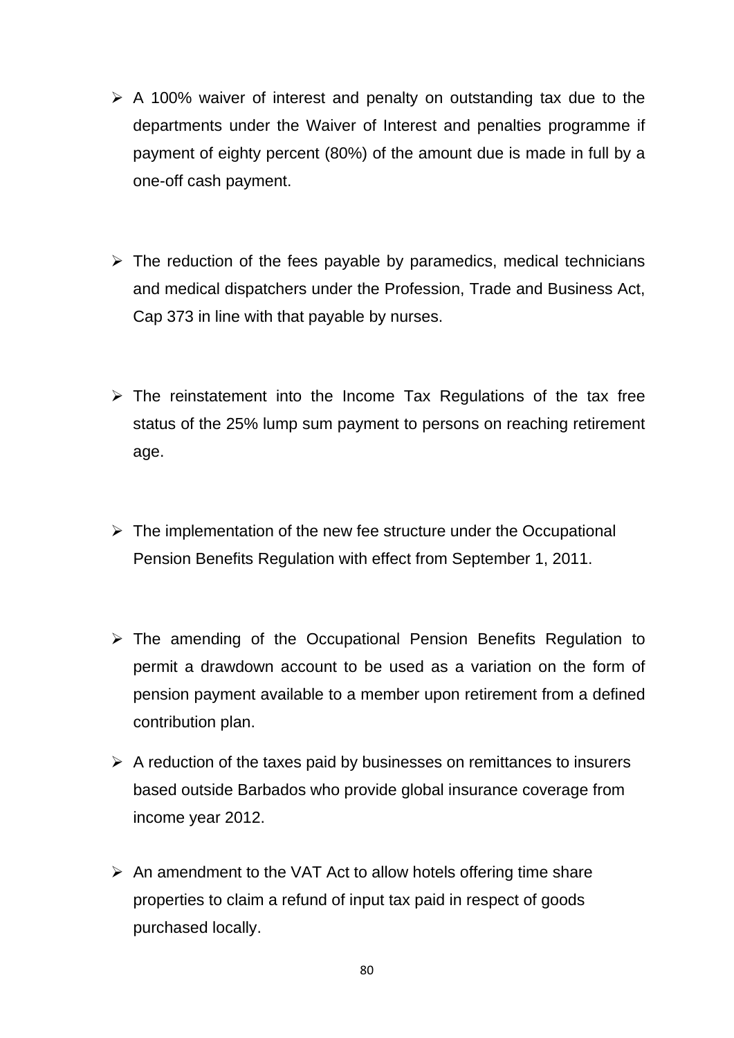- A 100% waiver of interest and penalty on outstanding tax due to the departments under the Waiver of Interest and penalties programme if payment of eighty percent (80%) of the amount due is made in full by a one-off cash payment.

- The reduction of the fees payable by paramedics, medical technicians and medical dispatchers under the Profession, Trade and Business Act, Cap 373 in line with that payable by nurses.

- The reinstatement into the Income Tax Regulations of the tax free status of the 25% lump sum payment to persons on reaching retirement age.

- The implementation of the new fee structure under the Occupational Pension Benefits Regulation with effect from September 1, 2011.

- The amending of the Occupational Pension Benefits Regulation to permit a drawdown account to be used as a variation on the form of pension payment available to a member upon retirement from a defined contribution plan.

- A reduction of the taxes paid by businesses on remittances to insurers based outside Barbados who provide global insurance coverage from income year 2012.

- An amendment to the VAT Act to allow hotels offering time share properties to claim a refund of input tax paid in respect of goods purchased locally.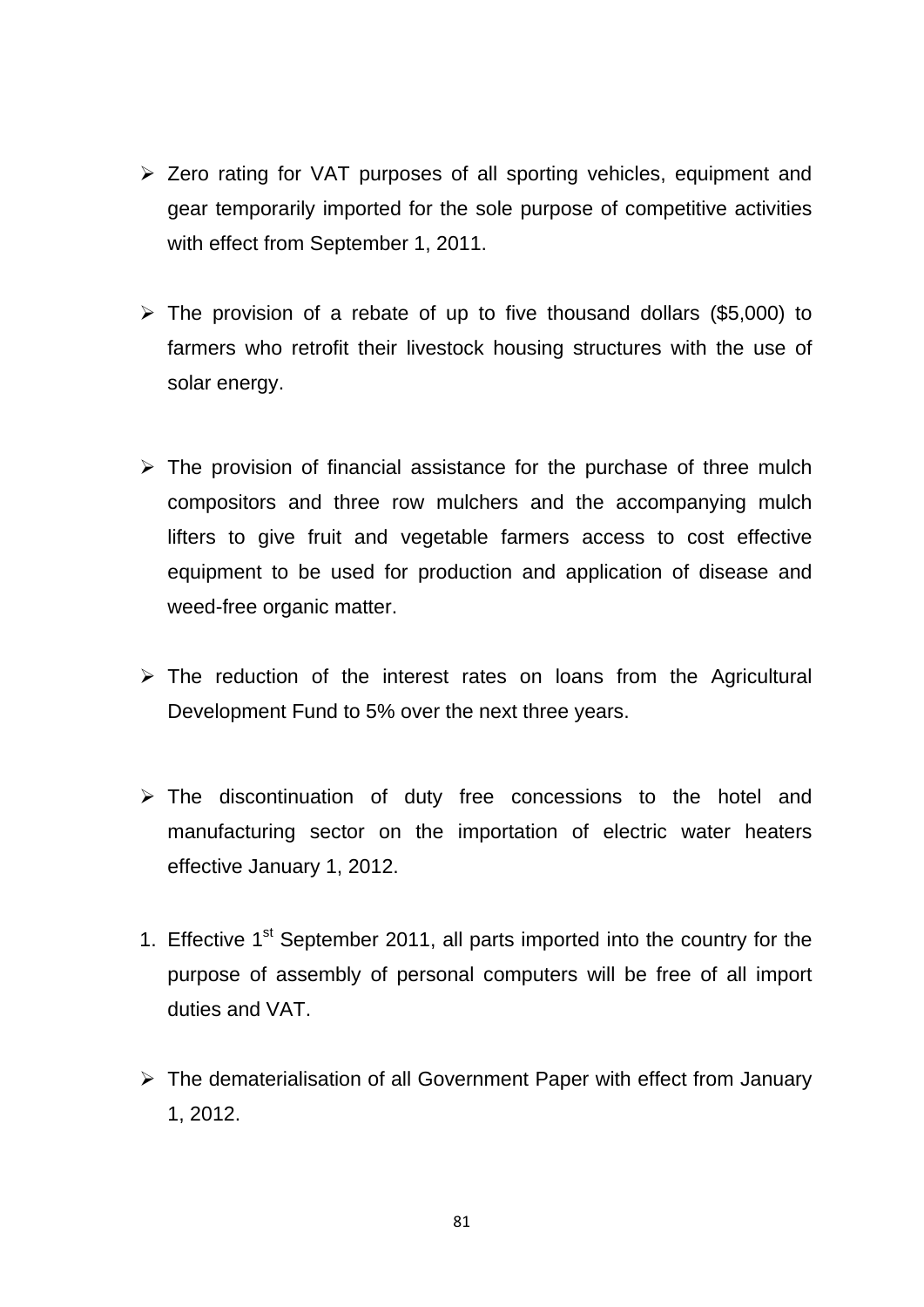- Zero rating for VAT purposes of all sporting vehicles, equipment and gear temporarily imported for the sole purpose of competitive activities with effect from September 1, 2011.

- The provision of a rebate of up to five thousand dollars ($5,000) to farmers who retrofit their livestock housing structures with the use of solar energy.

- The provision of financial assistance for the purchase of three mulch compositors and three row mulchers and the accompanying mulch lifters to give fruit and vegetable farmers access to cost effective equipment to be used for production and application of disease and weed-free organic matter.

- The reduction of the interest rates on loans from the Agricultural Development Fund to 5% over the next three years.

- The discontinuation of duty free concessions to the hotel and manufacturing sector on the importation of electric water heaters effective January 1, 2012.

1. Effective 1st September 2011, all parts imported into the country for the purpose of assembly of personal computers will be free of all import duties and VAT.

- The dematerialisation of all Government Paper with effect from January 1, 2012.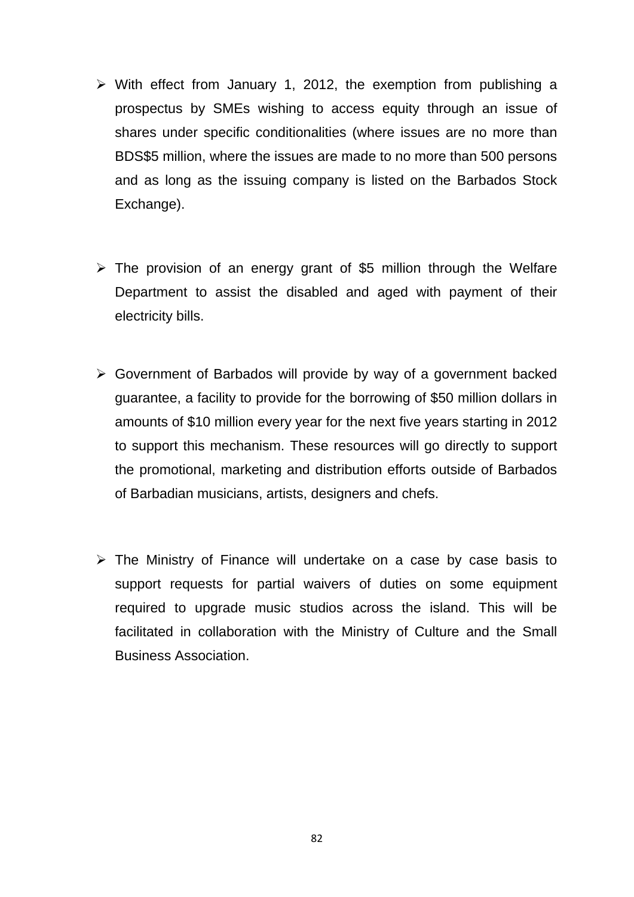- With effect from January 1, 2012, the exemption from publishing a prospectus by SMEs wishing to access equity through an issue of shares under specific conditionalities (where issues are no more than BDS$5 million, where the issues are made to no more than 500 persons and as long as the issuing company is listed on the Barbados Stock Exchange).

- The provision of an energy grant of $5 million through the Welfare Department to assist the disabled and aged with payment of their electricity bills.

- Government of Barbados will provide by way of a government backed guarantee, a facility to provide for the borrowing of $50 million dollars in amounts of $10 million every year for the next five years starting in 2012 to support this mechanism. These resources will go directly to support the promotional, marketing and distribution efforts outside of Barbados of Barbadian musicians, artists, designers and chefs.

- The Ministry of Finance will undertake on a case by case basis to support requests for partial waivers of duties on some equipment required to upgrade music studios across the island. This will be facilitated in collaboration with the Ministry of Culture and the Small Business Association.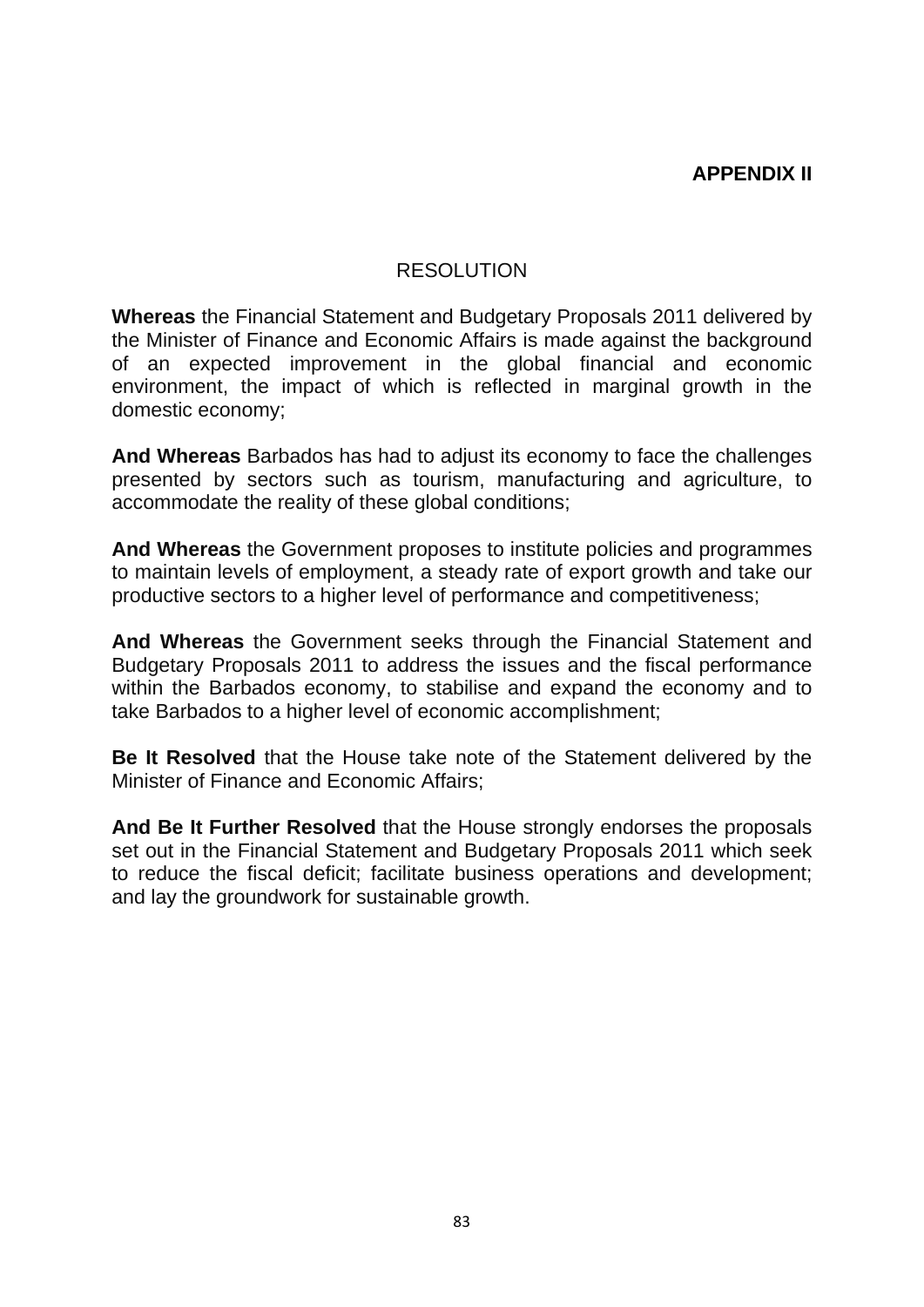**APPENDIX II**

RESOLUTION

**Whereas** the Financial Statement and Budgetary Proposals 2011 delivered by the Minister of Finance and Economic Affairs is made against the background of an expected improvement in the global financial and economic environment, the impact of which is reflected in marginal growth in the domestic economy;

**And Whereas** Barbados has had to adjust its economy to face the challenges presented by sectors such as tourism, manufacturing and agriculture, to accommodate the reality of these global conditions;

**And Whereas** the Government proposes to institute policies and programmes to maintain levels of employment, a steady rate of export growth and take our productive sectors to a higher level of performance and competitiveness;

**And Whereas** the Government seeks through the Financial Statement and Budgetary Proposals 2011 to address the issues and the fiscal performance within the Barbados economy, to stabilise and expand the economy and to take Barbados to a higher level of economic accomplishment;

**Be It Resolved** that the House take note of the Statement delivered by the Minister of Finance and Economic Affairs;

**And Be It Further Resolved** that the House strongly endorses the proposals set out in the Financial Statement and Budgetary Proposals 2011 which seek to reduce the fiscal deficit; facilitate business operations and development; and lay the groundwork for sustainable growth.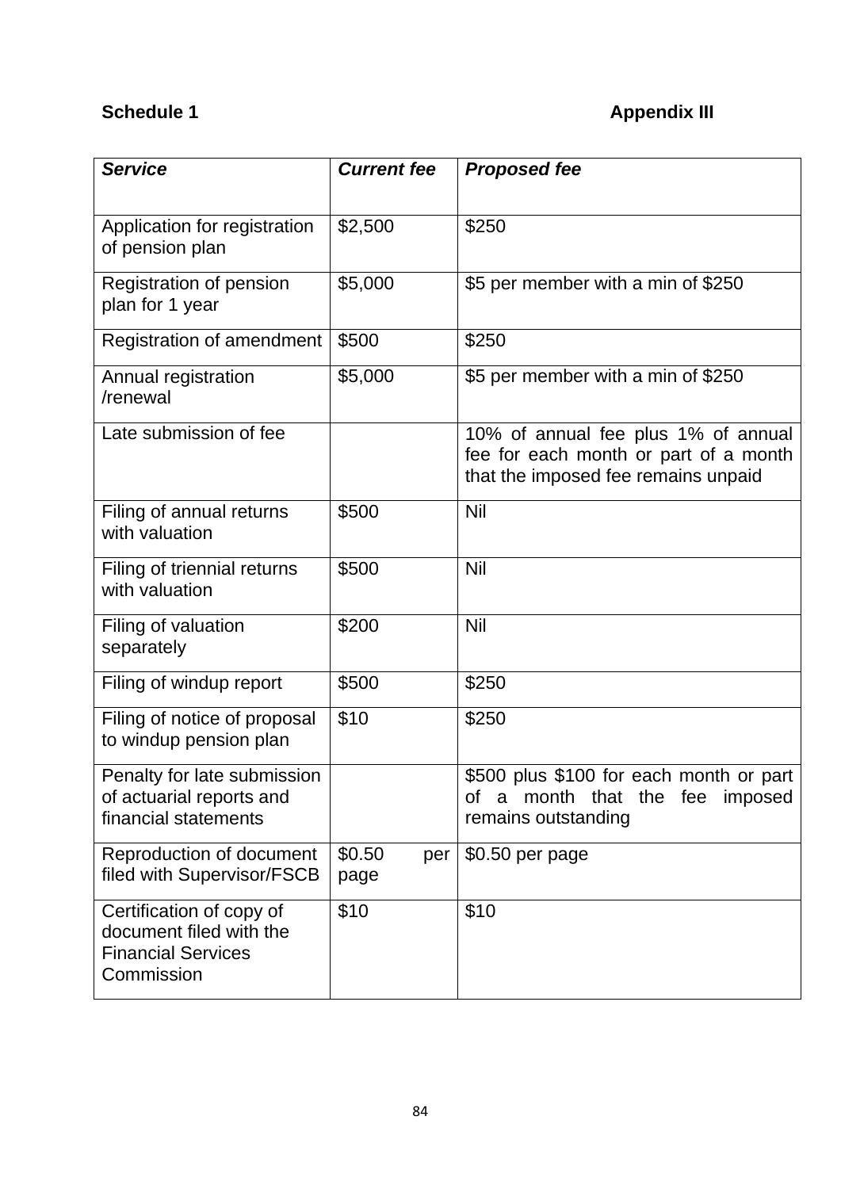**Schedule 1** **Appendix III**

| ***Service*** | ***Current fee*** | ***Proposed fee*** |
|---|---|---|
| Application for registration of pension plan | $2,500 | $250 |
| Registration of pension plan for 1 year | $5,000 | $5 per member with a min of $250 |
| Registration of amendment | $500 | $250 |
| Annual registration /renewal | $5,000 | $5 per member with a min of $250 |
| Late submission of fee | | 10% of annual fee plus 1% of annual fee for each month or part of a month that the imposed fee remains unpaid |
| Filing of annual returns with valuation | $500 | Nil |
| Filing of triennial returns with valuation | $500 | Nil |
| Filing of valuation separately | $200 | Nil |
| Filing of windup report | $500 | $250 |
| Filing of notice of proposal to windup pension plan | $10 | $250 |
| Penalty for late submission of actuarial reports and financial statements | | $500 plus $100 for each month or part of a month that the fee imposed remains outstanding |
| Reproduction of document filed with Supervisor/FSCB | $0.50 per page | $0.50 per page |
| Certification of copy of document filed with the Financial Services Commission | $10 | $10 |